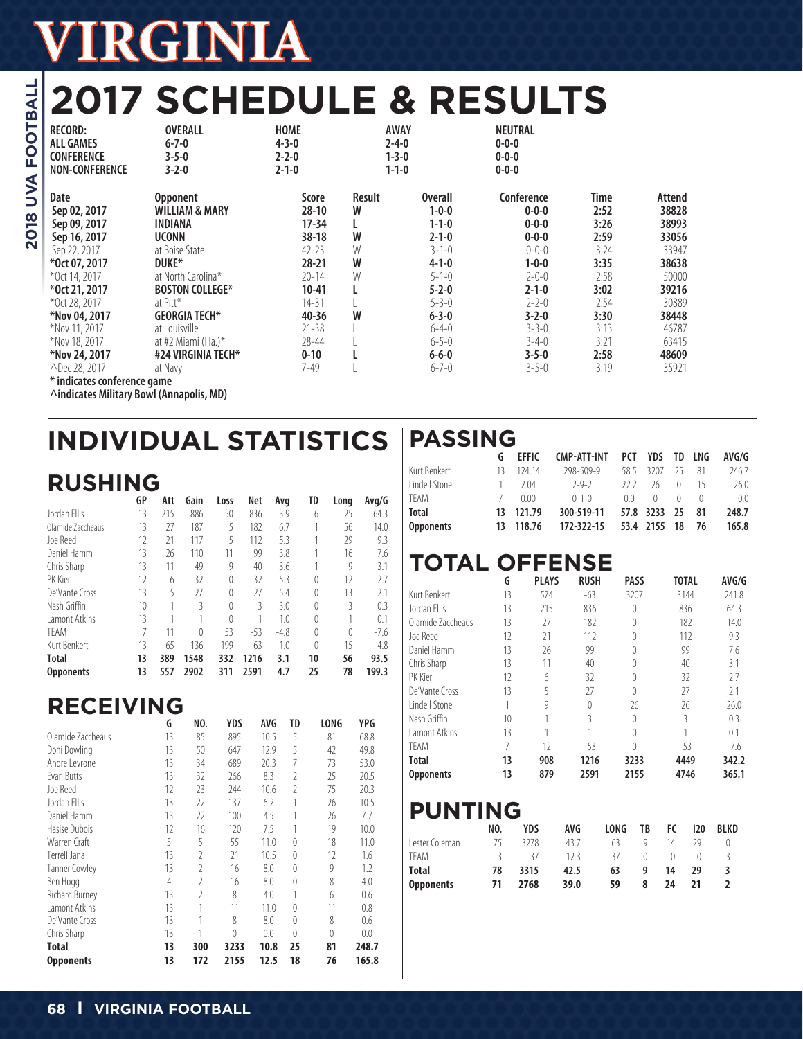# VIRGINIA

2018 UVA FOOTBALL

# 2017 SCHEDULE & RESULTS

| RECORD: | OVERALL | HOME | AWAY | NEUTRAL |
|---|---|---|---|---|
| ALL GAMES | 6-7-0 | 4-3-0 | 2-4-0 | 0-0-0 |
| CONFERENCE | 3-5-0 | 2-2-0 | 1-3-0 | 0-0-0 |
| NON-CONFERENCE | 3-2-0 | 2-1-0 | 1-1-0 | 0-0-0 |

| Date | Opponent | Score | Result | Overall | Conference | Time | Attend |
|---|---|---|---|---|---|---|---|
| **Sep 02, 2017** | **WILLIAM & MARY** | **28-10** | **W** | **1-0-0** | **0-0-0** | **2:52** | **38828** |
| **Sep 09, 2017** | **INDIANA** | **17-34** | **L** | **1-1-0** | **0-0-0** | **3:26** | **38993** |
| **Sep 16, 2017** | **UCONN** | **38-18** | **W** | **2-1-0** | **0-0-0** | **2:59** | **33056** |
| Sep 22, 2017 | at Boise State | 42-23 | W | 3-1-0 | 0-0-0 | 3:24 | 33947 |
| **\*Oct 07, 2017** | **DUKE\*** | **28-21** | **W** | **4-1-0** | **1-0-0** | **3:35** | **38638** |
| \*Oct 14, 2017 | at North Carolina\* | 20-14 | W | 5-1-0 | 2-0-0 | 2:58 | 50000 |
| **\*Oct 21, 2017** | **BOSTON COLLEGE\*** | **10-41** | **L** | **5-2-0** | **2-1-0** | **3:02** | **39216** |
| \*Oct 28, 2017 | at Pitt\* | 14-31 | L | 5-3-0 | 2-2-0 | 2:54 | 30889 |
| **\*Nov 04, 2017** | **GEORGIA TECH\*** | **40-36** | **W** | **6-3-0** | **3-2-0** | **3:30** | **38448** |
| \*Nov 11, 2017 | at Louisville | 21-38 | L | 6-4-0 | 3-3-0 | 3:13 | 46787 |
| \*Nov 18, 2017 | at #2 Miami (Fla.)\* | 28-44 | L | 6-5-0 | 3-4-0 | 3:21 | 63415 |
| **\*Nov 24, 2017** | **#24 VIRGINIA TECH\*** | **0-10** | **L** | **6-6-0** | **3-5-0** | **2:58** | **48609** |
| ^Dec 28, 2017 | at Navy | 7-49 | L | 6-7-0 | 3-5-0 | 3:19 | 35921 |

**\* indicates conference game**
**^indicates Military Bowl (Annapolis, MD)**

# INDIVIDUAL STATISTICS

## RUSHING

| | GP | Att | Gain | Loss | Net | Avg | TD | Long | Avg/G |
|---|---|---|---|---|---|---|---|---|---|
| Jordan Ellis | 13 | 215 | 886 | 50 | 836 | 3.9 | 6 | 25 | 64.3 |
| Olamide Zaccheaus | 13 | 27 | 187 | 5 | 182 | 6.7 | 1 | 56 | 14.0 |
| Joe Reed | 12 | 21 | 117 | 5 | 112 | 5.3 | 1 | 29 | 9.3 |
| Daniel Hamm | 13 | 26 | 110 | 11 | 99 | 3.8 | 1 | 16 | 7.6 |
| Chris Sharp | 13 | 11 | 49 | 9 | 40 | 3.6 | 1 | 9 | 3.1 |
| PK Kier | 12 | 6 | 32 | 0 | 32 | 5.3 | 0 | 12 | 2.7 |
| De'Vante Cross | 13 | 5 | 27 | 0 | 27 | 5.4 | 0 | 13 | 2.1 |
| Nash Griffin | 10 | 1 | 3 | 0 | 3 | 3.0 | 0 | 3 | 0.3 |
| Lamont Atkins | 13 | 1 | 1 | 0 | 1 | 1.0 | 0 | 1 | 0.1 |
| TEAM | 7 | 11 | 0 | 53 | -53 | -4.8 | 0 | 0 | -7.6 |
| Kurt Benkert | 13 | 65 | 136 | 199 | -63 | -1.0 | 0 | 15 | -4.8 |
| **Total** | **13** | **389** | **1548** | **332** | **1216** | **3.1** | **10** | **56** | **93.5** |
| **Opponents** | **13** | **557** | **2902** | **311** | **2591** | **4.7** | **25** | **78** | **199.3** |

## RECEIVING

| | G | NO. | YDS | AVG | TD | LONG | YPG |
|---|---|---|---|---|---|---|---|
| Olamide Zaccheaus | 13 | 85 | 895 | 10.5 | 5 | 81 | 68.8 |
| Doni Dowling | 13 | 50 | 647 | 12.9 | 5 | 42 | 49.8 |
| Andre Levrone | 13 | 34 | 689 | 20.3 | 7 | 73 | 53.0 |
| Evan Butts | 13 | 32 | 266 | 8.3 | 2 | 25 | 20.5 |
| Joe Reed | 12 | 23 | 244 | 10.6 | 2 | 75 | 20.3 |
| Jordan Ellis | 13 | 22 | 137 | 6.2 | 1 | 26 | 10.5 |
| Daniel Hamm | 13 | 22 | 100 | 4.5 | 1 | 26 | 7.7 |
| Hasise Dubois | 12 | 16 | 120 | 7.5 | 1 | 19 | 10.0 |
| Warren Craft | 5 | 5 | 55 | 11.0 | 0 | 18 | 11.0 |
| Terrell Jana | 13 | 2 | 21 | 10.5 | 0 | 12 | 1.6 |
| Tanner Cowley | 13 | 2 | 16 | 8.0 | 0 | 9 | 1.2 |
| Ben Hogg | 4 | 2 | 16 | 8.0 | 0 | 8 | 4.0 |
| Richard Burney | 13 | 2 | 8 | 4.0 | 1 | 6 | 0.6 |
| Lamont Atkins | 13 | 1 | 11 | 11.0 | 0 | 11 | 0.8 |
| De'Vante Cross | 13 | 1 | 8 | 8.0 | 0 | 8 | 0.6 |
| Chris Sharp | 13 | 1 | 0 | 0.0 | 0 | 0 | 0.0 |
| **Total** | **13** | **300** | **3233** | **10.8** | **25** | **81** | **248.7** |
| **Opponents** | **13** | **172** | **2155** | **12.5** | **18** | **76** | **165.8** |

## PASSING

| | G | EFFIC | CMP-ATT-INT | PCT | YDS | TD | LNG | AVG/G |
|---|---|---|---|---|---|---|---|---|
| Kurt Benkert | 13 | 124.14 | 298-509-9 | 58.5 | 3207 | 25 | 81 | 246.7 |
| Lindell Stone | 1 | 2.04 | 2-9-2 | 22.2 | 26 | 0 | 15 | 26.0 |
| TEAM | 7 | 0.00 | 0-1-0 | 0.0 | 0 | 0 | 0 | 0.0 |
| **Total** | **13** | **121.79** | **300-519-11** | **57.8** | **3233** | **25** | **81** | **248.7** |
| **Opponents** | **13** | **118.76** | **172-322-15** | **53.4** | **2155** | **18** | **76** | **165.8** |

## TOTAL OFFENSE

| | G | PLAYS | RUSH | PASS | TOTAL | AVG/G |
|---|---|---|---|---|---|---|
| Kurt Benkert | 13 | 574 | -63 | 3207 | 3144 | 241.8 |
| Jordan Ellis | 13 | 215 | 836 | 0 | 836 | 64.3 |
| Olamide Zaccheaus | 13 | 27 | 182 | 0 | 182 | 14.0 |
| Joe Reed | 12 | 21 | 112 | 0 | 112 | 9.3 |
| Daniel Hamm | 13 | 26 | 99 | 0 | 99 | 7.6 |
| Chris Sharp | 13 | 11 | 40 | 0 | 40 | 3.1 |
| PK Kier | 12 | 6 | 32 | 0 | 32 | 2.7 |
| De'Vante Cross | 13 | 5 | 27 | 0 | 27 | 2.1 |
| Lindell Stone | 1 | 9 | 0 | 26 | 26 | 26.0 |
| Nash Griffin | 10 | 1 | 3 | 0 | 3 | 0.3 |
| Lamont Atkins | 13 | 1 | 1 | 0 | 1 | 0.1 |
| TEAM | 7 | 12 | -53 | 0 | -53 | -7.6 |
| **Total** | **13** | **908** | **1216** | **3233** | **4449** | **342.2** |
| **Opponents** | **13** | **879** | **2591** | **2155** | **4746** | **365.1** |

## PUNTING

| | NO. | YDS | AVG | LONG | TB | FC | I20 | BLKD |
|---|---|---|---|---|---|---|---|---|
| Lester Coleman | 75 | 3278 | 43.7 | 63 | 9 | 14 | 29 | 0 |
| TEAM | 3 | 37 | 12.3 | 37 | 0 | 0 | 0 | 3 |
| **Total** | **78** | **3315** | **42.5** | **63** | **9** | **14** | **29** | **3** |
| **Opponents** | **71** | **2768** | **39.0** | **59** | **8** | **24** | **21** | **2** |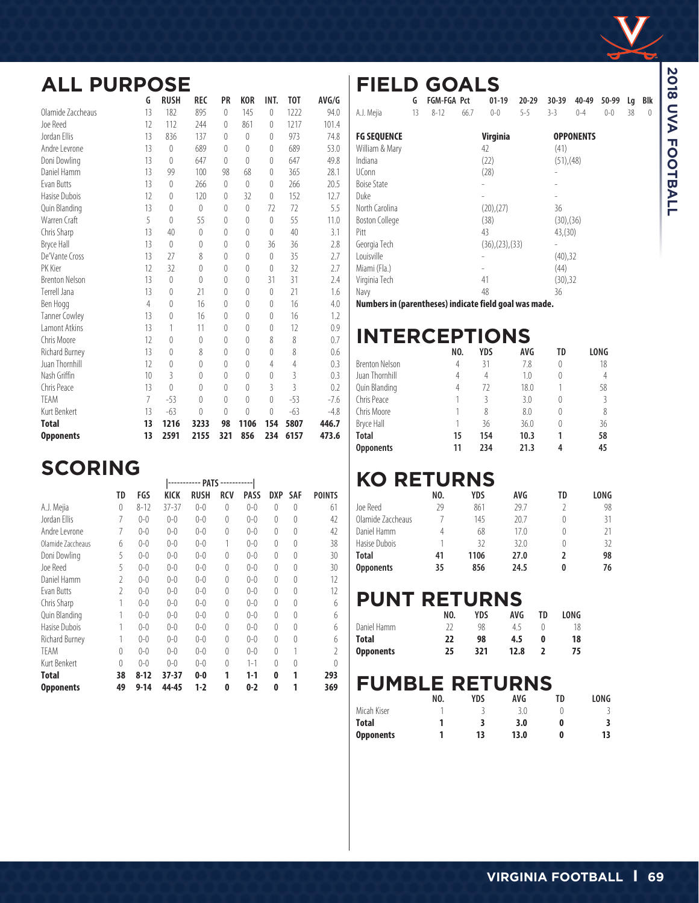## ALL PURPOSE

| | G | RUSH | REC | PR | KOR | INT. | TOT | AVG/G |
|---|---|---|---|---|---|---|---|---|
| Olamide Zaccheaus | 13 | 182 | 895 | 0 | 145 | 0 | 1222 | 94.0 |
| Joe Reed | 12 | 112 | 244 | 0 | 861 | 0 | 1217 | 101.4 |
| Jordan Ellis | 13 | 836 | 137 | 0 | 0 | 0 | 973 | 74.8 |
| Andre Levrone | 13 | 0 | 689 | 0 | 0 | 0 | 689 | 53.0 |
| Doni Dowling | 13 | 0 | 647 | 0 | 0 | 0 | 647 | 49.8 |
| Daniel Hamm | 13 | 99 | 100 | 98 | 68 | 0 | 365 | 28.1 |
| Evan Butts | 13 | 0 | 266 | 0 | 0 | 0 | 266 | 20.5 |
| Hasise Dubois | 12 | 0 | 120 | 0 | 32 | 0 | 152 | 12.7 |
| Quin Blanding | 13 | 0 | 0 | 0 | 0 | 72 | 72 | 5.5 |
| Warren Craft | 5 | 0 | 55 | 0 | 0 | 0 | 55 | 11.0 |
| Chris Sharp | 13 | 40 | 0 | 0 | 0 | 0 | 40 | 3.1 |
| Bryce Hall | 13 | 0 | 0 | 0 | 0 | 36 | 36 | 2.8 |
| De'Vante Cross | 13 | 27 | 8 | 0 | 0 | 0 | 35 | 2.7 |
| PK Kier | 12 | 32 | 0 | 0 | 0 | 0 | 32 | 2.7 |
| Brenton Nelson | 13 | 0 | 0 | 0 | 0 | 31 | 31 | 2.4 |
| Terrell Jana | 13 | 0 | 21 | 0 | 0 | 0 | 21 | 1.6 |
| Ben Hogg | 4 | 0 | 16 | 0 | 0 | 0 | 16 | 4.0 |
| Tanner Cowley | 13 | 0 | 16 | 0 | 0 | 0 | 16 | 1.2 |
| Lamont Atkins | 13 | 1 | 11 | 0 | 0 | 0 | 12 | 0.9 |
| Chris Moore | 12 | 0 | 0 | 0 | 0 | 8 | 8 | 0.7 |
| Richard Burney | 13 | 0 | 8 | 0 | 0 | 0 | 8 | 0.6 |
| Juan Thornhill | 12 | 0 | 0 | 0 | 0 | 4 | 4 | 0.3 |
| Nash Griffin | 10 | 3 | 0 | 0 | 0 | 0 | 3 | 0.3 |
| Chris Peace | 13 | 0 | 0 | 0 | 0 | 3 | 3 | 0.2 |
| TEAM | 7 | -53 | 0 | 0 | 0 | 0 | -53 | -7.6 |
| Kurt Benkert | 13 | -63 | 0 | 0 | 0 | 0 | -63 | -4.8 |
| **Total** | **13** | **1216** | **3233** | **98** | **1106** | **154** | **5807** | **446.7** |
| **Opponents** | **13** | **2591** | **2155** | **321** | **856** | **234** | **6157** | **473.6** |

## SCORING

| | TD | FGS | PATS | | | | | | POINTS |
|---|---|---|---|---|---|---|---|---|---|
| | | | KICK | RUSH | RCV | PASS | DXP | SAF | |
| A.J. Mejia | 0 | 8-12 | 37-37 | 0-0 | 0 | 0-0 | 0 | 0 | 61 |
| Jordan Ellis | 7 | 0-0 | 0-0 | 0-0 | 0 | 0-0 | 0 | 0 | 42 |
| Andre Levrone | 7 | 0-0 | 0-0 | 0-0 | 0 | 0-0 | 0 | 0 | 42 |
| Olamide Zaccheaus | 6 | 0-0 | 0-0 | 0-0 | 1 | 0-0 | 0 | 0 | 38 |
| Doni Dowling | 5 | 0-0 | 0-0 | 0-0 | 0 | 0-0 | 0 | 0 | 30 |
| Joe Reed | 5 | 0-0 | 0-0 | 0-0 | 0 | 0-0 | 0 | 0 | 30 |
| Daniel Hamm | 2 | 0-0 | 0-0 | 0-0 | 0 | 0-0 | 0 | 0 | 12 |
| Evan Butts | 2 | 0-0 | 0-0 | 0-0 | 0 | 0-0 | 0 | 0 | 12 |
| Chris Sharp | 1 | 0-0 | 0-0 | 0-0 | 0 | 0-0 | 0 | 0 | 6 |
| Quin Blanding | 1 | 0-0 | 0-0 | 0-0 | 0 | 0-0 | 0 | 0 | 6 |
| Hasise Dubois | 1 | 0-0 | 0-0 | 0-0 | 0 | 0-0 | 0 | 0 | 6 |
| Richard Burney | 1 | 0-0 | 0-0 | 0-0 | 0 | 0-0 | 0 | 0 | 6 |
| TEAM | 0 | 0-0 | 0-0 | 0-0 | 0 | 0-0 | 0 | 1 | 2 |
| Kurt Benkert | 0 | 0-0 | 0-0 | 0-0 | 0 | 1-1 | 0 | 0 | 0 |
| **Total** | **38** | **8-12** | **37-37** | **0-0** | **1** | **1-1** | **0** | **1** | **293** |
| **Opponents** | **49** | **9-14** | **44-45** | **1-2** | **0** | **0-2** | **0** | **1** | **369** |

## FIELD GOALS

| | G | FGM-FGA | Pct | 01-19 | 20-29 | 30-39 | 40-49 | 50-99 | Lg | Blk |
|---|---|---|---|---|---|---|---|---|---|---|
| A.J. Mejia | 13 | 8-12 | 66.7 | 0-0 | 5-5 | 3-3 | 0-4 | 0-0 | 38 | 0 |

| FG SEQUENCE | Virginia | OPPONENTS |
|---|---|---|
| William & Mary | 42 | (41) |
| Indiana | (22) | (51),(48) |
| UConn | (28) | - |
| Boise State | - | - |
| Duke | - | - |
| North Carolina | (20),(27) | 36 |
| Boston College | (38) | (30),(36) |
| Pitt | 43 | 43,(30) |
| Georgia Tech | (36),(23),(33) | - |
| Louisville | - | (40),32 |
| Miami (Fla.) | - | (44) |
| Virginia Tech | 41 | (30),32 |
| Navy | 48 | 36 |

**Numbers in (parentheses) indicate field goal was made.**

## INTERCEPTIONS

| | NO. | YDS | AVG | TD | LONG |
|---|---|---|---|---|---|
| Brenton Nelson | 4 | 31 | 7.8 | 0 | 18 |
| Juan Thornhill | 4 | 4 | 1.0 | 0 | 4 |
| Quin Blanding | 4 | 72 | 18.0 | 1 | 58 |
| Chris Peace | 1 | 3 | 3.0 | 0 | 3 |
| Chris Moore | 1 | 8 | 8.0 | 0 | 8 |
| Bryce Hall | 1 | 36 | 36.0 | 0 | 36 |
| **Total** | **15** | **154** | **10.3** | **1** | **58** |
| **Opponents** | **11** | **234** | **21.3** | **4** | **45** |

## KO RETURNS

| | NO. | YDS | AVG | TD | LONG |
|---|---|---|---|---|---|
| Joe Reed | 29 | 861 | 29.7 | 2 | 98 |
| Olamide Zaccheaus | 7 | 145 | 20.7 | 0 | 31 |
| Daniel Hamm | 4 | 68 | 17.0 | 0 | 21 |
| Hasise Dubois | 1 | 32 | 32.0 | 0 | 32 |
| **Total** | **41** | **1106** | **27.0** | **2** | **98** |
| **Opponents** | **35** | **856** | **24.5** | **0** | **76** |

## PUNT RETURNS

| | NO. | YDS | AVG | TD | LONG |
|---|---|---|---|---|---|
| Daniel Hamm | 22 | 98 | 4.5 | 0 | 18 |
| **Total** | **22** | **98** | **4.5** | **0** | **18** |
| **Opponents** | **25** | **321** | **12.8** | **2** | **75** |

## FUMBLE RETURNS

| | NO. | YDS | AVG | TD | LONG |
|---|---|---|---|---|---|
| Micah Kiser | 1 | 3 | 3.0 | 0 | 3 |
| **Total** | **1** | **3** | **3.0** | **0** | **3** |
| **Opponents** | **1** | **13** | **13.0** | **0** | **13** |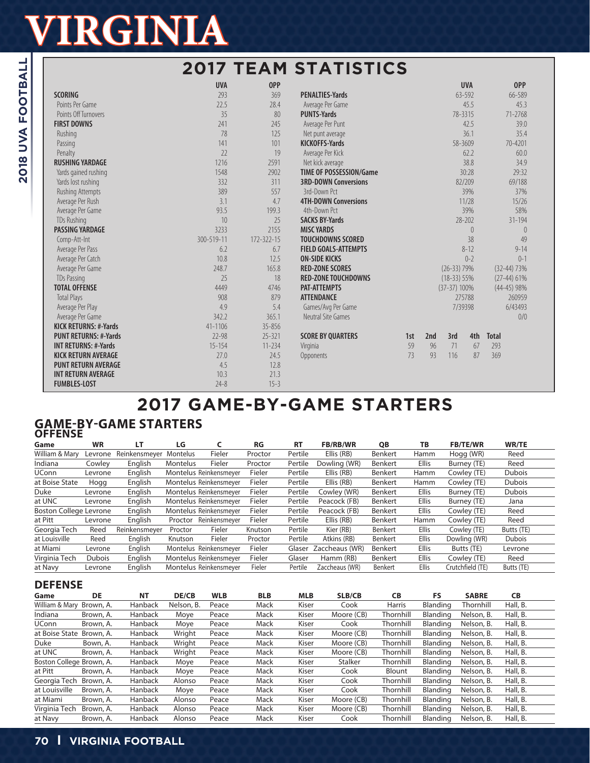# VIRGINIA

## 2017 TEAM STATISTICS

| | UVA | OPP |
|---|---|---|
| **SCORING** | 293 | 369 |
| Points Per Game | 22.5 | 28.4 |
| Points Off Turnovers | 35 | 80 |
| **FIRST DOWNS** | 241 | 245 |
| Rushing | 78 | 125 |
| Passing | 141 | 101 |
| Penalty | 22 | 19 |
| **RUSHING YARDAGE** | 1216 | 2591 |
| Yards gained rushing | 1548 | 2902 |
| Yards lost rushing | 332 | 311 |
| Rushing Attempts | 389 | 557 |
| Average Per Rush | 3.1 | 4.7 |
| Average Per Game | 93.5 | 199.3 |
| TDs Rushing | 10 | 25 |
| **PASSING YARDAGE** | 3233 | 2155 |
| Comp-Att-Int | 300-519-11 | 172-322-15 |
| Average Per Pass | 6.2 | 6.7 |
| Average Per Catch | 10.8 | 12.5 |
| Average Per Game | 248.7 | 165.8 |
| TDs Passing | 25 | 18 |
| **TOTAL OFFENSE** | 4449 | 4746 |
| Total Plays | 908 | 879 |
| Average Per Play | 4.9 | 5.4 |
| Average Per Game | 342.2 | 365.1 |
| **KICK RETURNS: #-Yards** | 41-1106 | 35-856 |
| **PUNT RETURNS: #-Yards** | 22-98 | 25-321 |
| **INT RETURNS: #-Yards** | 15-154 | 11-234 |
| **KICK RETURN AVERAGE** | 27.0 | 24.5 |
| **PUNT RETURN AVERAGE** | 4.5 | 12.8 |
| **INT RETURN AVERAGE** | 10.3 | 21.3 |
| **FUMBLES-LOST** | 24-8 | 15-3 |

| | UVA | OPP |
|---|---|---|
| **PENALTIES-Yards** | 63-592 | 66-589 |
| Average Per Game | 45.5 | 45.3 |
| **PUNTS-Yards** | 78-3315 | 71-2768 |
| Average Per Punt | 42.5 | 39.0 |
| Net punt average | 36.1 | 35.4 |
| **KICKOFFS-Yards** | 58-3609 | 70-4201 |
| Average Per Kick | 62.2 | 60.0 |
| Net kick average | 38.8 | 34.9 |
| **TIME OF POSSESSION/Game** | 30:28 | 29:32 |
| **3RD-DOWN Conversions** | 82/209 | 69/188 |
| 3rd-Down Pct | 39% | 37% |
| **4TH-DOWN Conversions** | 11/28 | 15/26 |
| 4th-Down Pct | 39% | 58% |
| **SACKS BY-Yards** | 28-202 | 31-194 |
| **MISC YARDS** | 0 | 0 |
| **TOUCHDOWNS SCORED** | 38 | 49 |
| **FIELD GOALS-ATTEMPTS** | 8-12 | 9-14 |
| **ON-SIDE KICKS** | 0-2 | 0-1 |
| **RED-ZONE SCORES** | (26-33) 79% | (32-44) 73% |
| **RED-ZONE TOUCHDOWNS** | (18-33) 55% | (27-44) 61% |
| **PAT-ATTEMPTS** | (37-37) 100% | (44-45) 98% |
| **ATTENDANCE** | 275788 | 260959 |
| Games/Avg Per Game | 7/39398 | 6/43493 |
| Neutral Site Games | | 0/0 |

| SCORE BY QUARTERS | 1st | 2nd | 3rd | 4th | Total |
|---|---|---|---|---|---|
| Virginia | 59 | 96 | 71 | 67 | 293 |
| Opponents | 73 | 93 | 116 | 87 | 369 |

## 2017 GAME-BY-GAME STARTERS

### GAME-BY-GAME STARTERS

### OFFENSE

| Game | WR | LT | LG | C | RG | RT | FB/RB/WR | QB | TB | FB/TE/WR | WR/TE |
|---|---|---|---|---|---|---|---|---|---|---|---|
| William & Mary | Levrone | Reinkensmeyer | Montelus | Fieler | Proctor | Pertile | Ellis (RB) | Benkert | Hamm | Hogg (WR) | Reed |
| Indiana | Cowley | English | Montelus | Fieler | Proctor | Pertile | Dowling (WR) | Benkert | Ellis | Burney (TE) | Reed |
| UConn | Levrone | English | Montelus | Reinkensmeyer | Fieler | Pertile | Ellis (RB) | Benkert | Hamm | Cowley (TE) | Dubois |
| at Boise State | Hogg | English | Montelus | Reinkensmeyer | Fieler | Pertile | Ellis (RB) | Benkert | Hamm | Cowley (TE) | Dubois |
| Duke | Levrone | English | Montelus | Reinkensmeyer | Fieler | Pertile | Cowley (WR) | Benkert | Ellis | Burney (TE) | Dubois |
| at UNC | Levrone | English | Montelus | Reinkensmeyer | Fieler | Pertile | Peacock (FB) | Benkert | Ellis | Burney (TE) | Jana |
| Boston College | Levrone | English | Montelus | Reinkensmeyer | Fieler | Pertile | Peacock (FB) | Benkert | Ellis | Cowley (TE) | Reed |
| at Pitt | Levrone | English | Proctor | Reinkensmeyer | Fieler | Pertile | Ellis (RB) | Benkert | Hamm | Cowley (TE) | Reed |
| Georgia Tech | Reed | Reinkensmeyer | Proctor | Fieler | Knutson | Pertile | Kier (RB) | Benkert | Ellis | Cowley (TE) | Butts (TE) |
| at Louisville | Reed | English | Knutson | Fieler | Proctor | Pertile | Atkins (RB) | Benkert | Ellis | Dowling (WR) | Dubois |
| at Miami | Levrone | English | Montelus | Reinkensmeyer | Fieler | Glaser | Zaccheaus (WR) | Benkert | Ellis | Butts (TE) | Levrone |
| Virginia Tech | Dubois | English | Montelus | Reinkensmeyer | Fieler | Glaser | Hamm (RB) | Benkert | Ellis | Cowley (TE) | Reed |
| at Navy | Levrone | English | Montelus | Reinkensmeyer | Fieler | Pertile | Zaccheaus (WR) | Benkert | Ellis | Crutchfield (TE) | Butts (TE) |

### DEFENSE

| Game | DE | NT | DE/CB | WLB | BLB | MLB | SLB/CB | CB | FS | SABRE | CB |
|---|---|---|---|---|---|---|---|---|---|---|---|
| William & Mary | Brown, A. | Hanback | Nelson, B. | Peace | Mack | Kiser | Cook | Harris | Blanding | Thornhill | Hall, B. |
| Indiana | Brown, A. | Hanback | Moye | Peace | Mack | Kiser | Moore (CB) | Thornhill | Blanding | Nelson, B. | Hall, B. |
| UConn | Brown, A. | Hanback | Moye | Peace | Mack | Kiser | Cook | Thornhill | Blanding | Nelson, B. | Hall, B. |
| at Boise State | Brown, A. | Hanback | Wright | Peace | Mack | Kiser | Moore (CB) | Thornhill | Blanding | Nelson, B. | Hall, B. |
| Duke | Bown, A. | Hanback | Wright | Peace | Mack | Kiser | Moore (CB) | Thornhill | Blanding | Nelson, B. | Hall, B. |
| at UNC | Brown, A. | Hanback | Wright | Peace | Mack | Kiser | Moore (CB) | Thornhill | Blanding | Nelson, B. | Hall, B. |
| Boston College | Brown, A. | Hanback | Moye | Peace | Mack | Kiser | Stalker | Thornhill | Blanding | Nelson, B. | Hall, B. |
| at Pitt | Brown, A. | Hanback | Moye | Peace | Mack | Kiser | Cook | Blount | Blanding | Nelson, B. | Hall, B. |
| Georgia Tech | Brown, A. | Hanback | Alonso | Peace | Mack | Kiser | Cook | Thornhill | Blanding | Nelson, B. | Hall, B. |
| at Louisville | Brown, A. | Hanback | Moye | Peace | Mack | Kiser | Cook | Thornhill | Blanding | Nelson, B. | Hall, B. |
| at Miami | Brown, A. | Hanback | Alonso | Peace | Mack | Kiser | Moore (CB) | Thornhill | Blanding | Nelson, B. | Hall, B. |
| Virginia Tech | Brown, A. | Hanback | Alonso | Peace | Mack | Kiser | Moore (CB) | Thornhill | Blanding | Nelson, B. | Hall, B. |
| at Navy | Brown, A. | Hanback | Alonso | Peace | Mack | Kiser | Cook | Thornhill | Blanding | Nelson, B. | Hall, B. |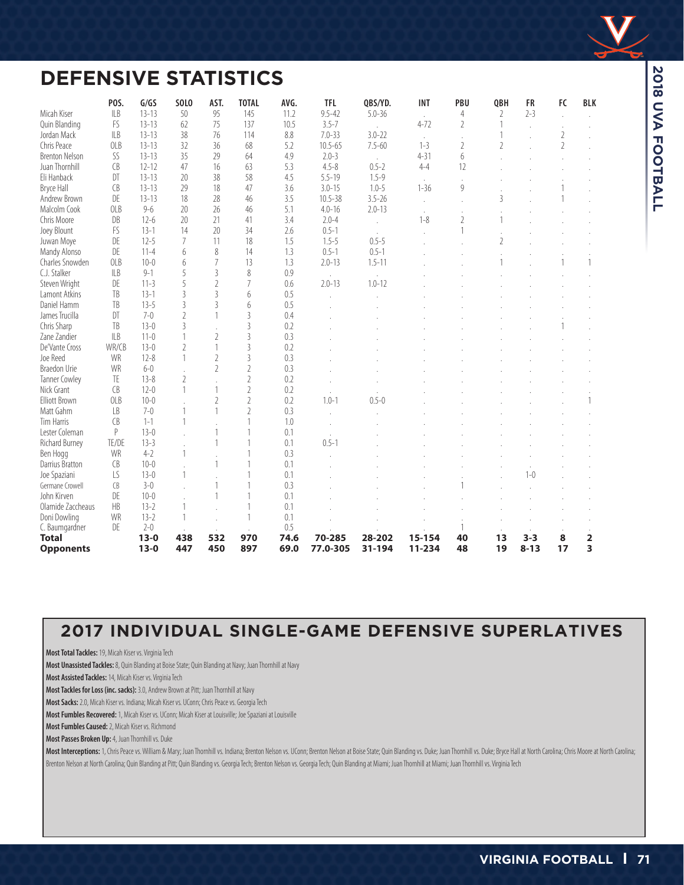# DEFENSIVE STATISTICS

| | POS. | G/GS | SOLO | AST. | TOTAL | AVG. | TFL | QBS/YD. | INT | PBU | QBH | FR | FC | BLK |
|---|---|---|---|---|---|---|---|---|---|---|---|---|---|---|
| Micah Kiser | ILB | 13-13 | 50 | 95 | 145 | 11.2 | 9.5-42 | 5.0-36 | . | 4 | 2 | 2-3 | . | . |
| Quin Blanding | FS | 13-13 | 62 | 75 | 137 | 10.5 | 3.5-7 | . | 4-72 | 2 | 1 | . | . | . |
| Jordan Mack | ILB | 13-13 | 38 | 76 | 114 | 8.8 | 7.0-33 | 3.0-22 | . | . | 1 | . | 2 | . |
| Chris Peace | OLB | 13-13 | 32 | 36 | 68 | 5.2 | 10.5-65 | 7.5-60 | 1-3 | 2 | 2 | . | 2 | . |
| Brenton Nelson | SS | 13-13 | 35 | 29 | 64 | 4.9 | 2.0-3 | . | 4-31 | 6 | . | . | . | . |
| Juan Thornhill | CB | 12-12 | 47 | 16 | 63 | 5.3 | 4.5-8 | 0.5-2 | 4-4 | 12 | . | . | . | . |
| Eli Hanback | DT | 13-13 | 20 | 38 | 58 | 4.5 | 5.5-19 | 1.5-9 | . | . | . | . | . | . |
| Bryce Hall | CB | 13-13 | 29 | 18 | 47 | 3.6 | 3.0-15 | 1.0-5 | 1-36 | 9 | . | . | 1 | . |
| Andrew Brown | DE | 13-13 | 18 | 28 | 46 | 3.5 | 10.5-38 | 3.5-26 | . | . | 3 | . | 1 | . |
| Malcolm Cook | OLB | 9-6 | 20 | 26 | 46 | 5.1 | 4.0-16 | 2.0-13 | . | . | . | . | . | . |
| Chris Moore | DB | 12-6 | 20 | 21 | 41 | 3.4 | 2.0-4 | . | 1-8 | 2 | 1 | . | . | . |
| Joey Blount | FS | 13-1 | 14 | 20 | 34 | 2.6 | 0.5-1 | . | . | 1 | . | . | . | . |
| Juwan Moye | DE | 12-5 | 7 | 11 | 18 | 1.5 | 1.5-5 | 0.5-5 | . | . | 2 | . | . | . |
| Mandy Alonso | DE | 11-4 | 6 | 8 | 14 | 1.3 | 0.5-1 | 0.5-1 | . | . | . | . | . | . |
| Charles Snowden | OLB | 10-0 | 6 | 7 | 13 | 1.3 | 2.0-13 | 1.5-11 | . | . | 1 | . | 1 | 1 |
| C.J. Stalker | ILB | 9-1 | 5 | 3 | 8 | 0.9 | . | . | . | . | . | . | . | . |
| Steven Wright | DE | 11-3 | 5 | 2 | 7 | 0.6 | 2.0-13 | 1.0-12 | . | . | . | . | . | . |
| Lamont Atkins | TB | 13-1 | 3 | 3 | 6 | 0.5 | . | . | . | . | . | . | . | . |
| Daniel Hamm | TB | 13-5 | 3 | 3 | 6 | 0.5 | . | . | . | . | . | . | . | . |
| James Trucilla | DT | 7-0 | 2 | 1 | 3 | 0.4 | . | . | . | . | . | . | . | . |
| Chris Sharp | TB | 13-0 | 3 | . | 3 | 0.2 | . | . | . | . | . | . | 1 | . |
| Zane Zandier | ILB | 11-0 | 1 | 2 | 3 | 0.3 | . | . | . | . | . | . | . | . |
| De'Vante Cross | WR/CB | 13-0 | 2 | 1 | 3 | 0.2 | . | . | . | . | . | . | . | . |
| Joe Reed | WR | 12-8 | 1 | 2 | 3 | 0.3 | . | . | . | . | . | . | . | . |
| Braedon Urie | WR | 6-0 | . | 2 | 2 | 0.3 | . | . | . | . | . | . | . | . |
| Tanner Cowley | TE | 13-8 | 2 | . | 2 | 0.2 | . | . | . | . | . | . | . | . |
| Nick Grant | CB | 12-0 | 1 | 1 | 2 | 0.2 | . | . | . | . | . | . | . | . |
| Elliott Brown | OLB | 10-0 | . | 2 | 2 | 0.2 | 1.0-1 | 0.5-0 | . | . | . | . | . | 1 |
| Matt Gahm | LB | 7-0 | 1 | 1 | 2 | 0.3 | . | . | . | . | . | . | . | . |
| Tim Harris | CB | 1-1 | 1 | . | 1 | 1.0 | . | . | . | . | . | . | . | . |
| Lester Coleman | P | 13-0 | . | 1 | 1 | 0.1 | . | . | . | . | . | . | . | . |
| Richard Burney | TE/DE | 13-3 | . | 1 | 1 | 0.1 | 0.5-1 | . | . | . | . | . | . | . |
| Ben Hogg | WR | 4-2 | 1 | . | 1 | 0.3 | . | . | . | . | . | . | . | . |
| Darrius Bratton | CB | 10-0 | . | 1 | 1 | 0.1 | . | . | . | . | . | . | . | . |
| Joe Spaziani | LS | 13-0 | 1 | . | 1 | 0.1 | . | . | . | . | . | 1-0 | . | . |
| Germane Crowell | CB | 3-0 | . | 1 | 1 | 0.3 | . | . | . | 1 | . | . | . | . |
| John Kirven | DE | 10-0 | . | 1 | 1 | 0.1 | . | . | . | . | . | . | . | . |
| Olamide Zaccheaus | HB | 13-2 | 1 | . | 1 | 0.1 | . | . | . | . | . | . | . | . |
| Doni Dowling | WR | 13-2 | 1 | . | 1 | 0.1 | . | . | . | . | . | . | . | . |
| C. Baumgardner | DE | 2-0 | . | . | . | 0.5 | . | . | . | 1 | . | . | . | . |
| **Total** | | **13-0** | **438** | **532** | **970** | **74.6** | **70-285** | **28-202** | **15-154** | **40** | **13** | **3-3** | **8** | **2** |
| **Opponents** | | **13-0** | **447** | **450** | **897** | **69.0** | **77.0-305** | **31-194** | **11-234** | **48** | **19** | **8-13** | **17** | **3** |

## 2017 INDIVIDUAL SINGLE-GAME DEFENSIVE SUPERLATIVES

**Most Total Tackles:** 19, Micah Kiser vs. Virginia Tech

**Most Unassisted Tackles:** 8, Quin Blanding at Boise State; Quin Blanding at Navy; Juan Thornhill at Navy

**Most Assisted Tackles:** 14, Micah Kiser vs. Virginia Tech

**Most Tackles for Loss (inc. sacks):** 3.0, Andrew Brown at Pitt; Juan Thornhill at Navy

**Most Sacks:** 2.0, Micah Kiser vs. Indiana; Micah Kiser vs. UConn; Chris Peace vs. Georgia Tech

**Most Fumbles Recovered:** 1, Micah Kiser vs. UConn; Micah Kiser at Louisville; Joe Spaziani at Louisville

**Most Fumbles Caused:** 2, Micah Kiser vs. Richmond

**Most Passes Broken Up:** 4, Juan Thornhill vs. Duke

**Most Interceptions:** 1, Chris Peace vs. William & Mary; Juan Thornhill vs. Indiana; Brenton Nelson vs. UConn; Brenton Nelson at Boise State; Quin Blanding vs. Duke; Juan Thornhill vs. Duke; Bryce Hall at North Carolina; Chris Moore at North Carolina; Brenton Nelson at North Carolina; Quin Blanding at Pitt; Quin Blanding vs. Georgia Tech; Brenton Nelson vs. Georgia Tech; Quin Blanding at Miami; Juan Thornhill at Miami; Juan Thornhill vs. Virginia Tech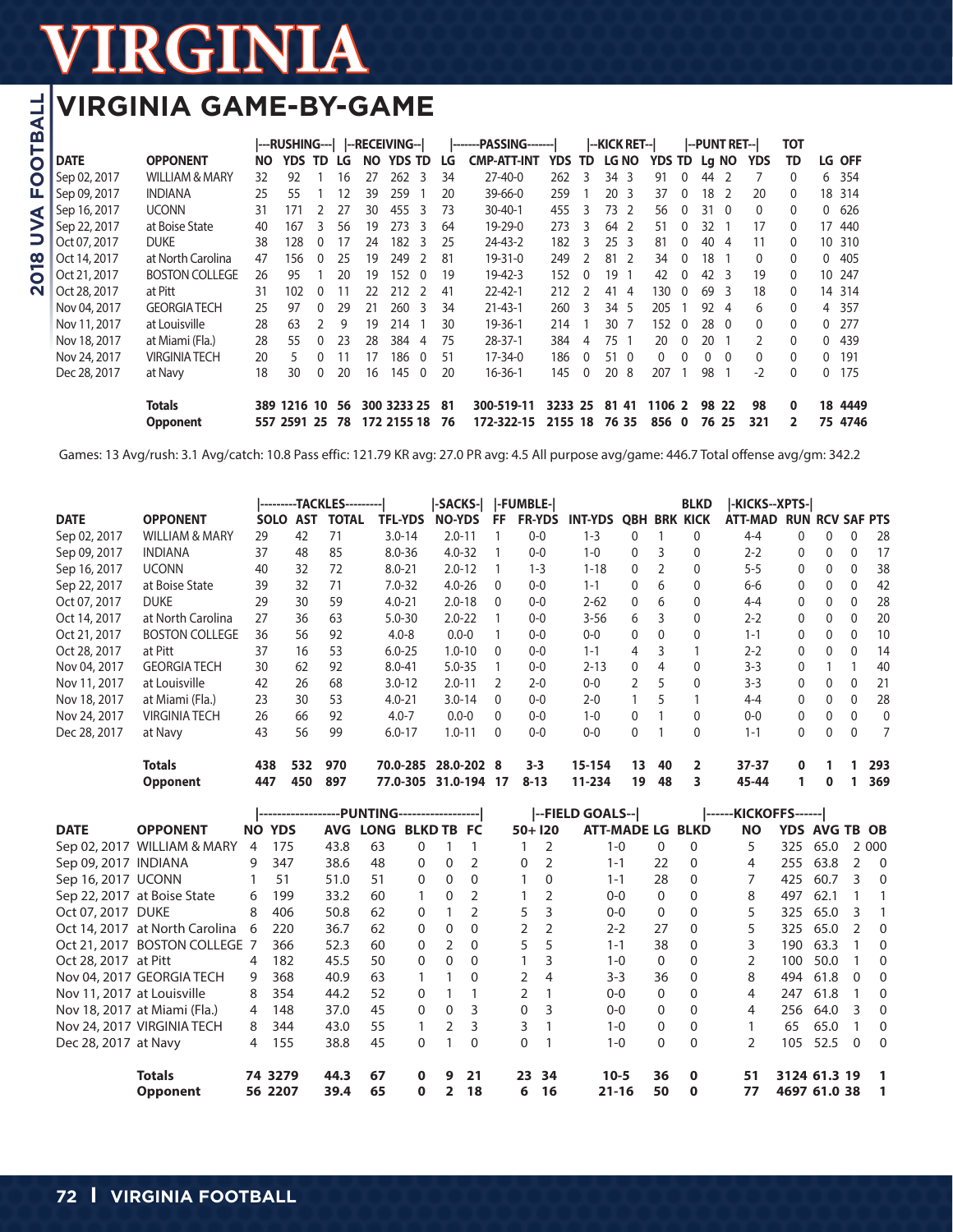# VIRGINIA

## VIRGINIA GAME-BY-GAME

| | | RUSHING | | | | RECEIVING | | | | PASSING | | | KICK RET | | | | PUNT RET | | | | TOT | | | |
|---|---|---|---|---|---|---|---|---|---|---|---|---|---|---|---|---|---|---|---|---|---|---|---|---|
| DATE | OPPONENT | NO | YDS | TD | LG | NO | YDS | TD | LG | CMP-ATT-INT | YDS | TD | LG | NO | YDS | TD | Lg | NO | YDS | TD | LG | OFF | | |
| Sep 02, 2017 | WILLIAM & MARY | 32 | 92 | 1 | 16 | 27 | 262 | 3 | 34 | 27-40-0 | 262 | 3 | 34 | 3 | 91 | 0 | 44 | 2 | 7 | 0 | 6 | 354 | | |
| Sep 09, 2017 | INDIANA | 25 | 55 | 1 | 12 | 39 | 259 | 1 | 20 | 39-66-0 | 259 | 1 | 20 | 3 | 37 | 0 | 18 | 2 | 20 | 0 | 18 | 314 | | |
| Sep 16, 2017 | UCONN | 31 | 171 | 2 | 27 | 30 | 455 | 3 | 73 | 30-40-1 | 455 | 3 | 73 | 2 | 56 | 0 | 31 | 0 | 0 | 0 | 0 | 626 | | |
| Sep 22, 2017 | at Boise State | 40 | 167 | 3 | 56 | 19 | 273 | 3 | 64 | 19-29-0 | 273 | 3 | 64 | 2 | 51 | 0 | 32 | 1 | 17 | 0 | 17 | 440 | | |
| Oct 07, 2017 | DUKE | 38 | 128 | 0 | 17 | 24 | 182 | 3 | 25 | 24-43-2 | 182 | 3 | 25 | 3 | 81 | 0 | 40 | 4 | 11 | 0 | 10 | 310 | | |
| Oct 14, 2017 | at North Carolina | 47 | 156 | 0 | 25 | 19 | 249 | 2 | 81 | 19-31-0 | 249 | 2 | 81 | 2 | 34 | 0 | 18 | 1 | 0 | 0 | 0 | 405 | | |
| Oct 21, 2017 | BOSTON COLLEGE | 26 | 95 | 1 | 20 | 19 | 152 | 0 | 19 | 19-42-3 | 152 | 0 | 19 | 1 | 42 | 0 | 42 | 3 | 19 | 0 | 10 | 247 | | |
| Oct 28, 2017 | at Pitt | 31 | 102 | 0 | 11 | 22 | 212 | 2 | 41 | 22-42-1 | 212 | 2 | 41 | 4 | 130 | 0 | 69 | 3 | 18 | 0 | 14 | 314 | | |
| Nov 04, 2017 | GEORGIA TECH | 25 | 97 | 0 | 29 | 21 | 260 | 3 | 34 | 21-43-1 | 260 | 3 | 34 | 5 | 205 | 1 | 92 | 4 | 6 | 0 | 4 | 357 | | |
| Nov 11, 2017 | at Louisville | 28 | 63 | 2 | 9 | 19 | 214 | 1 | 30 | 19-36-1 | 214 | 1 | 30 | 7 | 152 | 0 | 28 | 0 | 0 | 0 | 0 | 277 | | |
| Nov 18, 2017 | at Miami (Fla.) | 28 | 55 | 0 | 23 | 28 | 384 | 4 | 75 | 28-37-1 | 384 | 4 | 75 | 1 | 20 | 0 | 20 | 1 | 2 | 0 | 0 | 439 | | |
| Nov 24, 2017 | VIRGINIA TECH | 20 | 5 | 0 | 11 | 17 | 186 | 0 | 51 | 17-34-0 | 186 | 0 | 51 | 0 | 0 | 0 | 0 | 0 | 0 | 0 | 0 | 191 | | |
| Dec 28, 2017 | at Navy | 18 | 30 | 0 | 20 | 16 | 145 | 0 | 20 | 16-36-1 | 145 | 0 | 20 | 8 | 207 | 1 | 98 | 1 | -2 | 0 | 0 | 175 | | |
| | **Totals** | **389** | **1216** | **10** | **56** | **300** | **3233** | **25** | **81** | **300-519-11** | **3233** | **25** | **81** | **41** | **1106** | **2** | **98** | **22** | **98** | **0** | **18** | **4449** | | |
| | **Opponent** | **557** | **2591** | **25** | **78** | **172** | **2155** | **18** | **76** | **172-322-15** | **2155** | **18** | **76** | **35** | **856** | **0** | **76** | **25** | **321** | **2** | **75** | **4746** | | |

Games: 13 Avg/rush: 3.1 Avg/catch: 10.8 Pass effic: 121.79 KR avg: 27.0 PR avg: 4.5 All purpose avg/game: 446.7 Total offense avg/gm: 342.2

| | | TACKLES | | | | SACKS | FUMBLE | | | | | BLKD | KICKS--XPTS | | | | |
|---|---|---|---|---|---|---|---|---|---|---|---|---|---|---|---|---|---|
| DATE | OPPONENT | SOLO | AST | TOTAL | TFL-YDS | NO-YDS | FF | FR-YDS | INT-YDS | QBH | BRK | KICK | ATT-MAD | RUN | RCV | SAF | PTS |
| Sep 02, 2017 | WILLIAM & MARY | 29 | 42 | 71 | 3.0-14 | 2.0-11 | 1 | 0-0 | 1-3 | 0 | 1 | 0 | 4-4 | 0 | 0 | 0 | 28 |
| Sep 09, 2017 | INDIANA | 37 | 48 | 85 | 8.0-36 | 4.0-32 | 1 | 0-0 | 1-0 | 0 | 3 | 0 | 2-2 | 0 | 0 | 0 | 17 |
| Sep 16, 2017 | UCONN | 40 | 32 | 72 | 8.0-21 | 2.0-12 | 1 | 1-3 | 1-18 | 0 | 2 | 0 | 5-5 | 0 | 0 | 0 | 38 |
| Sep 22, 2017 | at Boise State | 39 | 32 | 71 | 7.0-32 | 4.0-26 | 0 | 0-0 | 1-1 | 0 | 6 | 0 | 6-6 | 0 | 0 | 0 | 42 |
| Oct 07, 2017 | DUKE | 29 | 30 | 59 | 4.0-21 | 2.0-18 | 0 | 0-0 | 2-62 | 0 | 6 | 0 | 4-4 | 0 | 0 | 0 | 28 |
| Oct 14, 2017 | at North Carolina | 27 | 36 | 63 | 5.0-30 | 2.0-22 | 1 | 0-0 | 3-56 | 6 | 3 | 0 | 2-2 | 0 | 0 | 0 | 20 |
| Oct 21, 2017 | BOSTON COLLEGE | 36 | 56 | 92 | 4.0-8 | 0.0-0 | 1 | 0-0 | 0-0 | 0 | 0 | 0 | 1-1 | 0 | 0 | 0 | 10 |
| Oct 28, 2017 | at Pitt | 37 | 16 | 53 | 6.0-25 | 1.0-10 | 0 | 0-0 | 1-1 | 4 | 3 | 1 | 2-2 | 0 | 0 | 0 | 14 |
| Nov 04, 2017 | GEORGIA TECH | 30 | 62 | 92 | 8.0-41 | 5.0-35 | 1 | 0-0 | 2-13 | 0 | 4 | 0 | 3-3 | 0 | 1 | 1 | 40 |
| Nov 11, 2017 | at Louisville | 42 | 26 | 68 | 3.0-12 | 2.0-11 | 2 | 2-0 | 0-0 | 2 | 5 | 0 | 3-3 | 0 | 0 | 0 | 21 |
| Nov 18, 2017 | at Miami (Fla.) | 23 | 30 | 53 | 4.0-21 | 3.0-14 | 0 | 0-0 | 2-0 | 1 | 5 | 1 | 4-4 | 0 | 0 | 0 | 28 |
| Nov 24, 2017 | VIRGINIA TECH | 26 | 66 | 92 | 4.0-7 | 0.0-0 | 0 | 0-0 | 1-0 | 0 | 1 | 0 | 0-0 | 0 | 0 | 0 | 0 |
| Dec 28, 2017 | at Navy | 43 | 56 | 99 | 6.0-17 | 1.0-11 | 0 | 0-0 | 0-0 | 0 | 1 | 0 | 1-1 | 0 | 0 | 0 | 7 |
| | **Totals** | **438** | **532** | **970** | **70.0-285** | **28.0-202** | **8** | **3-3** | **15-154** | **13** | **40** | **2** | **37-37** | **0** | **1** | **1** | **293** |
| | **Opponent** | **447** | **450** | **897** | **77.0-305** | **31.0-194** | **17** | **8-13** | **11-234** | **19** | **48** | **3** | **45-44** | **1** | **0** | **1** | **369** |

| | | PUNTING | | | | | | | | | FIELD GOALS | | | KICKOFFS | | | | |
|---|---|---|---|---|---|---|---|---|---|---|---|---|---|---|---|---|---|---|
| DATE | OPPONENT | NO | YDS | AVG | LONG | BLKD | TB | FC | 50+ | I20 | ATT-MADE | LG | BLKD | NO | YDS | AVG | TB | OB |
| Sep 02, 2017 | WILLIAM & MARY | 4 | 175 | 43.8 | 63 | 0 | 1 | 1 | 1 | 2 | 1-0 | 0 | 0 | 5 | 325 | 65.0 | 2 | 000 |
| Sep 09, 2017 | INDIANA | 9 | 347 | 38.6 | 48 | 0 | 0 | 2 | 0 | 2 | 1-1 | 22 | 0 | 4 | 255 | 63.8 | 2 | 0 |
| Sep 16, 2017 | UCONN | 1 | 51 | 51.0 | 51 | 0 | 0 | 0 | 1 | 0 | 1-1 | 28 | 0 | 7 | 425 | 60.7 | 3 | 0 |
| Sep 22, 2017 | at Boise State | 6 | 199 | 33.2 | 60 | 1 | 0 | 2 | 1 | 2 | 0-0 | 0 | 0 | 8 | 497 | 62.1 | 1 | 1 |
| Oct 07, 2017 | DUKE | 8 | 406 | 50.8 | 62 | 0 | 1 | 2 | 5 | 3 | 0-0 | 0 | 0 | 5 | 325 | 65.0 | 3 | 1 |
| Oct 14, 2017 | at North Carolina | 6 | 220 | 36.7 | 62 | 0 | 0 | 0 | 2 | 2 | 2-2 | 27 | 0 | 5 | 325 | 65.0 | 2 | 0 |
| Oct 21, 2017 | BOSTON COLLEGE | 7 | 366 | 52.3 | 60 | 0 | 2 | 0 | 5 | 5 | 1-1 | 38 | 0 | 3 | 190 | 63.3 | 1 | 0 |
| Oct 28, 2017 | at Pitt | 4 | 182 | 45.5 | 50 | 0 | 0 | 0 | 1 | 3 | 1-0 | 0 | 0 | 2 | 100 | 50.0 | 1 | 0 |
| Nov 04, 2017 | GEORGIA TECH | 9 | 368 | 40.9 | 63 | 1 | 1 | 0 | 2 | 4 | 3-3 | 36 | 0 | 8 | 494 | 61.8 | 0 | 0 |
| Nov 11, 2017 | at Louisville | 8 | 354 | 44.2 | 52 | 0 | 1 | 1 | 2 | 1 | 0-0 | 0 | 0 | 4 | 247 | 61.8 | 1 | 0 |
| Nov 18, 2017 | at Miami (Fla.) | 4 | 148 | 37.0 | 45 | 0 | 0 | 3 | 0 | 3 | 0-0 | 0 | 0 | 4 | 256 | 64.0 | 3 | 0 |
| Nov 24, 2017 | VIRGINIA TECH | 8 | 344 | 43.0 | 55 | 1 | 2 | 3 | 3 | 1 | 1-0 | 0 | 0 | 1 | 65 | 65.0 | 1 | 0 |
| Dec 28, 2017 | at Navy | 4 | 155 | 38.8 | 45 | 0 | 1 | 0 | 0 | 1 | 1-0 | 0 | 0 | 2 | 105 | 52.5 | 0 | 0 |
| | **Totals** | **74** | **3279** | **44.3** | **67** | **0** | **9** | **21** | **23** | **34** | **10-5** | **36** | **0** | **51** | **3124** | **61.3** | **19** | **1** |
| | **Opponent** | **56** | **2207** | **39.4** | **65** | **0** | **2** | **18** | **6** | **16** | **21-16** | **50** | **0** | **77** | **4697** | **61.0** | **38** | **1** |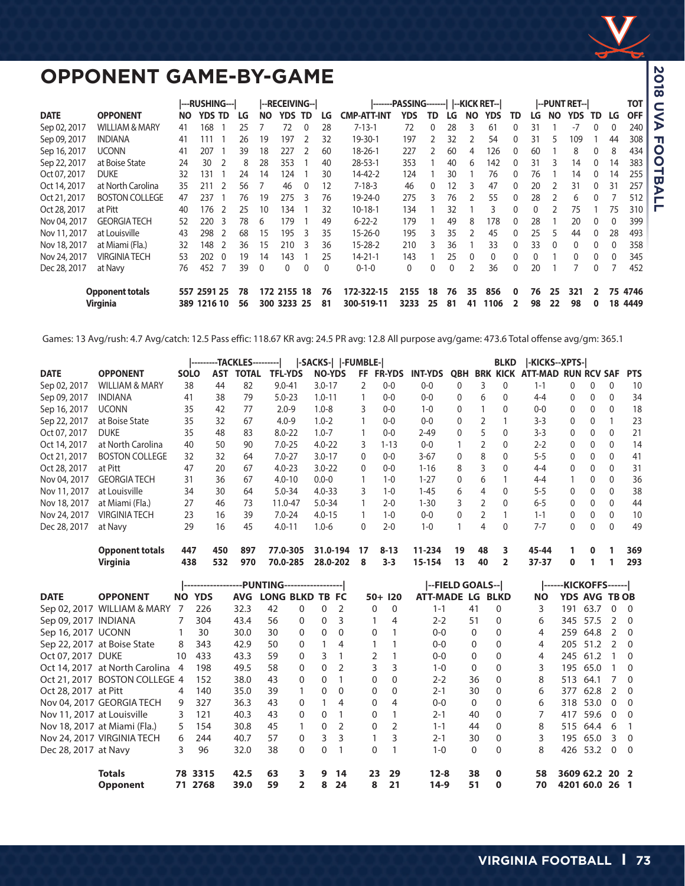# OPPONENT GAME-BY-GAME

| | | RUSHING | | | | RECEIVING | | | | PASSING | | | | KICK RET | | | | PUNT RET | | | | TOT |
|---|---|---|---|---|---|---|---|---|---|---|---|---|---|---|---|---|---|---|---|---|---|---|
| DATE | OPPONENT | NO | YDS | TD | LG | NO | YDS | TD | LG | CMP-ATT-INT | YDS | TD | LG | NO | YDS | TD | LG | NO | YDS | TD | LG | OFF |
| Sep 02, 2017 | WILLIAM & MARY | 41 | 168 | 1 | 25 | 7 | 72 | 0 | 28 | 7-13-1 | 72 | 0 | 28 | 3 | 61 | 0 | 31 | 1 | -7 | 0 | 0 | 240 |
| Sep 09, 2017 | INDIANA | 41 | 111 | 1 | 26 | 19 | 197 | 2 | 32 | 19-30-1 | 197 | 2 | 32 | 2 | 54 | 0 | 31 | 5 | 109 | 1 | 44 | 308 |
| Sep 16, 2017 | UCONN | 41 | 207 | 1 | 39 | 18 | 227 | 2 | 60 | 18-26-1 | 227 | 2 | 60 | 4 | 126 | 0 | 60 | 1 | 8 | 0 | 8 | 434 |
| Sep 22, 2017 | at Boise State | 24 | 30 | 2 | 8 | 28 | 353 | 1 | 40 | 28-53-1 | 353 | 1 | 40 | 6 | 142 | 0 | 31 | 3 | 14 | 0 | 14 | 383 |
| Oct 07, 2017 | DUKE | 32 | 131 | 1 | 24 | 14 | 124 | 1 | 30 | 14-42-2 | 124 | 1 | 30 | 1 | 76 | 0 | 76 | 1 | 14 | 0 | 14 | 255 |
| Oct 14, 2017 | at North Carolina | 35 | 211 | 2 | 56 | 7 | 46 | 0 | 12 | 7-18-3 | 46 | 0 | 12 | 3 | 47 | 0 | 20 | 2 | 31 | 0 | 31 | 257 |
| Oct 21, 2017 | BOSTON COLLEGE | 47 | 237 | 1 | 76 | 19 | 275 | 3 | 76 | 19-24-0 | 275 | 3 | 76 | 2 | 55 | 0 | 28 | 2 | 6 | 0 | 7 | 512 |
| Oct 28, 2017 | at Pitt | 40 | 176 | 2 | 25 | 10 | 134 | 1 | 32 | 10-18-1 | 134 | 1 | 32 | 1 | 3 | 0 | 0 | 2 | 75 | 1 | 75 | 310 |
| Nov 04, 2017 | GEORGIA TECH | 52 | 220 | 3 | 78 | 6 | 179 | 1 | 49 | 6-22-2 | 179 | 1 | 49 | 8 | 178 | 0 | 28 | 1 | 20 | 0 | 0 | 399 |
| Nov 11, 2017 | at Louisville | 43 | 298 | 2 | 35 | 15 | 195 | 3 | 35 | 15-26-0 | 195 | 3 | 35 | 2 | 45 | 0 | 25 | 5 | 44 | 0 | 28 | 493 |
| Nov 18, 2017 | at Miami (Fla.) | 32 | 148 | 2 | 36 | 15 | 210 | 3 | 36 | 15-28-2 | 210 | 3 | 36 | 1 | 33 | 0 | 33 | 0 | 0 | 0 | 0 | 358 |
| Nov 24, 2017 | VIRGINIA TECH | 53 | 202 | 0 | 19 | 14 | 143 | 1 | 25 | 14-21-1 | 143 | 1 | 25 | 0 | 0 | 0 | 0 | 1 | 0 | 0 | 0 | 345 |
| Dec 28, 2017 | at Navy | 76 | 452 | 7 | 39 | 0 | 0 | 0 | 0 | 0-1-0 | 0 | 0 | 0 | 2 | 36 | 0 | 20 | 1 | 7 | 0 | 7 | 452 |
| | **Opponent totals** | **557** | **2591** | **25** | **78** | **172** | **2155** | **18** | **76** | **172-322-15** | **2155** | **18** | **76** | **35** | **856** | **0** | **76** | **25** | **321** | **2** | **75** | **4746** |
| | **Virginia** | **389** | **1216** | **10** | **56** | **300** | **3233** | **25** | **81** | **300-519-11** | **3233** | **25** | **81** | **41** | **1106** | **2** | **98** | **22** | **98** | **0** | **18** | **4449** |

Games: 13 Avg/rush: 4.7 Avg/catch: 12.5 Pass effic: 118.67 KR avg: 24.5 PR avg: 12.8 All purpose avg/game: 473.6 Total offense avg/gm: 365.1

| | | TACKLES | | | | SACKS | FUMBLE | | | | | BLKD | KICKS--XPTS | | | | |
|---|---|---|---|---|---|---|---|---|---|---|---|---|---|---|---|---|---|
| DATE | OPPONENT | SOLO | AST | TOTAL | TFL-YDS | NO-YDS | FF | FR-YDS | INT-YDS | QBH | BRK | KICK | ATT-MAD | RUN | RCV | SAF | PTS |
| Sep 02, 2017 | WILLIAM & MARY | 38 | 44 | 82 | 9.0-41 | 3.0-17 | 2 | 0-0 | 0-0 | 0 | 3 | 0 | 1-1 | 0 | 0 | 0 | 10 |
| Sep 09, 2017 | INDIANA | 41 | 38 | 79 | 5.0-23 | 1.0-11 | 1 | 0-0 | 0-0 | 0 | 6 | 0 | 4-4 | 0 | 0 | 0 | 34 |
| Sep 16, 2017 | UCONN | 35 | 42 | 77 | 2.0-9 | 1.0-8 | 3 | 0-0 | 1-0 | 0 | 1 | 0 | 0-0 | 0 | 0 | 0 | 18 |
| Sep 22, 2017 | at Boise State | 35 | 32 | 67 | 4.0-9 | 1.0-2 | 1 | 0-0 | 0-0 | 0 | 2 | 1 | 3-3 | 0 | 0 | 1 | 23 |
| Oct 07, 2017 | DUKE | 35 | 48 | 83 | 8.0-22 | 1.0-7 | 1 | 0-0 | 2-49 | 0 | 5 | 0 | 3-3 | 0 | 0 | 0 | 21 |
| Oct 14, 2017 | at North Carolina | 40 | 50 | 90 | 7.0-25 | 4.0-22 | 3 | 1-13 | 0-0 | 1 | 2 | 0 | 2-2 | 0 | 0 | 0 | 14 |
| Oct 21, 2017 | BOSTON COLLEGE | 32 | 32 | 64 | 7.0-27 | 3.0-17 | 0 | 0-0 | 3-67 | 0 | 8 | 0 | 5-5 | 0 | 0 | 0 | 41 |
| Oct 28, 2017 | at Pitt | 47 | 20 | 67 | 4.0-23 | 3.0-22 | 0 | 0-0 | 1-16 | 8 | 3 | 0 | 4-4 | 0 | 0 | 0 | 31 |
| Nov 04, 2017 | GEORGIA TECH | 31 | 36 | 67 | 4.0-10 | 0.0-0 | 1 | 1-0 | 1-27 | 0 | 6 | 1 | 4-4 | 1 | 0 | 0 | 36 |
| Nov 11, 2017 | at Louisville | 34 | 30 | 64 | 5.0-34 | 4.0-33 | 3 | 1-0 | 1-45 | 6 | 4 | 0 | 5-5 | 0 | 0 | 0 | 38 |
| Nov 18, 2017 | at Miami (Fla.) | 27 | 46 | 73 | 11.0-47 | 5.0-34 | 1 | 2-0 | 1-30 | 3 | 2 | 0 | 6-5 | 0 | 0 | 0 | 44 |
| Nov 24, 2017 | VIRGINIA TECH | 23 | 16 | 39 | 7.0-24 | 4.0-15 | 1 | 1-0 | 0-0 | 0 | 2 | 1 | 1-1 | 0 | 0 | 0 | 10 |
| Dec 28, 2017 | at Navy | 29 | 16 | 45 | 4.0-11 | 1.0-6 | 0 | 2-0 | 1-0 | 1 | 4 | 0 | 7-7 | 0 | 0 | 0 | 49 |
| | **Opponent totals** | **447** | **450** | **897** | **77.0-305** | **31.0-194** | **17** | **8-13** | **11-234** | **19** | **48** | **3** | **45-44** | **1** | **0** | **1** | **369** |
| | **Virginia** | **438** | **532** | **970** | **70.0-285** | **28.0-202** | **8** | **3-3** | **15-154** | **13** | **40** | **2** | **37-37** | **0** | **1** | **1** | **293** |

| | | PUNTING | | | | | | | | | FIELD GOALS | | | KICKOFFS | | | | |
|---|---|---|---|---|---|---|---|---|---|---|---|---|---|---|---|---|---|---|
| DATE | OPPONENT | NO | YDS | AVG | LONG | BLKD | TB | FC | 50+ | I20 | ATT-MADE | LG | BLKD | NO | YDS | AVG | TB | OB |
| Sep 02, 2017 | WILLIAM & MARY | 7 | 226 | 32.3 | 42 | 0 | 0 | 2 | 0 | 0 | 1-1 | 41 | 0 | 3 | 191 | 63.7 | 0 | 0 |
| Sep 09, 2017 | INDIANA | 7 | 304 | 43.4 | 56 | 0 | 0 | 3 | 1 | 4 | 2-2 | 51 | 0 | 6 | 345 | 57.5 | 2 | 0 |
| Sep 16, 2017 | UCONN | 1 | 30 | 30.0 | 30 | 0 | 0 | 0 | 0 | 1 | 0-0 | 0 | 0 | 4 | 259 | 64.8 | 2 | 0 |
| Sep 22, 2017 | at Boise State | 8 | 343 | 42.9 | 50 | 0 | 1 | 4 | 1 | 1 | 0-0 | 0 | 0 | 4 | 205 | 51.2 | 2 | 0 |
| Oct 07, 2017 | DUKE | 10 | 433 | 43.3 | 59 | 0 | 3 | 1 | 2 | 1 | 0-0 | 0 | 0 | 4 | 245 | 61.2 | 1 | 0 |
| Oct 14, 2017 | at North Carolina | 4 | 198 | 49.5 | 58 | 0 | 0 | 2 | 3 | 3 | 1-0 | 0 | 0 | 3 | 195 | 65.0 | 1 | 0 |
| Oct 21, 2017 | BOSTON COLLEGE | 4 | 152 | 38.0 | 43 | 0 | 0 | 1 | 0 | 0 | 2-2 | 36 | 0 | 8 | 513 | 64.1 | 7 | 0 |
| Oct 28, 2017 | at Pitt | 4 | 140 | 35.0 | 39 | 1 | 0 | 0 | 0 | 0 | 2-1 | 30 | 0 | 6 | 377 | 62.8 | 2 | 0 |
| Nov 04, 2017 | GEORGIA TECH | 9 | 327 | 36.3 | 43 | 0 | 1 | 4 | 0 | 4 | 0-0 | 0 | 0 | 6 | 318 | 53.0 | 0 | 0 |
| Nov 11, 2017 | at Louisville | 3 | 121 | 40.3 | 43 | 0 | 0 | 1 | 0 | 1 | 2-1 | 40 | 0 | 7 | 417 | 59.6 | 0 | 0 |
| Nov 18, 2017 | at Miami (Fla.) | 5 | 154 | 30.8 | 45 | 1 | 0 | 2 | 0 | 2 | 1-1 | 44 | 0 | 8 | 515 | 64.4 | 6 | 1 |
| Nov 24, 2017 | VIRGINIA TECH | 6 | 244 | 40.7 | 57 | 0 | 3 | 3 | 1 | 3 | 2-1 | 30 | 0 | 3 | 195 | 65.0 | 3 | 0 |
| Dec 28, 2017 | at Navy | 3 | 96 | 32.0 | 38 | 0 | 0 | 1 | 0 | 1 | 1-0 | 0 | 0 | 8 | 426 | 53.2 | 0 | 0 |
| | **Totals** | **78** | **3315** | **42.5** | **63** | **3** | **9** | **14** | **23** | **29** | **12-8** | **38** | **0** | **58** | **3609** | **62.2** | **20** | **2** |
| | **Opponent** | **71** | **2768** | **39.0** | **59** | **2** | **8** | **24** | **8** | **21** | **14-9** | **51** | **0** | **70** | **4201** | **60.0** | **26** | **1** |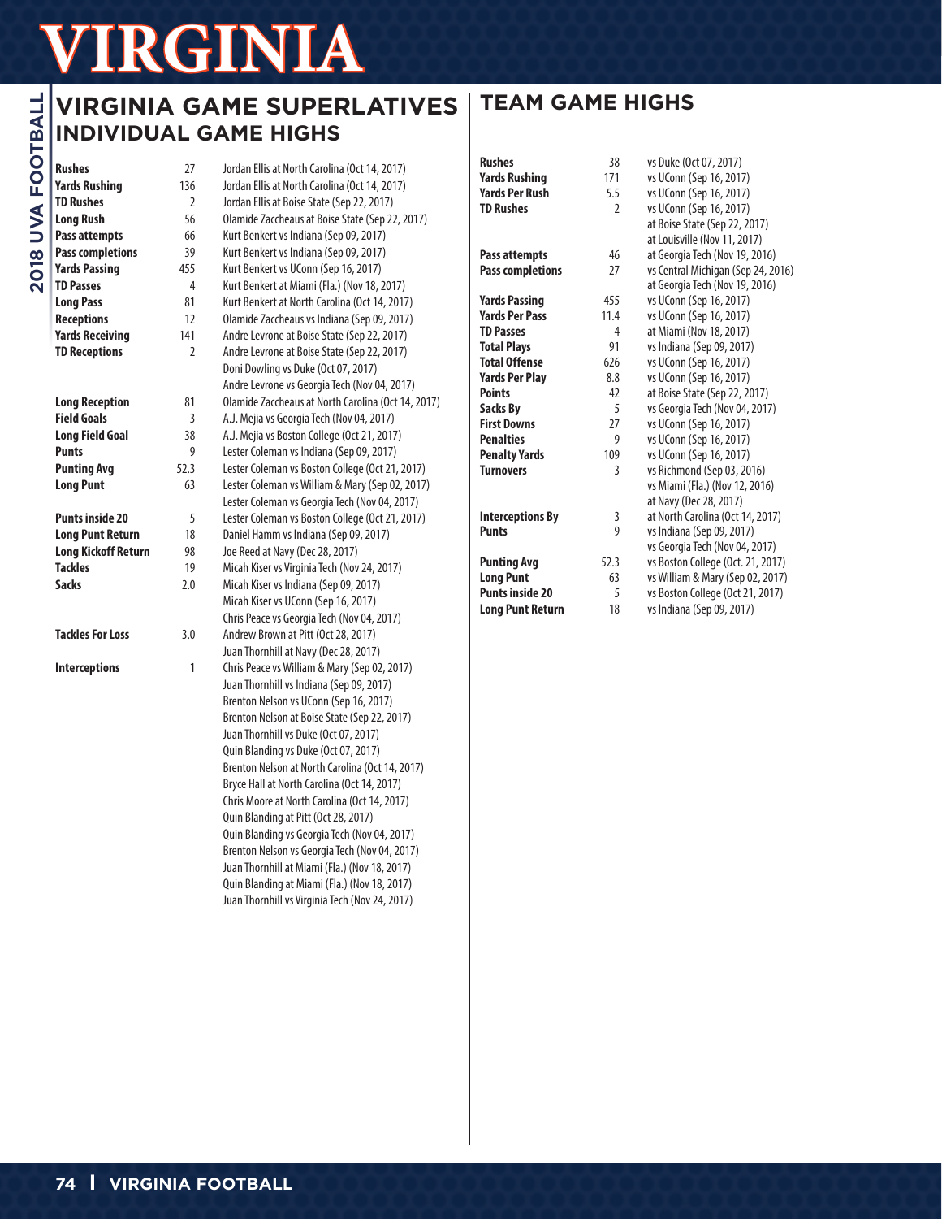# VIRGINIA

## VIRGINIA GAME SUPERLATIVES

### INDIVIDUAL GAME HIGHS

| | | |
|---|---|---|
| **Rushes** | 27 | Jordan Ellis at North Carolina (Oct 14, 2017) |
| **Yards Rushing** | 136 | Jordan Ellis at North Carolina (Oct 14, 2017) |
| **TD Rushes** | 2 | Jordan Ellis at Boise State (Sep 22, 2017) |
| **Long Rush** | 56 | Olamide Zaccheaus at Boise State (Sep 22, 2017) |
| **Pass attempts** | 66 | Kurt Benkert vs Indiana (Sep 09, 2017) |
| **Pass completions** | 39 | Kurt Benkert vs Indiana (Sep 09, 2017) |
| **Yards Passing** | 455 | Kurt Benkert vs UConn (Sep 16, 2017) |
| **TD Passes** | 4 | Kurt Benkert at Miami (Fla.) (Nov 18, 2017) |
| **Long Pass** | 81 | Kurt Benkert at North Carolina (Oct 14, 2017) |
| **Receptions** | 12 | Olamide Zaccheaus vs Indiana (Sep 09, 2017) |
| **Yards Receiving** | 141 | Andre Levrone at Boise State (Sep 22, 2017) |
| **TD Receptions** | 2 | Andre Levrone at Boise State (Sep 22, 2017)<br>Doni Dowling vs Duke (Oct 07, 2017)<br>Andre Levrone vs Georgia Tech (Nov 04, 2017) |
| **Long Reception** | 81 | Olamide Zaccheaus at North Carolina (Oct 14, 2017) |
| **Field Goals** | 3 | A.J. Mejia vs Georgia Tech (Nov 04, 2017) |
| **Long Field Goal** | 38 | A.J. Mejia vs Boston College (Oct 21, 2017) |
| **Punts** | 9 | Lester Coleman vs Indiana (Sep 09, 2017) |
| **Punting Avg** | 52.3 | Lester Coleman vs Boston College (Oct 21, 2017) |
| **Long Punt** | 63 | Lester Coleman vs William & Mary (Sep 02, 2017)<br>Lester Coleman vs Georgia Tech (Nov 04, 2017) |
| **Punts inside 20** | 5 | Lester Coleman vs Boston College (Oct 21, 2017) |
| **Long Punt Return** | 18 | Daniel Hamm vs Indiana (Sep 09, 2017) |
| **Long Kickoff Return** | 98 | Joe Reed at Navy (Dec 28, 2017) |
| **Tackles** | 19 | Micah Kiser vs Virginia Tech (Nov 24, 2017) |
| **Sacks** | 2.0 | Micah Kiser vs Indiana (Sep 09, 2017)<br>Micah Kiser vs UConn (Sep 16, 2017)<br>Chris Peace vs Georgia Tech (Nov 04, 2017) |
| **Tackles For Loss** | 3.0 | Andrew Brown at Pitt (Oct 28, 2017)<br>Juan Thornhill at Navy (Dec 28, 2017) |
| **Interceptions** | 1 | Chris Peace vs William & Mary (Sep 02, 2017)<br>Juan Thornhill vs Indiana (Sep 09, 2017)<br>Brenton Nelson vs UConn (Sep 16, 2017)<br>Brenton Nelson at Boise State (Sep 22, 2017)<br>Juan Thornhill vs Duke (Oct 07, 2017)<br>Quin Blanding vs Duke (Oct 07, 2017)<br>Brenton Nelson at North Carolina (Oct 14, 2017)<br>Bryce Hall at North Carolina (Oct 14, 2017)<br>Chris Moore at North Carolina (Oct 14, 2017)<br>Quin Blanding at Pitt (Oct 28, 2017)<br>Quin Blanding vs Georgia Tech (Nov 04, 2017)<br>Brenton Nelson vs Georgia Tech (Nov 04, 2017)<br>Juan Thornhill at Miami (Fla.) (Nov 18, 2017)<br>Quin Blanding at Miami (Fla.) (Nov 18, 2017)<br>Juan Thornhill vs Virginia Tech (Nov 24, 2017) |

## TEAM GAME HIGHS

| | | |
|---|---|---|
| **Rushes** | 38 | vs Duke (Oct 07, 2017) |
| **Yards Rushing** | 171 | vs UConn (Sep 16, 2017) |
| **Yards Per Rush** | 5.5 | vs UConn (Sep 16, 2017) |
| **TD Rushes** | 2 | vs UConn (Sep 16, 2017)<br>at Boise State (Sep 22, 2017)<br>at Louisville (Nov 11, 2017) |
| **Pass attempts** | 46 | at Georgia Tech (Nov 19, 2016) |
| **Pass completions** | 27 | vs Central Michigan (Sep 24, 2016)<br>at Georgia Tech (Nov 19, 2016) |
| **Yards Passing** | 455 | vs UConn (Sep 16, 2017) |
| **Yards Per Pass** | 11.4 | vs UConn (Sep 16, 2017) |
| **TD Passes** | 4 | at Miami (Nov 18, 2017) |
| **Total Plays** | 91 | vs Indiana (Sep 09, 2017) |
| **Total Offense** | 626 | vs UConn (Sep 16, 2017) |
| **Yards Per Play** | 8.8 | vs UConn (Sep 16, 2017) |
| **Points** | 42 | at Boise State (Sep 22, 2017) |
| **Sacks By** | 5 | vs Georgia Tech (Nov 04, 2017) |
| **First Downs** | 27 | vs UConn (Sep 16, 2017) |
| **Penalties** | 9 | vs UConn (Sep 16, 2017) |
| **Penalty Yards** | 109 | vs UConn (Sep 16, 2017) |
| **Turnovers** | 3 | vs Richmond (Sep 03, 2016)<br>vs Miami (Fla.) (Nov 12, 2016)<br>at Navy (Dec 28, 2017) |
| **Interceptions By** | 3 | at North Carolina (Oct 14, 2017) |
| **Punts** | 9 | vs Indiana (Sep 09, 2017)<br>vs Georgia Tech (Nov 04, 2017) |
| **Punting Avg** | 52.3 | vs Boston College (Oct. 21, 2017) |
| **Long Punt** | 63 | vs William & Mary (Sep 02, 2017) |
| **Punts inside 20** | 5 | vs Boston College (Oct 21, 2017) |
| **Long Punt Return** | 18 | vs Indiana (Sep 09, 2017) |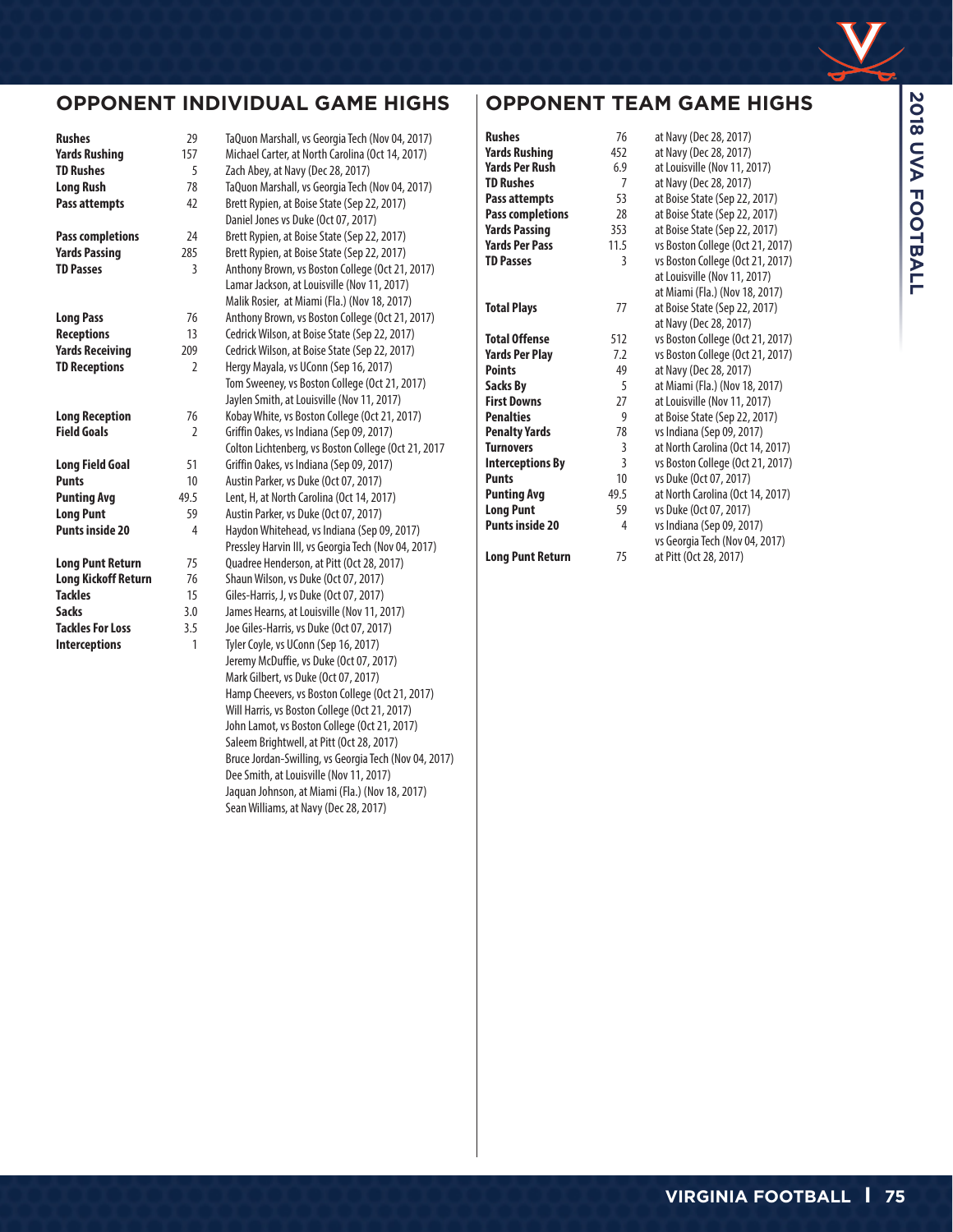## OPPONENT INDIVIDUAL GAME HIGHS

| Category | Value | Player / Game |
|---|---|---|
| **Rushes** | 29 | TaQuon Marshall, vs Georgia Tech (Nov 04, 2017) |
| **Yards Rushing** | 157 | Michael Carter, at North Carolina (Oct 14, 2017) |
| **TD Rushes** | 5 | Zach Abey, at Navy (Dec 28, 2017) |
| **Long Rush** | 78 | TaQuon Marshall, vs Georgia Tech (Nov 04, 2017) |
| **Pass attempts** | 42 | Brett Rypien, at Boise State (Sep 22, 2017) |
| | | Daniel Jones vs Duke (Oct 07, 2017) |
| **Pass completions** | 24 | Brett Rypien, at Boise State (Sep 22, 2017) |
| **Yards Passing** | 285 | Brett Rypien, at Boise State (Sep 22, 2017) |
| **TD Passes** | 3 | Anthony Brown, vs Boston College (Oct 21, 2017) |
| | | Lamar Jackson, at Louisville (Nov 11, 2017) |
| | | Malik Rosier, at Miami (Fla.) (Nov 18, 2017) |
| **Long Pass** | 76 | Anthony Brown, vs Boston College (Oct 21, 2017) |
| **Receptions** | 13 | Cedrick Wilson, at Boise State (Sep 22, 2017) |
| **Yards Receiving** | 209 | Cedrick Wilson, at Boise State (Sep 22, 2017) |
| **TD Receptions** | 2 | Hergy Mayala, vs UConn (Sep 16, 2017) |
| | | Tom Sweeney, vs Boston College (Oct 21, 2017) |
| | | Jaylen Smith, at Louisville (Nov 11, 2017) |
| **Long Reception** | 76 | Kobay White, vs Boston College (Oct 21, 2017) |
| **Field Goals** | 2 | Griffin Oakes, vs Indiana (Sep 09, 2017) |
| | | Colton Lichtenberg, vs Boston College (Oct 21, 2017 |
| **Long Field Goal** | 51 | Griffin Oakes, vs Indiana (Sep 09, 2017) |
| **Punts** | 10 | Austin Parker, vs Duke (Oct 07, 2017) |
| **Punting Avg** | 49.5 | Lent, H, at North Carolina (Oct 14, 2017) |
| **Long Punt** | 59 | Austin Parker, vs Duke (Oct 07, 2017) |
| **Punts inside 20** | 4 | Haydon Whitehead, vs Indiana (Sep 09, 2017) |
| | | Pressley Harvin III, vs Georgia Tech (Nov 04, 2017) |
| **Long Punt Return** | 75 | Quadree Henderson, at Pitt (Oct 28, 2017) |
| **Long Kickoff Return** | 76 | Shaun Wilson, vs Duke (Oct 07, 2017) |
| **Tackles** | 15 | Giles-Harris, J, vs Duke (Oct 07, 2017) |
| **Sacks** | 3.0 | James Hearns, at Louisville (Nov 11, 2017) |
| **Tackles For Loss** | 3.5 | Joe Giles-Harris, vs Duke (Oct 07, 2017) |
| **Interceptions** | 1 | Tyler Coyle, vs UConn (Sep 16, 2017) |
| | | Jeremy McDuffie, vs Duke (Oct 07, 2017) |
| | | Mark Gilbert, vs Duke (Oct 07, 2017) |
| | | Hamp Cheevers, vs Boston College (Oct 21, 2017) |
| | | Will Harris, vs Boston College (Oct 21, 2017) |
| | | John Lamot, vs Boston College (Oct 21, 2017) |
| | | Saleem Brightwell, at Pitt (Oct 28, 2017) |
| | | Bruce Jordan-Swilling, vs Georgia Tech (Nov 04, 2017) |
| | | Dee Smith, at Louisville (Nov 11, 2017) |
| | | Jaquan Johnson, at Miami (Fla.) (Nov 18, 2017) |
| | | Sean Williams, at Navy (Dec 28, 2017) |

## OPPONENT TEAM GAME HIGHS

| Category | Value | Game |
|---|---|---|
| **Rushes** | 76 | at Navy (Dec 28, 2017) |
| **Yards Rushing** | 452 | at Navy (Dec 28, 2017) |
| **Yards Per Rush** | 6.9 | at Louisville (Nov 11, 2017) |
| **TD Rushes** | 7 | at Navy (Dec 28, 2017) |
| **Pass attempts** | 53 | at Boise State (Sep 22, 2017) |
| **Pass completions** | 28 | at Boise State (Sep 22, 2017) |
| **Yards Passing** | 353 | at Boise State (Sep 22, 2017) |
| **Yards Per Pass** | 11.5 | vs Boston College (Oct 21, 2017) |
| **TD Passes** | 3 | vs Boston College (Oct 21, 2017) |
| | | at Louisville (Nov 11, 2017) |
| | | at Miami (Fla.) (Nov 18, 2017) |
| **Total Plays** | 77 | at Boise State (Sep 22, 2017) |
| | | at Navy (Dec 28, 2017) |
| **Total Offense** | 512 | vs Boston College (Oct 21, 2017) |
| **Yards Per Play** | 7.2 | vs Boston College (Oct 21, 2017) |
| **Points** | 49 | at Navy (Dec 28, 2017) |
| **Sacks By** | 5 | at Miami (Fla.) (Nov 18, 2017) |
| **First Downs** | 27 | at Louisville (Nov 11, 2017) |
| **Penalties** | 9 | at Boise State (Sep 22, 2017) |
| **Penalty Yards** | 78 | vs Indiana (Sep 09, 2017) |
| **Turnovers** | 3 | at North Carolina (Oct 14, 2017) |
| **Interceptions By** | 3 | vs Boston College (Oct 21, 2017) |
| **Punts** | 10 | vs Duke (Oct 07, 2017) |
| **Punting Avg** | 49.5 | at North Carolina (Oct 14, 2017) |
| **Long Punt** | 59 | vs Duke (Oct 07, 2017) |
| **Punts inside 20** | 4 | vs Indiana (Sep 09, 2017) |
| | | vs Georgia Tech (Nov 04, 2017) |
| **Long Punt Return** | 75 | at Pitt (Oct 28, 2017) |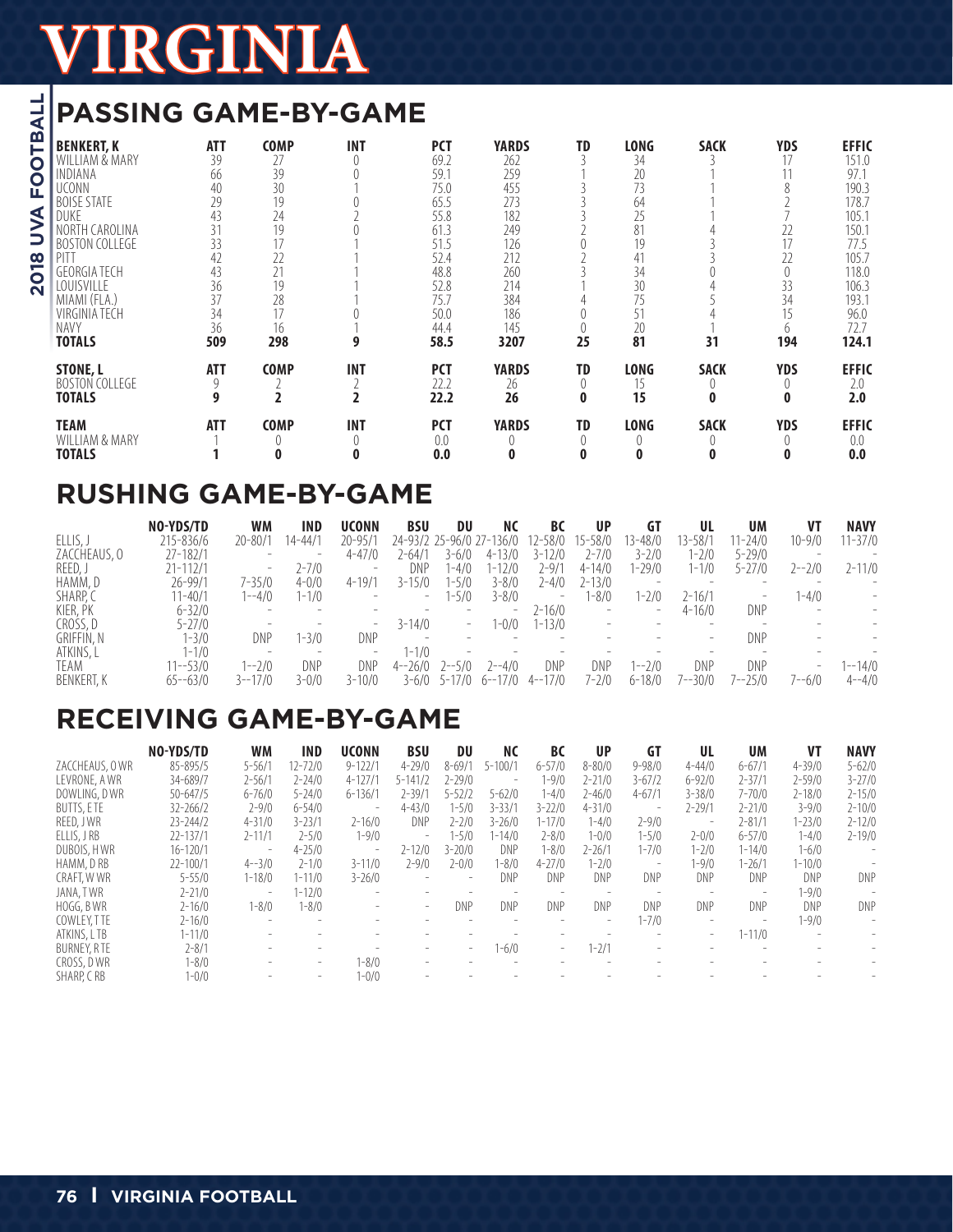# VIRGINIA

## PASSING GAME-BY-GAME

| BENKERT, K | ATT | COMP | INT | PCT | YARDS | TD | LONG | SACK | YDS | EFFIC |
|---|---|---|---|---|---|---|---|---|---|---|
| WILLIAM & MARY | 39 | 27 | 0 | 69.2 | 262 | 3 | 34 | 3 | 17 | 151.0 |
| INDIANA | 66 | 39 | 0 | 59.1 | 259 | 1 | 20 | 1 | 11 | 97.1 |
| UCONN | 40 | 30 | 1 | 75.0 | 455 | 3 | 73 | 1 | 8 | 190.3 |
| BOISE STATE | 29 | 19 | 0 | 65.5 | 273 | 3 | 64 | 1 | 2 | 178.7 |
| DUKE | 43 | 24 | 2 | 55.8 | 182 | 3 | 25 | 1 | 7 | 105.1 |
| NORTH CAROLINA | 31 | 19 | 0 | 61.3 | 249 | 2 | 81 | 4 | 22 | 150.1 |
| BOSTON COLLEGE | 33 | 17 | 1 | 51.5 | 126 | 0 | 19 | 3 | 17 | 77.5 |
| PITT | 42 | 22 | 1 | 52.4 | 212 | 2 | 41 | 3 | 22 | 105.7 |
| GEORGIA TECH | 43 | 21 | 1 | 48.8 | 260 | 3 | 34 | 0 | 0 | 118.0 |
| LOUISVILLE | 36 | 19 | 1 | 52.8 | 214 | 1 | 30 | 4 | 33 | 106.3 |
| MIAMI (FLA.) | 37 | 28 | 1 | 75.7 | 384 | 4 | 75 | 5 | 34 | 193.1 |
| VIRGINIA TECH | 34 | 17 | 0 | 50.0 | 186 | 0 | 51 | 4 | 15 | 96.0 |
| NAVY | 36 | 16 | 1 | 44.4 | 145 | 0 | 20 | 1 | 6 | 72.7 |
| **TOTALS** | **509** | **298** | **9** | **58.5** | **3207** | **25** | **81** | **31** | **194** | **124.1** |

| STONE, L | ATT | COMP | INT | PCT | YARDS | TD | LONG | SACK | YDS | EFFIC |
|---|---|---|---|---|---|---|---|---|---|---|
| BOSTON COLLEGE | 9 | 2 | 2 | 22.2 | 26 | 0 | 15 | 0 | 0 | 2.0 |
| **TOTALS** | **9** | **2** | **2** | **22.2** | **26** | **0** | **15** | **0** | **0** | **2.0** |

| TEAM | ATT | COMP | INT | PCT | YARDS | TD | LONG | SACK | YDS | EFFIC |
|---|---|---|---|---|---|---|---|---|---|---|
| WILLIAM & MARY | 1 | 0 | 0 | 0.0 | 0 | 0 | 0 | 0 | 0 | 0.0 |
| **TOTALS** | **1** | **0** | **0** | **0.0** | **0** | **0** | **0** | **0** | **0** | **0.0** |

## RUSHING GAME-BY-GAME

| | NO-YDS/TD | WM | IND | UCONN | BSU | DU | NC | BC | UP | GT | UL | UM | VT | NAVY |
|---|---|---|---|---|---|---|---|---|---|---|---|---|---|---|
| ELLIS, J | 215-836/6 | 20-80/1 | 14-44/1 | 20-95/1 | 24-93/2 | 25-96/0 | 27-136/0 | 12-58/0 | 15-58/0 | 13-48/0 | 13-58/1 | 11-24/0 | 10-9/0 | 11-37/0 |
| ZACCHEAUS, O | 27-182/1 | - | - | 4-47/0 | 2-64/1 | 3-6/0 | 4-13/0 | 3-12/0 | 2-7/0 | 3-2/0 | 1-2/0 | 5-29/0 | - | - |
| REED, J | 21-112/1 | - | 2-7/0 | - | DNP | 1-4/0 | 1-12/0 | 2-9/1 | 4-14/0 | 1-29/0 | 1-1/0 | 5-27/0 | 2--2/0 | 2-11/0 |
| HAMM, D | 26-99/1 | 7-35/0 | 4-0/0 | 4-19/1 | 3-15/0 | 1-5/0 | 3-8/0 | 2-4/0 | 2-13/0 | - | - | - | - | - |
| SHARP, C | 11-40/1 | 1--4/0 | 1-1/0 | - | - | 1-5/0 | 3-8/0 | - | 1-8/0 | 1-2/0 | 2-16/1 | - | 1-4/0 | - |
| KIER, PK | 6-32/0 | - | - | - | - | - | - | 2-16/0 | - | - | 4-16/0 | DNP | - | - |
| CROSS, D | 5-27/0 | - | - | - | 3-14/0 | - | 1-0/0 | 1-13/0 | - | - | - | - | - | - |
| GRIFFIN, N | 1-3/0 | DNP | 1-3/0 | DNP | - | - | - | - | - | - | - | DNP | - | - |
| ATKINS, L | 1-1/0 | - | - | - | 1-1/0 | - | - | - | - | - | - | - | - | - |
| TEAM | 11--53/0 | 1--2/0 | DNP | DNP | 4--26/0 | 2--5/0 | 2--4/0 | DNP | DNP | 1--2/0 | DNP | DNP | - | 1--14/0 |
| BENKERT, K | 65--63/0 | 3--17/0 | 3-0/0 | 3-10/0 | 3-6/0 | 5-17/0 | 6--17/0 | 4--17/0 | 7-2/0 | 6-18/0 | 7--30/0 | 7--25/0 | 7--6/0 | 4--4/0 |

## RECEIVING GAME-BY-GAME

| | NO-YDS/TD | WM | IND | UCONN | BSU | DU | NC | BC | UP | GT | UL | UM | VT | NAVY |
|---|---|---|---|---|---|---|---|---|---|---|---|---|---|---|
| ZACCHEAUS, O WR | 85-895/5 | 5-56/1 | 12-72/0 | 9-122/1 | 4-29/0 | 8-69/1 | 5-100/1 | 6-57/0 | 8-80/0 | 9-98/0 | 4-44/0 | 6-67/1 | 4-39/0 | 5-62/0 |
| LEVRONE, A WR | 34-689/7 | 2-56/1 | 2-24/0 | 4-127/1 | 5-141/2 | 2-29/0 | - | 1-9/0 | 2-21/0 | 3-67/2 | 6-92/0 | 2-37/1 | 2-59/0 | 3-27/0 |
| DOWLING, D WR | 50-647/5 | 6-76/0 | 5-24/0 | 6-136/1 | 2-39/1 | 5-52/2 | 5-62/0 | 1-4/0 | 2-46/0 | 4-67/1 | 3-38/0 | 7-70/0 | 2-18/0 | 2-15/0 |
| BUTTS, E TE | 32-266/2 | 2-9/0 | 6-54/0 | - | 4-43/0 | 1-5/0 | 3-33/1 | 3-22/0 | 4-31/0 | - | 2-29/1 | 2-21/0 | 3-9/0 | 2-10/0 |
| REED, J WR | 23-244/2 | 4-31/0 | 3-23/1 | 2-16/0 | DNP | 2-2/0 | 3-26/0 | 1-17/0 | 1-4/0 | 2-9/0 | - | 2-81/1 | 1-23/0 | 2-12/0 |
| ELLIS, J RB | 22-137/1 | 2-11/1 | 2-5/0 | 1-9/0 | - | 1-5/0 | 1-14/0 | 2-8/0 | 1-0/0 | 1-5/0 | 2-0/0 | 6-57/0 | 1-4/0 | 2-19/0 |
| DUBOIS, H WR | 16-120/1 | - | 4-25/0 | - | 2-12/0 | 3-20/0 | DNP | 1-8/0 | 2-26/1 | 1-7/0 | 1-2/0 | 1-14/0 | 1-6/0 | - |
| HAMM, D RB | 22-100/1 | 4--3/0 | 2-1/0 | 3-11/0 | 2-9/0 | 2-0/0 | 1-8/0 | 4-27/0 | 1-2/0 | - | 1-9/0 | 1-26/1 | 1-10/0 | - |
| CRAFT, W WR | 5-55/0 | 1-18/0 | 1-11/0 | 3-26/0 | - | - | DNP | DNP | DNP | DNP | DNP | DNP | DNP | DNP |
| JANA, T WR | 2-21/0 | - | 1-12/0 | - | - | - | - | - | - | - | - | - | 1-9/0 | - |
| HOGG, B WR | 2-16/0 | 1-8/0 | 1-8/0 | - | - | DNP | DNP | DNP | DNP | DNP | DNP | DNP | DNP | DNP |
| COWLEY, T TE | 2-16/0 | - | - | - | - | - | - | - | - | 1-7/0 | - | - | 1-9/0 | - |
| ATKINS, L TB | 1-11/0 | - | - | - | - | - | - | - | - | - | - | 1-11/0 | - | - |
| BURNEY, R TE | 2-8/1 | - | - | - | - | - | 1-6/0 | - | 1-2/1 | - | - | - | - | - |
| CROSS, D WR | 1-8/0 | - | - | 1-8/0 | - | - | - | - | - | - | - | - | - | - |
| SHARP, C RB | 1-0/0 | - | - | 1-0/0 | - | - | - | - | - | - | - | - | - | - |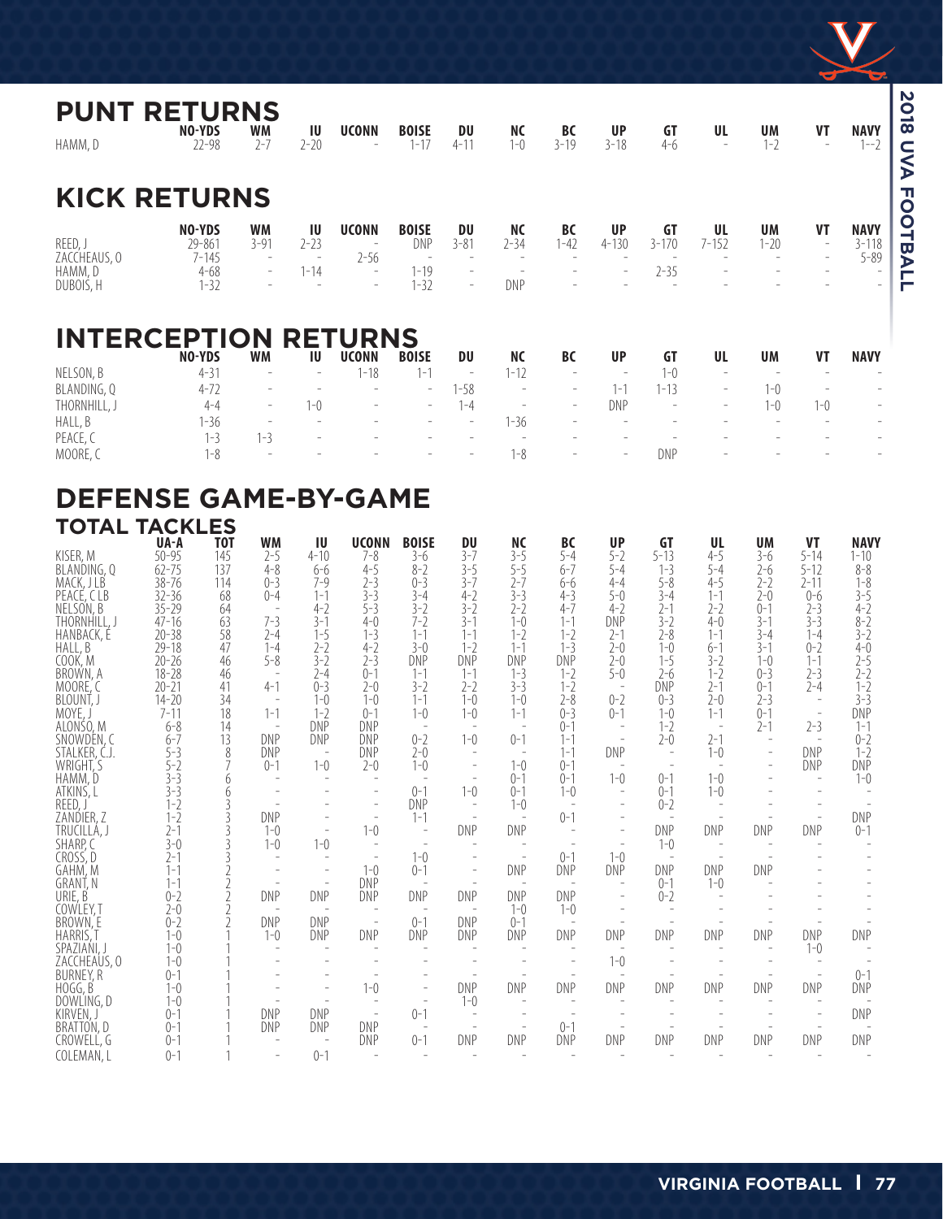## PUNT RETURNS

| | NO-YDS | WM | IU | UCONN | BOISE | DU | NC | BC | UP | GT | UL | UM | VT | NAVY |
|---|---|---|---|---|---|---|---|---|---|---|---|---|---|---|
| HAMM, D | 22-98 | 2-7 | 2-20 | - | 1-17 | 4-11 | 1-0 | 3-19 | 3-18 | 4-6 | - | 1-2 | - | 1--2 |

## KICK RETURNS

| | NO-YDS | WM | IU | UCONN | BOISE | DU | NC | BC | UP | GT | UL | UM | VT | NAVY |
|---|---|---|---|---|---|---|---|---|---|---|---|---|---|---|
| REED, J | 29-861 | 3-91 | 2-23 | - | DNP | 3-81 | 2-34 | 1-42 | 4-130 | 3-170 | 7-152 | 1-20 | - | 3-118 |
| ZACCHEAUS, O | 7-145 | - | - | 2-56 | - | - | - | - | - | - | - | - | - | 5-89 |
| HAMM, D | 4-68 | - | 1-14 | - | 1-19 | - | - | - | - | 2-35 | - | - | - | - |
| DUBOIS, H | 1-32 | - | - | - | 1-32 | - | DNP | - | - | - | - | - | - | - |

## INTERCEPTION RETURNS

| | NO-YDS | WM | IU | UCONN | BOISE | DU | NC | BC | UP | GT | UL | UM | VT | NAVY |
|---|---|---|---|---|---|---|---|---|---|---|---|---|---|---|
| NELSON, B | 4-31 | - | - | 1-18 | 1-1 | - | 1-12 | - | - | 1-0 | - | - | - | - |
| BLANDING, Q | 4-72 | - | - | - | - | 1-58 | - | - | 1-1 | 1-13 | - | 1-0 | - | - |
| THORNHILL, J | 4-4 | - | 1-0 | - | - | 1-4 | - | - | DNP | - | - | 1-0 | 1-0 | - |
| HALL, B | 1-36 | - | - | - | - | - | 1-36 | - | - | - | - | - | - | - |
| PEACE, C | 1-3 | 1-3 | - | - | - | - | - | - | - | - | - | - | - | - |
| MOORE, C | 1-8 | - | - | - | - | - | 1-8 | - | - | DNP | - | - | - | - |

## DEFENSE GAME-BY-GAME

### TOTAL TACKLES

| | UA-A | TOT | WM | IU | UCONN | BOISE | DU | NC | BC | UP | GT | UL | UM | VT | NAVY |
|---|---|---|---|---|---|---|---|---|---|---|---|---|---|---|---|
| KISER, M | 50-95 | 145 | 2-5 | 4-10 | 7-8 | 3-6 | 3-7 | 3-5 | 5-4 | 5-2 | 5-13 | 4-5 | 3-6 | 5-14 | 1-10 |
| BLANDING, Q | 62-75 | 137 | 4-8 | 6-6 | 4-5 | 8-2 | 3-5 | 5-5 | 6-7 | 5-4 | 1-3 | 5-4 | 2-6 | 5-12 | 8-8 |
| MACK, J LB | 38-76 | 114 | 0-3 | 7-9 | 2-3 | 0-3 | 3-7 | 2-7 | 6-6 | 4-4 | 5-8 | 4-5 | 2-2 | 2-11 | 1-8 |
| PEACE, C LB | 32-36 | 68 | 0-4 | 1-1 | 3-3 | 3-4 | 4-2 | 3-3 | 4-3 | 5-0 | 3-4 | 1-1 | 2-0 | 0-6 | 3-5 |
| NELSON, B | 35-29 | 64 | - | 4-2 | 5-3 | 3-2 | 3-2 | 2-2 | 4-7 | 4-2 | 2-1 | 2-2 | 0-1 | 2-3 | 4-2 |
| THORNHILL, J | 47-16 | 63 | 7-3 | 3-1 | 4-0 | 7-2 | 3-1 | 1-0 | 1-1 | DNP | 3-2 | 4-0 | 3-1 | 3-3 | 8-2 |
| HANBACK, E | 20-38 | 58 | 2-4 | 1-5 | 1-3 | 1-1 | 1-1 | 1-2 | 1-2 | 2-1 | 2-8 | 1-1 | 3-4 | 1-4 | 3-2 |
| HALL, B | 29-18 | 47 | 1-4 | 2-2 | 4-2 | 3-0 | 1-2 | 1-1 | 1-3 | 2-0 | 1-0 | 6-1 | 3-1 | 0-2 | 4-0 |
| COOK, M | 20-26 | 46 | 5-8 | 3-2 | 2-3 | DNP | DNP | DNP | DNP | 2-0 | 1-5 | 3-2 | 1-0 | 1-1 | 2-5 |
| BROWN, A | 18-28 | 46 | - | 2-4 | 0-1 | 1-1 | 1-1 | 1-3 | 1-2 | 5-0 | 2-6 | 1-2 | 0-3 | 2-3 | 2-2 |
| MOORE, C | 20-21 | 41 | 4-1 | 0-3 | 2-0 | 3-2 | 2-2 | 3-3 | 1-2 | - | DNP | 2-1 | 0-1 | 2-4 | 1-2 |
| BLOUNT, J | 14-20 | 34 | - | 1-0 | 1-0 | 1-1 | 1-0 | 1-0 | 2-8 | 0-2 | 0-3 | 2-0 | 2-3 | - | 3-3 |
| MOYE, J | 7-11 | 18 | 1-1 | 1-2 | 0-1 | 1-0 | 1-0 | 1-1 | 0-3 | 0-1 | 1-0 | 1-1 | 0-1 | - | DNP |
| ALONSO, M | 6-8 | 14 | - | DNP | DNP | - | - | - | 0-1 | - | 1-2 | - | 2-1 | 2-3 | 1-1 |
| SNOWDEN, C | 6-7 | 13 | DNP | DNP | DNP | 0-2 | 1-0 | 0-1 | 1-1 | - | 2-0 | 2-1 | - | - | 0-2 |
| STALKER, C.J. | 5-3 | 8 | DNP | - | DNP | 2-0 | - | - | 1-1 | DNP | - | 1-0 | - | DNP | 1-2 |
| WRIGHT, S | 5-2 | 7 | 0-1 | 1-0 | 2-0 | 1-0 | - | 1-0 | 0-1 | - | - | - | - | DNP | DNP |
| HAMM, D | 3-3 | 6 | - | - | - | - | - | 0-1 | 0-1 | 1-0 | 0-1 | 1-0 | - | - | 1-0 |
| ATKINS, L | 3-3 | 6 | - | - | - | 0-1 | 1-0 | 0-1 | 1-0 | - | 0-1 | 1-0 | - | - | - |
| REED, J | 1-2 | 3 | - | - | - | DNP | - | 1-0 | - | - | 0-2 | - | - | - | - |
| ZANDIER, Z | 1-2 | 3 | DNP | - | - | 1-1 | - | - | 0-1 | - | - | - | - | - | DNP |
| TRUCILLA, J | 2-1 | 3 | 1-0 | - | 1-0 | - | DNP | DNP | - | - | DNP | DNP | DNP | DNP | 0-1 |
| SHARP, C | 3-0 | 3 | 1-0 | 1-0 | - | - | - | - | - | - | 1-0 | - | - | - | - |
| CROSS, D | 2-1 | 3 | - | - | - | 1-0 | - | - | 0-1 | 1-0 | - | - | - | - | - |
| GAHM, M | 1-1 | 2 | - | - | 1-0 | 0-1 | - | DNP | DNP | DNP | DNP | DNP | DNP | - | - |
| GRANT, N | 1-1 | 2 | - | - | DNP | - | - | - | - | - | 0-1 | 1-0 | - | - | - |
| URIE, B | 0-2 | 2 | DNP | DNP | DNP | DNP | DNP | DNP | DNP | - | 0-2 | - | - | - | - |
| COWLEY, T | 2-0 | 2 | - | - | - | - | - | 1-0 | 1-0 | - | - | - | - | - | - |
| BROWN, E | 0-2 | 2 | DNP | DNP | - | 0-1 | DNP | 0-1 | - | - | - | - | - | - | - |
| HARRIS, T | 1-0 | 1 | 1-0 | DNP | DNP | DNP | DNP | DNP | DNP | DNP | DNP | DNP | DNP | DNP | DNP |
| SPAZIANI, J | 1-0 | 1 | - | - | - | - | - | - | - | - | - | - | - | 1-0 | - |
| ZACCHEAUS, O | 1-0 | 1 | - | - | - | - | - | - | - | 1-0 | - | - | - | - | - |
| BURNEY, R | 0-1 | 1 | - | - | - | - | - | - | - | - | - | - | - | - | 0-1 |
| HOGG, B | 1-0 | 1 | - | - | 1-0 | - | DNP | DNP | DNP | DNP | DNP | DNP | DNP | DNP | DNP |
| DOWLING, D | 1-0 | 1 | - | - | - | - | 1-0 | - | - | - | - | - | - | - | - |
| KIRVEN, J | 0-1 | 1 | DNP | DNP | - | 0-1 | - | - | - | - | - | - | - | - | DNP |
| BRATTON, D | 0-1 | 1 | DNP | DNP | DNP | - | - | - | 0-1 | - | - | - | - | - | - |
| CROWELL, G | 0-1 | 1 | - | - | DNP | 0-1 | DNP | DNP | DNP | DNP | DNP | DNP | DNP | DNP | DNP |
| COLEMAN, L | 0-1 | 1 | - | 0-1 | - | - | - | - | - | - | - | - | - | - | - |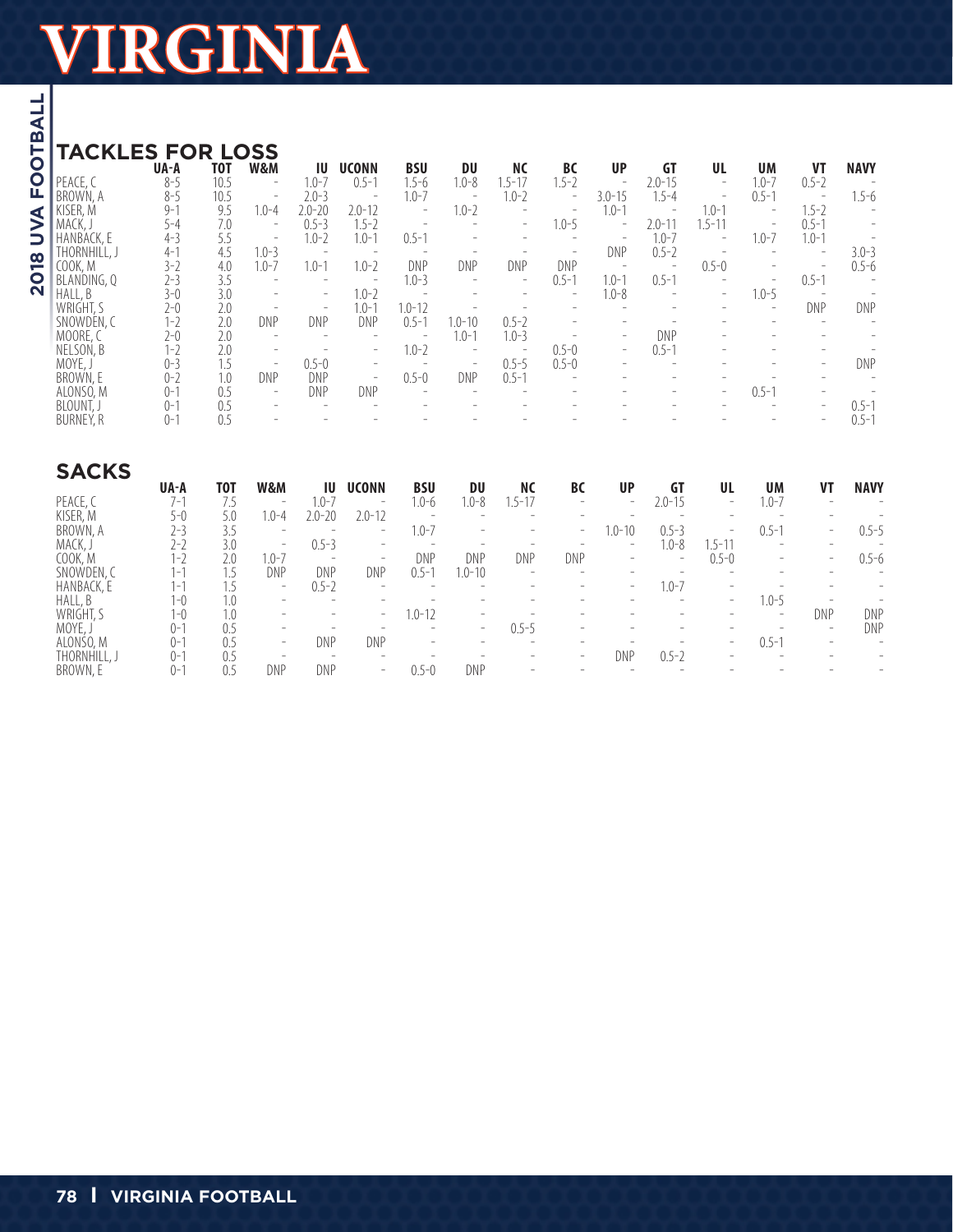# VIRGINIA

## TACKLES FOR LOSS

| | UA-A | TOT | W&M | IU | UCONN | BSU | DU | NC | BC | UP | GT | UL | UM | VT | NAVY |
|---|---|---|---|---|---|---|---|---|---|---|---|---|---|---|---|
| PEACE, C | 8-5 | 10.5 | - | 1.0-7 | 0.5-1 | 1.5-6 | 1.0-8 | 1.5-17 | 1.5-2 | - | 2.0-15 | - | 1.0-7 | 0.5-2 | - |
| BROWN, A | 8-5 | 10.5 | - | 2.0-3 | - | 1.0-7 | - | 1.0-2 | - | 3.0-15 | 1.5-4 | - | 0.5-1 | - | 1.5-6 |
| KISER, M | 9-1 | 9.5 | 1.0-4 | 2.0-20 | 2.0-12 | - | 1.0-2 | - | - | 1.0-1 | - | 1.0-1 | - | 1.5-2 | - |
| MACK, J | 5-4 | 7.0 | - | 0.5-3 | 1.5-2 | - | - | - | 1.0-5 | - | 2.0-11 | 1.5-11 | - | 0.5-1 | - |
| HANBACK, E | 4-3 | 5.5 | - | 1.0-2 | 1.0-1 | 0.5-1 | - | - | - | - | 1.0-7 | - | 1.0-7 | 1.0-1 | - |
| THORNHILL, J | 4-1 | 4.5 | 1.0-3 | - | - | - | - | - | - | DNP | 0.5-2 | - | - | - | 3.0-3 |
| COOK, M | 3-2 | 4.0 | 1.0-7 | 1.0-1 | 1.0-2 | DNP | DNP | DNP | DNP | - | - | 0.5-0 | - | - | 0.5-6 |
| BLANDING, Q | 2-3 | 3.5 | - | - | - | 1.0-3 | - | - | 0.5-1 | 1.0-1 | 0.5-1 | - | - | 0.5-1 | - |
| HALL, B | 3-0 | 3.0 | - | - | 1.0-2 | - | - | - | - | 1.0-8 | - | - | 1.0-5 | - | - |
| WRIGHT, S | 2-0 | 2.0 | - | - | 1.0-1 | 1.0-12 | - | - | - | - | - | - | - | DNP | DNP |
| SNOWDEN, C | 1-2 | 2.0 | DNP | DNP | DNP | 0.5-1 | 1.0-10 | 0.5-2 | - | - | - | - | - | - | - |
| MOORE, C | 2-0 | 2.0 | - | - | - | - | 1.0-1 | 1.0-3 | - | - | DNP | - | - | - | - |
| NELSON, B | 1-2 | 2.0 | - | - | - | 1.0-2 | - | - | 0.5-0 | - | 0.5-1 | - | - | - | - |
| MOYE, J | 0-3 | 1.5 | - | 0.5-0 | - | - | - | 0.5-5 | 0.5-0 | - | - | - | - | - | DNP |
| BROWN, E | 0-2 | 1.0 | DNP | DNP | - | 0.5-0 | DNP | 0.5-1 | - | - | - | - | - | - | - |
| ALONSO, M | 0-1 | 0.5 | - | DNP | DNP | - | - | - | - | - | - | - | 0.5-1 | - | - |
| BLOUNT, J | 0-1 | 0.5 | - | - | - | - | - | - | - | - | - | - | - | - | 0.5-1 |
| BURNEY, R | 0-1 | 0.5 | - | - | - | - | - | - | - | - | - | - | - | - | 0.5-1 |

## SACKS

| | UA-A | TOT | W&M | IU | UCONN | BSU | DU | NC | BC | UP | GT | UL | UM | VT | NAVY |
|---|---|---|---|---|---|---|---|---|---|---|---|---|---|---|---|
| PEACE, C | 7-1 | 7.5 | - | 1.0-7 | - | 1.0-6 | 1.0-8 | 1.5-17 | - | - | 2.0-15 | - | 1.0-7 | - | - |
| KISER, M | 5-0 | 5.0 | 1.0-4 | 2.0-20 | 2.0-12 | - | - | - | - | - | - | - | - | - | - |
| BROWN, A | 2-3 | 3.5 | - | - | - | 1.0-7 | - | - | - | 1.0-10 | 0.5-3 | - | 0.5-1 | - | 0.5-5 |
| MACK, J | 2-2 | 3.0 | - | 0.5-3 | - | - | - | - | - | - | 1.0-8 | 1.5-11 | - | - | - |
| COOK, M | 1-2 | 2.0 | 1.0-7 | - | - | DNP | DNP | DNP | DNP | - | - | 0.5-0 | - | - | 0.5-6 |
| SNOWDEN, C | 1-1 | 1.5 | DNP | DNP | DNP | 0.5-1 | 1.0-10 | - | - | - | - | - | - | - | - |
| HANBACK, E | 1-1 | 1.5 | - | 0.5-2 | - | - | - | - | - | - | 1.0-7 | - | - | - | - |
| HALL, B | 1-0 | 1.0 | - | - | - | - | - | - | - | - | - | - | 1.0-5 | - | - |
| WRIGHT, S | 1-0 | 1.0 | - | - | - | 1.0-12 | - | - | - | - | - | - | - | DNP | DNP |
| MOYE, J | 0-1 | 0.5 | - | - | - | - | - | 0.5-5 | - | - | - | - | - | - | DNP |
| ALONSO, M | 0-1 | 0.5 | - | DNP | DNP | - | - | - | - | - | - | - | 0.5-1 | - | - |
| THORNHILL, J | 0-1 | 0.5 | - | - | - | - | - | - | - | DNP | 0.5-2 | - | - | - | - |
| BROWN, E | 0-1 | 0.5 | DNP | DNP | - | 0.5-0 | DNP | - | - | - | - | - | - | - | - |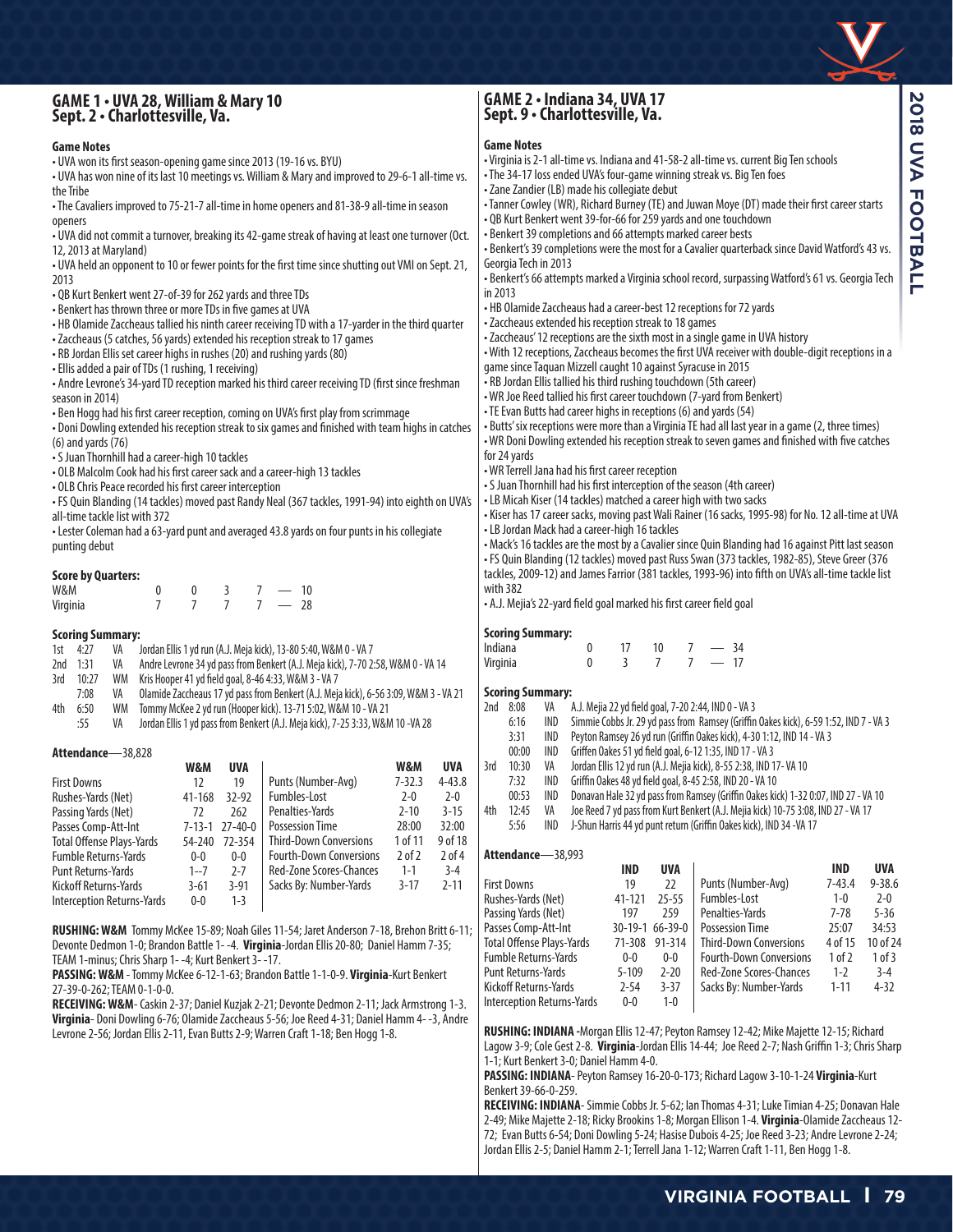## GAME 1 • UVA 28, William & Mary 10
## Sept. 2 • Charlottesville, Va.

### Game Notes

- UVA won its first season-opening game since 2013 (19-16 vs. BYU)
- UVA has won nine of its last 10 meetings vs. William & Mary and improved to 29-6-1 all-time vs. the Tribe
- The Cavaliers improved to 75-21-7 all-time in home openers and 81-38-9 all-time in season openers
- UVA did not commit a turnover, breaking its 42-game streak of having at least one turnover (Oct. 12, 2013 at Maryland)
- UVA held an opponent to 10 or fewer points for the first time since shutting out VMI on Sept. 21, 2013
- QB Kurt Benkert went 27-of-39 for 262 yards and three TDs
- Benkert has thrown three or more TDs in five games at UVA
- HB Olamide Zaccheaus tallied his ninth career receiving TD with a 17-yarder in the third quarter
- Zaccheaus (5 catches, 56 yards) extended his reception streak to 17 games
- RB Jordan Ellis set career highs in rushes (20) and rushing yards (80)
- Ellis added a pair of TDs (1 rushing, 1 receiving)
- Andre Levrone's 34-yard TD reception marked his third career receiving TD (first since freshman season in 2014)
- Ben Hogg had his first career reception, coming on UVA's first play from scrimmage
- Doni Dowling extended his reception streak to six games and finished with team highs in catches (6) and yards (76)
- S Juan Thornhill had a career-high 10 tackles
- OLB Malcolm Cook had his first career sack and a career-high 13 tackles
- OLB Chris Peace recorded his first career interception
- FS Quin Blanding (14 tackles) moved past Randy Neal (367 tackles, 1991-94) into eighth on UVA's all-time tackle list with 372
- Lester Coleman had a 63-yard punt and averaged 43.8 yards on four punts in his collegiate punting debut

### Score by Quarters:

| | 1 | 2 | 3 | 4 | Final |
|---|---|---|---|---|---|
| W&M | 0 | 0 | 3 | 7 | 10 |
| Virginia | 7 | 7 | 7 | 7 | 28 |

### Scoring Summary:

| Qtr | Time | Team | Play |
|---|---|---|---|
| 1st | 4:27 | VA | Jordan Ellis 1 yd run (A.J. Meja kick), 13-80 5:40, W&M 0 - VA 7 |
| 2nd | 1:31 | VA | Andre Levrone 34 yd pass from Benkert (A.J. Meja kick), 7-70 2:58, W&M 0 - VA 14 |
| 3rd | 10:27 | WM | Kris Hooper 41 yd field goal, 8-46 4:33, W&M 3 - VA 7 |
| | 7:08 | VA | Olamide Zaccheaus 17 yd pass from Benkert (A.J. Meja kick), 6-56 3:09, W&M 3 - VA 21 |
| 4th | 6:50 | WM | Tommy McKee 2 yd run (Hooper kick). 13-71 5:02, W&M 10 - VA 21 |
| | :55 | VA | Jordan Ellis 1 yd pass from Benkert (A.J. Meja kick), 7-25 3:33, W&M 10 -VA 28 |

### Attendance—38,828

| | W&M | UVA | | W&M | UVA |
|---|---|---|---|---|---|
| First Downs | 12 | 19 | Punts (Number-Avg) | 7-32.3 | 4-43.8 |
| Rushes-Yards (Net) | 41-168 | 32-92 | Fumbles-Lost | 2-0 | 2-0 |
| Passing Yards (Net) | 72 | 262 | Penalties-Yards | 2-10 | 3-15 |
| Passes Comp-Att-Int | 7-13-1 | 27-40-0 | Possession Time | 28:00 | 32:00 |
| Total Offense Plays-Yards | 54-240 | 72-354 | Third-Down Conversions | 1 of 11 | 9 of 18 |
| Fumble Returns-Yards | 0-0 | 0-0 | Fourth-Down Conversions | 2 of 2 | 2 of 4 |
| Punt Returns-Yards | 1--7 | 2-7 | Red-Zone Scores-Chances | 1-1 | 3-4 |
| Kickoff Returns-Yards | 3-61 | 3-91 | Sacks By: Number-Yards | 3-17 | 2-11 |
| Interception Returns-Yards | 0-0 | 1-3 | | | |

**RUSHING: W&M** Tommy McKee 15-89; Noah Giles 11-54; Jaret Anderson 7-18, Brehon Britt 6-11; Devonte Dedmon 1-0; Brandon Battle 1- -4. **Virginia**-Jordan Ellis 20-80; Daniel Hamm 7-35; TEAM 1-minus; Chris Sharp 1- -4; Kurt Benkert 3- -17.

**PASSING: W&M** - Tommy McKee 6-12-1-63; Brandon Battle 1-1-0-9. **Virginia**-Kurt Benkert 27-39-0-262; TEAM 0-1-0-0.

**RECEIVING: W&M**- Caskin 2-37; Daniel Kuzjak 2-21; Devonte Dedmon 2-11; Jack Armstrong 1-3. **Virginia**- Doni Dowling 6-76; Olamide Zaccheaus 5-56; Joe Reed 4-31; Daniel Hamm 4- -3, Andre Levrone 2-56; Jordan Ellis 2-11, Evan Butts 2-9; Warren Craft 1-18; Ben Hogg 1-8.

## GAME 2 • Indiana 34, UVA 17
## Sept. 9 • Charlottesville, Va.

### Game Notes

- Virginia is 2-1 all-time vs. Indiana and 41-58-2 all-time vs. current Big Ten schools
- The 34-17 loss ended UVA's four-game winning streak vs. Big Ten foes
- Zane Zandier (LB) made his collegiate debut
- Tanner Cowley (WR), Richard Burney (TE) and Juwan Moye (DT) made their first career starts
- QB Kurt Benkert went 39-for-66 for 259 yards and one touchdown
- Benkert 39 completions and 66 attempts marked career bests
- Benkert's 39 completions were the most for a Cavalier quarterback since David Watford's 43 vs. Georgia Tech in 2013
- Benkert's 66 attempts marked a Virginia school record, surpassing Watford's 61 vs. Georgia Tech in 2013
- HB Olamide Zaccheaus had a career-best 12 receptions for 72 yards
- Zaccheaus extended his reception streak to 18 games
- Zaccheaus' 12 receptions are the sixth most in a single game in UVA history
- With 12 receptions, Zaccheaus becomes the first UVA receiver with double-digit receptions in a game since Taquan Mizzell caught 10 against Syracuse in 2015
- RB Jordan Ellis tallied his third rushing touchdown (5th career)
- WR Joe Reed tallied his first career touchdown (7-yard from Benkert)
- TE Evan Butts had career highs in receptions (6) and yards (54)
- Butts' six receptions were more than a Virginia TE had all last year in a game (2, three times)
- WR Doni Dowling extended his reception streak to seven games and finished with five catches for 24 yards
- WR Terrell Jana had his first career reception
- S Juan Thornhill had his first interception of the season (4th career)
- LB Micah Kiser (14 tackles) matched a career high with two sacks
- Kiser has 17 career sacks, moving past Wali Rainer (16 sacks, 1995-98) for No. 12 all-time at UVA
- LB Jordan Mack had a career-high 16 tackles
- Mack's 16 tackles are the most by a Cavalier since Quin Blanding had 16 against Pitt last season
- FS Quin Blanding (12 tackles) moved past Russ Swan (373 tackles, 1982-85), Steve Greer (376 tackles, 2009-12) and James Farrior (381 tackles, 1993-96) into fifth on UVA's all-time tackle list with 382
- A.J. Mejia's 22-yard field goal marked his first career field goal

### Scoring Summary:

| | 1 | 2 | 3 | 4 | Final |
|---|---|---|---|---|---|
| Indiana | 0 | 17 | 10 | 7 | 34 |
| Virginia | 0 | 3 | 7 | 7 | 17 |

### Scoring Summary:

| Qtr | Time | Team | Play |
|---|---|---|---|
| 2nd | 8:08 | VA | A.J. Mejia 22 yd field goal, 7-20 2:44, IND 0 - VA 3 |
| | 6:16 | IND | Simmie Cobbs Jr. 29 yd pass from Ramsey (Griffin Oakes kick), 6-59 1:52, IND 7 - VA 3 |
| | 3:31 | IND | Peyton Ramsey 26 yd run (Griffin Oakes kick), 4-30 1:12, IND 14 - VA 3 |
| | 00:00 | IND | Griffen Oakes 51 yd field goal, 6-12 1:35, IND 17 - VA 3 |
| 3rd | 10:30 | VA | Jordan Ellis 12 yd run (A.J. Mejia kick), 8-55 2:38, IND 17- VA 10 |
| | 7:32 | IND | Griffin Oakes 48 yd field goal, 8-45 2:58, IND 20 - VA 10 |
| | 00:53 | IND | Donavan Hale 32 yd pass from Ramsey (Griffin Oakes kick), 1-32 0:07, IND 27 - VA 10 |
| 4th | 12:45 | VA | Joe Reed 7 yd pass from Kurt Benkert (A.J. Mejia kick) 10-75 3:08, IND 27 - VA 17 |
| | 5:56 | IND | J-Shun Harris 44 yd punt return (Griffin Oakes kick), IND 34 -VA 17 |

### Attendance—38,993

| | IND | UVA | | IND | UVA |
|---|---|---|---|---|---|
| First Downs | 19 | 22 | Punts (Number-Avg) | 7-43.4 | 9-38.6 |
| Rushes-Yards (Net) | 41-121 | 25-55 | Fumbles-Lost | 1-0 | 2-0 |
| Passing Yards (Net) | 197 | 259 | Penalties-Yards | 7-78 | 5-36 |
| Passes Comp-Att-Int | 30-19-1 | 66-39-0 | Possession Time | 25:07 | 34:53 |
| Total Offense Plays-Yards | 71-308 | 91-314 | Third-Down Conversions | 4 of 15 | 10 of 24 |
| Fumble Returns-Yards | 0-0 | 0-0 | Fourth-Down Conversions | 1 of 2 | 1 of 3 |
| Punt Returns-Yards | 5-109 | 2-20 | Red-Zone Scores-Chances | 1-2 | 3-4 |
| Kickoff Returns-Yards | 2-54 | 3-37 | Sacks By: Number-Yards | 1-11 | 4-32 |
| Interception Returns-Yards | 0-0 | 1-0 | | | |

**RUSHING: INDIANA** -Morgan Ellis 12-47; Peyton Ramsey 12-42; Mike Majette 12-15; Richard Lagow 3-9; Cole Gest 2-8. **Virginia**-Jordan Ellis 14-44; Joe Reed 2-7; Nash Griffin 1-3; Chris Sharp 1-1; Kurt Benkert 3-0; Daniel Hamm 4-0.

**PASSING: INDIANA**- Peyton Ramsey 16-20-0-173; Richard Lagow 3-10-1-24 **Virginia**-Kurt Benkert 39-66-0-259.

**RECEIVING: INDIANA**- Simmie Cobbs Jr. 5-62; Ian Thomas 4-31; Luke Timian 4-25; Donavan Hale 2-49; Mike Majette 2-18; Ricky Brookins 1-8; Morgan Ellison 1-4. **Virginia**-Olamide Zaccheaus 12-72; Evan Butts 6-54; Doni Dowling 5-24; Hasise Dubois 4-25; Joe Reed 3-23; Andre Levrone 2-24; Jordan Ellis 2-5; Daniel Hamm 2-1; Terrell Jana 1-12; Warren Craft 1-11, Ben Hogg 1-8.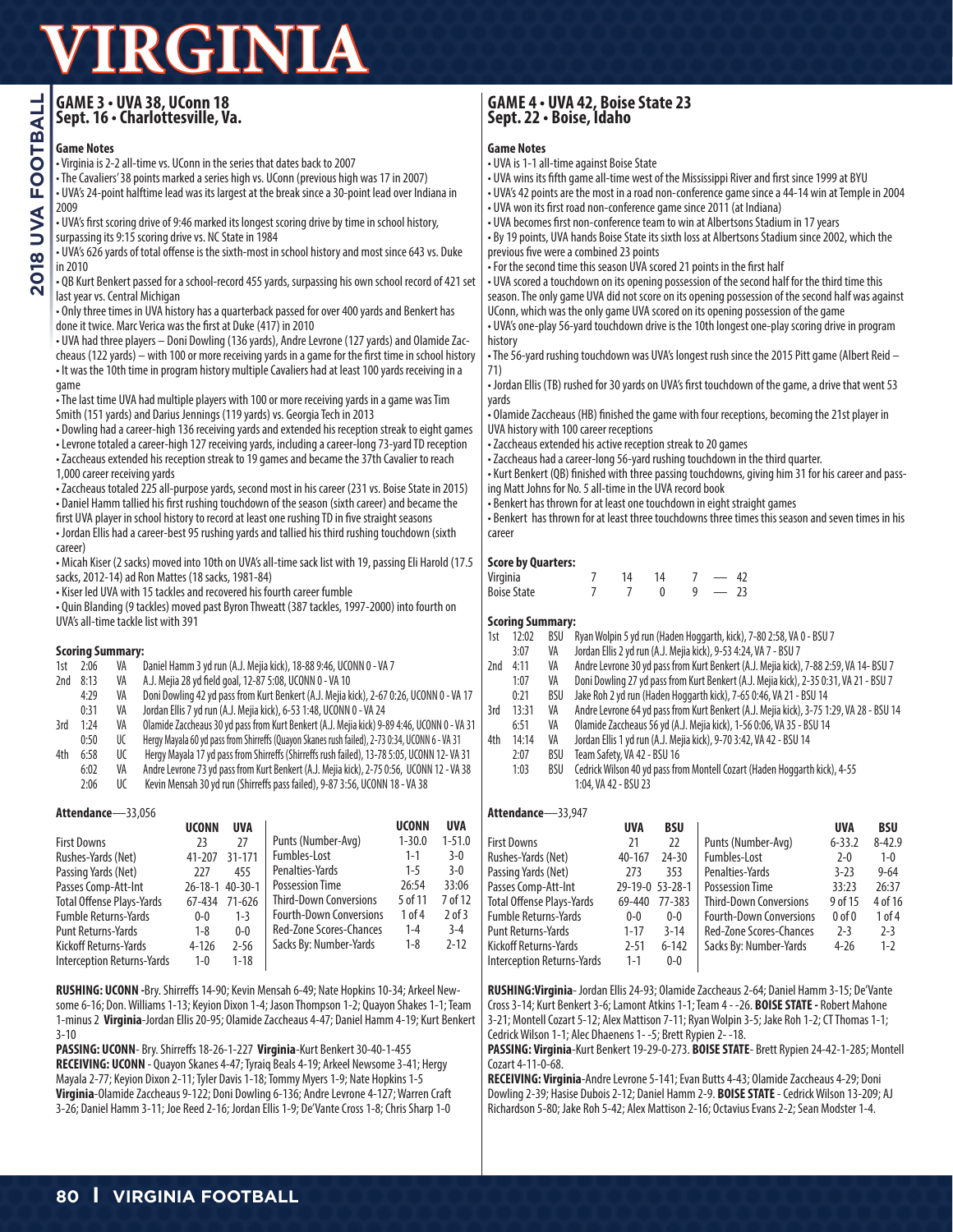# VIRGINIA

## GAME 3 • UVA 38, UConn 18
## Sept. 16 • Charlottesville, Va.

### Game Notes

- Virginia is 2-2 all-time vs. UConn in the series that dates back to 2007
- The Cavaliers' 38 points marked a series high vs. UConn (previous high was 17 in 2007)
- UVA's 24-point halftime lead was its largest at the break since a 30-point lead over Indiana in 2009
- UVA's first scoring drive of 9:46 marked its longest scoring drive by time in school history, surpassing its 9:15 scoring drive vs. NC State in 1984
- UVA's 626 yards of total offense is the sixth-most in school history and most since 643 vs. Duke in 2010
- QB Kurt Benkert passed for a school-record 455 yards, surpassing his own school record of 421 set last year vs. Central Michigan
- Only three times in UVA history has a quarterback passed for over 400 yards and Benkert has done it twice. Marc Verica was the first at Duke (417) in 2010
- UVA had three players – Doni Dowling (136 yards), Andre Levrone (127 yards) and Olamide Zaccheaus (122 yards) – with 100 or more receiving yards in a game for the first time in school history
- It was the 10th time in program history multiple Cavaliers had at least 100 yards receiving in a game
- The last time UVA had multiple players with 100 or more receiving yards in a game was Tim Smith (151 yards) and Darius Jennings (119 yards) vs. Georgia Tech in 2013
- Dowling had a career-high 136 receiving yards and extended his reception streak to eight games
- Levrone totaled a career-high 127 receiving yards, including a career-long 73-yard TD reception
- Zaccheaus extended his reception streak to 19 games and became the 37th Cavalier to reach 1,000 career receiving yards
- Zaccheaus totaled 225 all-purpose yards, second most in his career (231 vs. Boise State in 2015)
- Daniel Hamm tallied his first rushing touchdown of the season (sixth career) and became the first UVA player in school history to record at least one rushing TD in five straight seasons
- Jordan Ellis had a career-best 95 rushing yards and tallied his third rushing touchdown (sixth career)
- Micah Kiser (2 sacks) moved into 10th on UVA's all-time sack list with 19, passing Eli Harold (17.5 sacks, 2012-14) ad Ron Mattes (18 sacks, 1981-84)
- Kiser led UVA with 15 tackles and recovered his fourth career fumble
- Quin Blanding (9 tackles) moved past Byron Thweatt (387 tackles, 1997-2000) into fourth on UVA's all-time tackle list with 391

### Scoring Summary:

| Qtr | Time | Team | Play |
|---|---|---|---|
| 1st | 2:06 | VA | Daniel Hamm 3 yd run (A.J. Mejia kick), 18-88 9:46, UCONN 0 - VA 7 |
| 2nd | 8:13 | VA | A.J. Mejia 28 yd field goal, 12-87 5:08, UCONN 0 - VA 10 |
| | 4:29 | VA | Doni Dowling 42 yd pass from Kurt Benkert (A.J. Mejia kick), 2-67 0:26, UCONN 0 - VA 17 |
| | 0:31 | VA | Jordan Ellis 7 yd run (A.J. Mejia kick), 6-53 1:48, UCONN 0 - VA 24 |
| 3rd | 1:24 | VA | Olamide Zaccheaus 30 yd pass from Kurt Benkert (A.J. Mejia kick) 9-89 4:46, UCONN 0 - VA 31 |
| | 0:50 | UC | Hergy Mayala 60 yd pass from Shirreffs (Quayon Skanes rush failed), 2-73 0:34, UCONN 6 - VA 31 |
| 4th | 6:58 | UC | Hergy Mayala 17 yd pass from Shirreffs (Shirreffs rush failed), 13-78 5:05, UCONN 12- VA 31 |
| | 6:02 | VA | Andre Levrone 73 yd pass from Kurt Benkert (A.J. Mejia kick), 2-75 0:56, UCONN 12 - VA 38 |
| | 2:06 | UC | Kevin Mensah 30 yd run (Shirreffs pass failed), 9-87 3:56, UCONN 18 - VA 38 |

**Attendance**—33,056

| | UCONN | UVA |
|---|---|---|
| First Downs | 23 | 27 |
| Rushes-Yards (Net) | 41-207 | 31-171 |
| Passing Yards (Net) | 227 | 455 |
| Passes Comp-Att-Int | 26-18-1 | 40-30-1 |
| Total Offense Plays-Yards | 67-434 | 71-626 |
| Fumble Returns-Yards | 0-0 | 1-3 |
| Punt Returns-Yards | 1-8 | 0-0 |
| Kickoff Returns-Yards | 4-126 | 2-56 |
| Interception Returns-Yards | 1-0 | 1-18 |

| | UCONN | UVA |
|---|---|---|
| Punts (Number-Avg) | 1-30.0 | 1-51.0 |
| Fumbles-Lost | 1-1 | 3-0 |
| Penalties-Yards | 1-5 | 3-0 |
| Possession Time | 26:54 | 33:06 |
| Third-Down Conversions | 5 of 11 | 7 of 12 |
| Fourth-Down Conversions | 1 of 4 | 2 of 3 |
| Red-Zone Scores-Chances | 1-4 | 3-4 |
| Sacks By: Number-Yards | 1-8 | 2-12 |

**RUSHING: UCONN** -Bry. Shirreffs 14-90; Kevin Mensah 6-49; Nate Hopkins 10-34; Arkeel Newsome 6-16; Don. Williams 1-13; Keyion Dixon 1-4; Jason Thompson 1-2; Quayon Shakes 1-1; Team 1-minus 2 **Virginia**-Jordan Ellis 20-95; Olamide Zaccheaus 4-47; Daniel Hamm 4-19; Kurt Benkert 3-10

**PASSING: UCONN**- Bry. Shirreffs 18-26-1-227 **Virginia**-Kurt Benkert 30-40-1-455

**RECEIVING: UCONN** - Quayon Skanes 4-47; Tyraiq Beals 4-19; Arkeel Newsome 3-41; Hergy Mayala 2-77; Keyion Dixon 2-11; Tyler Davis 1-18; Tommy Myers 1-9; Nate Hopkins 1-5 **Virginia**-Olamide Zaccheaus 9-122; Doni Dowling 6-136; Andre Levrone 4-127; Warren Craft 3-26; Daniel Hamm 3-11; Joe Reed 2-16; Jordan Ellis 1-9; De'Vante Cross 1-8; Chris Sharp 1-0

## GAME 4 • UVA 42, Boise State 23
## Sept. 22 • Boise, Idaho

### Game Notes

- UVA is 1-1 all-time against Boise State
- UVA wins its fifth game all-time west of the Mississippi River and first since 1999 at BYU
- UVA's 42 points are the most in a road non-conference game since a 44-14 win at Temple in 2004
- UVA won its first road non-conference game since 2011 (at Indiana)
- UVA becomes first non-conference team to win at Albertsons Stadium in 17 years
- By 19 points, UVA hands Boise State its sixth loss at Albertsons Stadium since 2002, which the previous five were a combined 23 points
- For the second time this season UVA scored 21 points in the first half
- UVA scored a touchdown on its opening possession of the second half for the third time this season. The only game UVA did not score on its opening possession of the second half was against UConn, which was the only game UVA scored on its opening possession of the game
- UVA's one-play 56-yard touchdown drive is the 10th longest one-play scoring drive in program history
- The 56-yard rushing touchdown was UVA's longest rush since the 2015 Pitt game (Albert Reid – 71)
- Jordan Ellis (TB) rushed for 30 yards on UVA's first touchdown of the game, a drive that went 53 yards
- Olamide Zaccheaus (HB) finished the game with four receptions, becoming the 21st player in UVA history with 100 career receptions
- Zaccheaus extended his active reception streak to 20 games
- Zaccheaus had a career-long 56-yard rushing touchdown in the third quarter.
- Kurt Benkert (QB) finished with three passing touchdowns, giving him 31 for his career and passing Matt Johns for No. 5 all-time in the UVA record book
- Benkert has thrown for at least one touchdown in eight straight games
- Benkert has thrown for at least three touchdowns three times this season and seven times in his career

### Score by Quarters:

| | 1 | 2 | 3 | 4 | Final |
|---|---|---|---|---|---|
| Virginia | 7 | 14 | 14 | 7 | 42 |
| Boise State | 7 | 7 | 0 | 9 | 23 |

### Scoring Summary:

| Qtr | Time | Team | Play |
|---|---|---|---|
| 1st | 12:02 | BSU | Ryan Wolpin 5 yd run (Haden Hoggarth, kick), 7-80 2:58, VA 0 - BSU 7 |
| | 3:07 | VA | Jordan Ellis 2 yd run (A.J. Mejia kick), 9-53 4:24, VA 7 - BSU 7 |
| 2nd | 4:11 | VA | Andre Levrone 30 yd pass from Kurt Benkert (A.J. Mejia kick), 7-88 2:59, VA 14- BSU 7 |
| | 1:07 | VA | Doni Dowling 27 yd pass from Kurt Benkert (A.J. Mejia kick), 2-35 0:31, VA 21 - BSU 7 |
| | 0:21 | BSU | Jake Roh 2 yd run (Haden Hoggarth kick), 7-65 0:46, VA 21 - BSU 14 |
| 3rd | 13:31 | VA | Andre Levrone 64 yd pass from Kurt Benkert (A.J. Mejia kick), 3-75 1:29, VA 28 - BSU 14 |
| | 6:51 | VA | Olamide Zaccheaus 56 yd (A.J. Mejia kick), 1-56 0:06, VA 35 - BSU 14 |
| 4th | 14:14 | VA | Jordan Ellis 1 yd run (A.J. Mejia kick), 9-70 3:42, VA 42 - BSU 14 |
| | 2:07 | BSU | Team Safety, VA 42 - BSU 16 |
| | 1:03 | BSU | Cedrick Wilson 40 yd pass from Montell Cozart (Haden Hoggarth kick), 4-55 1:04, VA 42 - BSU 23 |

**Attendance**—33,947

| | UVA | BSU |
|---|---|---|
| First Downs | 21 | 22 |
| Rushes-Yards (Net) | 40-167 | 24-30 |
| Passing Yards (Net) | 273 | 353 |
| Passes Comp-Att-Int | 29-19-0 | 53-28-1 |
| Total Offense Plays-Yards | 69-440 | 77-383 |
| Fumble Returns-Yards | 0-0 | 0-0 |
| Punt Returns-Yards | 1-17 | 3-14 |
| Kickoff Returns-Yards | 2-51 | 6-142 |
| Interception Returns-Yards | 1-1 | 0-0 |

| | UVA | BSU |
|---|---|---|
| Punts (Number-Avg) | 6-33.2 | 8-42.9 |
| Fumbles-Lost | 2-0 | 1-0 |
| Penalties-Yards | 3-23 | 9-64 |
| Possession Time | 33:23 | 26:37 |
| Third-Down Conversions | 9 of 15 | 4 of 16 |
| Fourth-Down Conversions | 0 of 0 | 1 of 4 |
| Red-Zone Scores-Chances | 2-3 | 2-3 |
| Sacks By: Number-Yards | 4-26 | 1-2 |

**RUSHING:Virginia**- Jordan Ellis 24-93; Olamide Zaccheaus 2-64; Daniel Hamm 3-15; De'Vante Cross 3-14; Kurt Benkert 3-6; Lamont Atkins 1-1; Team 4 - -26. **BOISE STATE -** Robert Mahone 3-21; Montell Cozart 5-12; Alex Mattison 7-11; Ryan Wolpin 3-5; Jake Roh 1-2; CT Thomas 1-1; Cedrick Wilson 1-1; Alec Dhaenens 1- -5; Brett Rypien 2- -18.

**PASSING: Virginia**-Kurt Benkert 19-29-0-273. **BOISE STATE**- Brett Rypien 24-42-1-285; Montell Cozart 4-11-0-68.

**RECEIVING: Virginia**-Andre Levrone 5-141; Evan Butts 4-43; Olamide Zaccheaus 4-29; Doni Dowling 2-39; Hasise Dubois 2-12; Daniel Hamm 2-9. **BOISE STATE** - Cedrick Wilson 13-209; AJ Richardson 5-80; Jake Roh 5-42; Alex Mattison 2-16; Octavius Evans 2-2; Sean Modster 1-4.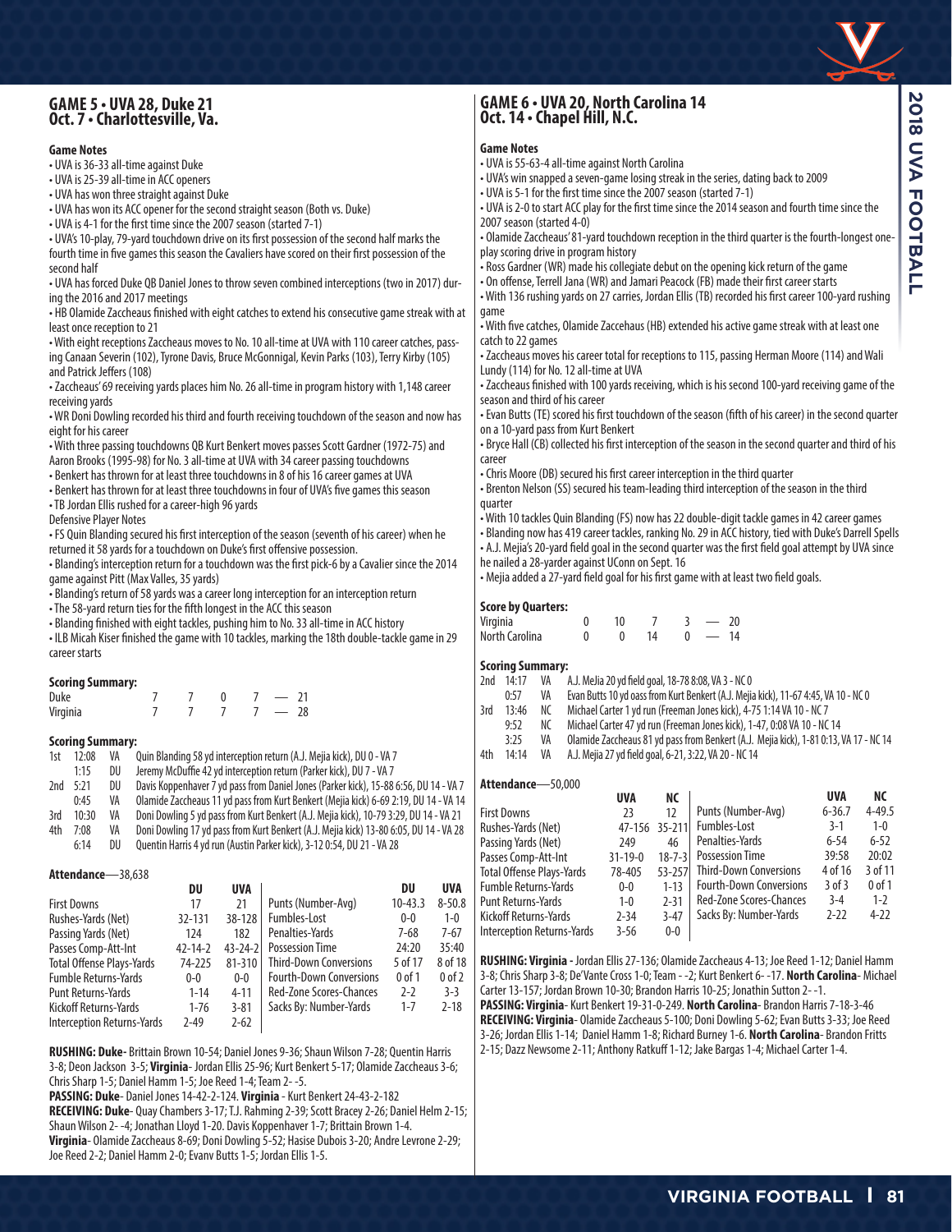## GAME 5 • UVA 28, Duke 21
## Oct. 7 • Charlottesville, Va.

**Game Notes**

- UVA is 36-33 all-time against Duke
- UVA is 25-39 all-time in ACC openers
- UVA has won three straight against Duke
- UVA has won its ACC opener for the second straight season (Both vs. Duke)
- UVA is 4-1 for the first time since the 2007 season (started 7-1)
- UVA's 10-play, 79-yard touchdown drive on its first possession of the second half marks the fourth time in five games this season the Cavaliers have scored on their first possession of the second half
- UVA has forced Duke QB Daniel Jones to throw seven combined interceptions (two in 2017) during the 2016 and 2017 meetings
- HB Olamide Zaccheaus finished with eight catches to extend his consecutive game streak with at least once reception to 21
- With eight receptions Zaccheaus moves to No. 10 all-time at UVA with 110 career catches, passing Canaan Severin (102), Tyrone Davis, Bruce McGonnigal, Kevin Parks (103), Terry Kirby (105) and Patrick Jeffers (108)
- Zaccheaus' 69 receiving yards places him No. 26 all-time in program history with 1,148 career receiving yards
- WR Doni Dowling recorded his third and fourth receiving touchdown of the season and now has eight for his career
- With three passing touchdowns QB Kurt Benkert moves passes Scott Gardner (1972-75) and Aaron Brooks (1995-98) for No. 3 all-time at UVA with 34 career passing touchdowns
- Benkert has thrown for at least three touchdowns in 8 of his 16 career games at UVA
- Benkert has thrown for at least three touchdowns in four of UVA's five games this season
- TB Jordan Ellis rushed for a career-high 96 yards

Defensive Player Notes

- FS Quin Blanding secured his first interception of the season (seventh of his career) when he returned it 58 yards for a touchdown on Duke's first offensive possession.
- Blanding's interception return for a touchdown was the first pick-6 by a Cavalier since the 2014 game against Pitt (Max Valles, 35 yards)
- Blanding's return of 58 yards was a career long interception for an interception return
- The 58-yard return ties for the fifth longest in the ACC this season
- Blanding finished with eight tackles, pushing him to No. 33 all-time in ACC history
- ILB Micah Kiser finished the game with 10 tackles, marking the 18th double-tackle game in 29 career starts

**Scoring Summary:**

| | 1 | 2 | 3 | 4 | | Final |
|---|---|---|---|---|---|---|
| Duke | 7 | 7 | 0 | 7 | — | 21 |
| Virginia | 7 | 7 | 7 | 7 | — | 28 |

**Scoring Summary:**

| Qtr | Time | Team | Play |
|---|---|---|---|
| 1st | 12:08 | VA | Quin Blanding 58 yd interception return (A.J. Mejia kick), DU 0 - VA 7 |
| | 1:15 | DU | Jeremy McDuffie 42 yd interception return (Parker kick), DU 7 - VA 7 |
| 2nd | 5:21 | DU | Davis Koppenhaver 7 yd pass from Daniel Jones (Parker kick), 15-88 6:56, DU 14 - VA 7 |
| | 0:45 | VA | Olamide Zaccheaus 11 yd pass from Kurt Benkert (Mejia kick) 6-69 2:19, DU 14 - VA 14 |
| 3rd | 10:30 | VA | Doni Dowling 5 yd pass from Kurt Benkert (A.J. Mejia kick), 10-79 3:29, DU 14 - VA 21 |
| 4th | 7:08 | VA | Doni Dowling 17 yd pass from Kurt Benkert (A.J. Mejia kick) 13-80 6:05, DU 14 - VA 28 |
| | 6:14 | DU | Quentin Harris 4 yd run (Austin Parker kick), 3-12 0:54, DU 21 - VA 28 |

**Attendance**—38,638

| | DU | UVA | | DU | UVA |
|---|---|---|---|---|---|
| First Downs | 17 | 21 | Punts (Number-Avg) | 10-43.3 | 8-50.8 |
| Rushes-Yards (Net) | 32-131 | 38-128 | Fumbles-Lost | 0-0 | 1-0 |
| Passing Yards (Net) | 124 | 182 | Penalties-Yards | 7-68 | 7-67 |
| Passes Comp-Att-Int | 42-14-2 | 43-24-2 | Possession Time | 24:20 | 35:40 |
| Total Offense Plays-Yards | 74-225 | 81-310 | Third-Down Conversions | 5 of 17 | 8 of 18 |
| Fumble Returns-Yards | 0-0 | 0-0 | Fourth-Down Conversions | 0 of 1 | 0 of 2 |
| Punt Returns-Yards | 1-14 | 4-11 | Red-Zone Scores-Chances | 2-2 | 3-3 |
| Kickoff Returns-Yards | 1-76 | 3-81 | Sacks By: Number-Yards | 1-7 | 2-18 |
| Interception Returns-Yards | 2-49 | 2-62 | | | |

**RUSHING: Duke**- Brittain Brown 10-54; Daniel Jones 9-36; Shaun Wilson 7-28; Quentin Harris 3-8; Deon Jackson 3-5; **Virginia**- Jordan Ellis 25-96; Kurt Benkert 5-17; Olamide Zaccheaus 3-6; Chris Sharp 1-5; Daniel Hamm 1-5; Joe Reed 1-4; Team 2- -5.

**PASSING: Duke**- Daniel Jones 14-42-2-124. **Virginia** - Kurt Benkert 24-43-2-182

**RECEIVING: Duke**- Quay Chambers 3-17; T.J. Rahming 2-39; Scott Bracey 2-26; Daniel Helm 2-15; Shaun Wilson 2- -4; Jonathan Lloyd 1-20. Davis Koppenhaver 1-7; Brittain Brown 1-4. **Virginia**- Olamide Zaccheaus 8-69; Doni Dowling 5-52; Hasise Dubois 3-20; Andre Levrone 2-29; Joe Reed 2-2; Daniel Hamm 2-0; Evany Butts 1-5; Jordan Ellis 1-5.

## GAME 6 • UVA 20, North Carolina 14
## Oct. 14 • Chapel Hill, N.C.

**Game Notes**

- UVA is 55-63-4 all-time against North Carolina
- UVA's win snapped a seven-game losing streak in the series, dating back to 2009
- UVA is 5-1 for the first time since the 2007 season (started 7-1)
- UVA is 2-0 to start ACC play for the first time since the 2014 season and fourth time since the 2007 season (started 4-0)
- Olamide Zaccheaus' 81-yard touchdown reception in the third quarter is the fourth-longest one-play scoring drive in program history
- Ross Gardner (WR) made his collegiate debut on the opening kick return of the game
- On offense, Terrell Jana (WR) and Jamari Peacock (FB) made their first career starts
- With 136 rushing yards on 27 carries, Jordan Ellis (TB) recorded his first career 100-yard rushing game
- With five catches, Olamide Zaccehaus (HB) extended his active game streak with at least one catch to 22 games
- Zaccheaus moves his career total for receptions to 115, passing Herman Moore (114) and Wali Lundy (114) for No. 12 all-time at UVA
- Zaccheaus finished with 100 yards receiving, which is his second 100-yard receiving game of the season and third of his career
- Evan Butts (TE) scored his first touchdown of the season (fifth of his career) in the second quarter on a 10-yard pass from Kurt Benkert
- Bryce Hall (CB) collected his first interception of the season in the second quarter and third of his career
- Chris Moore (DB) secured his first career interception in the third quarter
- Brenton Nelson (SS) secured his team-leading third interception of the season in the third quarter
- With 10 tackles Quin Blanding (FS) now has 22 double-digit tackle games in 42 career games
- Blanding now has 419 career tackles, ranking No. 29 in ACC history, tied with Duke's Darrell Spells
- A.J. Mejia's 20-yard field goal in the second quarter was the first field goal attempt by UVA since he nailed a 28-yarder against UConn on Sept. 16
- Mejia added a 27-yard field goal for his first game with at least two field goals.

**Score by Quarters:**

| | 1 | 2 | 3 | 4 | | Final |
|---|---|---|---|---|---|---|
| Virginia | 0 | 10 | 7 | 3 | — | 20 |
| North Carolina | 0 | 0 | 14 | 0 | — | 14 |

**Scoring Summary:**

| Qtr | Time | Team | Play |
|---|---|---|---|
| 2nd | 14:17 | VA | A.J. MeJia 20 yd field goal, 18-78 8:08, VA 3 - NC 0 |
| | 0:57 | VA | Evan Butts 10 yd oass from Kurt Benkert (A.J. Mejia kick), 11-67 4:45, VA 10 - NC 0 |
| 3rd | 13:46 | NC | Michael Carter 1 yd run (Freeman Jones kick), 4-75 1:14 VA 10 - NC 7 |
| | 9:52 | NC | Michael Carter 47 yd run (Freeman Jones kick), 1-47, 0:08 VA 10 - NC 14 |
| | 3:25 | VA | Olamide Zaccheaus 81 yd pass from Benkert (A.J. Mejia kick), 1-81 0:13, VA 17 - NC 14 |
| 4th | 14:14 | VA | A.J. Mejia 27 yd field goal, 6-21, 3:22, VA 20 - NC 14 |

**Attendance**—50,000

| | UVA | NC | | UVA | NC |
|---|---|---|---|---|---|
| First Downs | 23 | 12 | Punts (Number-Avg) | 6-36.7 | 4-49.5 |
| Rushes-Yards (Net) | 47-156 | 35-211 | Fumbles-Lost | 3-1 | 1-0 |
| Passing Yards (Net) | 249 | 46 | Penalties-Yards | 6-54 | 6-52 |
| Passes Comp-Att-Int | 31-19-0 | 18-7-3 | Possession Time | 39:58 | 20:02 |
| Total Offense Plays-Yards | 78-405 | 53-257 | Third-Down Conversions | 4 of 16 | 3 of 11 |
| Fumble Returns-Yards | 0-0 | 1-13 | Fourth-Down Conversions | 3 of 3 | 0 of 1 |
| Punt Returns-Yards | 1-0 | 2-31 | Red-Zone Scores-Chances | 3-4 | 1-2 |
| Kickoff Returns-Yards | 2-34 | 3-47 | Sacks By: Number-Yards | 2-22 | 4-22 |
| Interception Returns-Yards | 3-56 | 0-0 | | | |

**RUSHING: Virginia** - Jordan Ellis 27-136; Olamide Zaccheaus 4-13; Joe Reed 1-12; Daniel Hamm 3-8; Chris Sharp 3-8; De'Vante Cross 1-0; Team - -2; Kurt Benkert 6- -17. **North Carolina**- Michael Carter 13-157; Jordan Brown 10-30; Brandon Harris 10-25; Jonathin Sutton 2- -1.

**PASSING: Virginia**- Kurt Benkert 19-31-0-249. **North Carolina**- Brandon Harris 7-18-3-46

**RECEIVING: Virginia**- Olamide Zaccheaus 5-100; Doni Dowling 5-62; Evan Butts 3-33; Joe Reed 3-26; Jordan Ellis 1-14; Daniel Hamm 1-8; Richard Burney 1-6. **North Carolina**- Brandon Fritts 2-15; Dazz Newsome 2-11; Anthony Ratkuff 1-12; Jake Bargas 1-4; Michael Carter 1-4.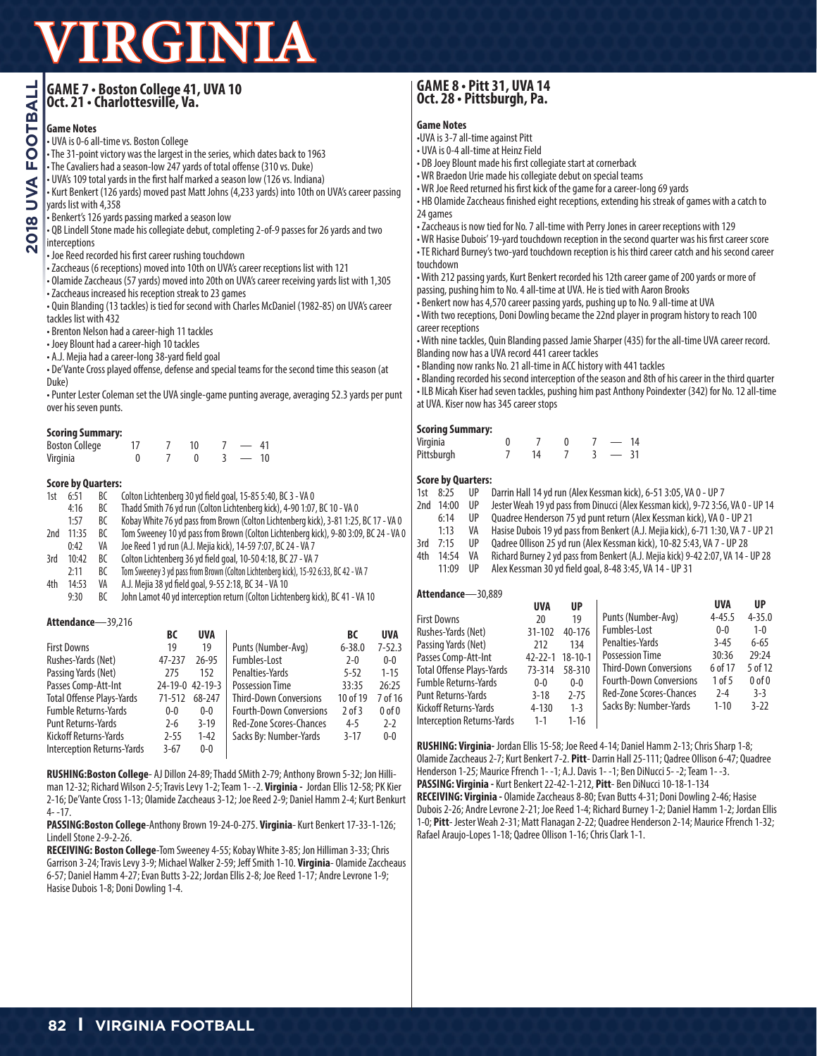# VIRGINIA

## GAME 7 • Boston College 41, UVA 10
### Oct. 21 • Charlottesville, Va.

**Game Notes**

- UVA is 0-6 all-time vs. Boston College
- The 31-point victory was the largest in the series, which dates back to 1963
- The Cavaliers had a season-low 247 yards of total offense (310 vs. Duke)
- UVA's 109 total yards in the first half marked a season low (126 vs. Indiana)
- Kurt Benkert (126 yards) moved past Matt Johns (4,233 yards) into 10th on UVA's career passing yards list with 4,358
- Benkert's 126 yards passing marked a season low
- QB Lindell Stone made his collegiate debut, completing 2-of-9 passes for 26 yards and two interceptions
- Joe Reed recorded his first career rushing touchdown
- Zaccheaus (6 receptions) moved into 10th on UVA's career receptions list with 121
- Olamide Zaccheaus (57 yards) moved into 20th on UVA's career receiving yards list with 1,305
- Zaccheaus increased his reception streak to 23 games
- Quin Blanding (13 tackles) is tied for second with Charles McDaniel (1982-85) on UVA's career tackles list with 432
- Brenton Nelson had a career-high 11 tackles
- Joey Blount had a career-high 10 tackles
- A.J. Mejia had a career-long 38-yard field goal
- De'Vante Cross played offense, defense and special teams for the second time this season (at Duke)
- Punter Lester Coleman set the UVA single-game punting average, averaging 52.3 yards per punt over his seven punts.

**Scoring Summary:**

| | | | | | | |
|---|---|---|---|---|---|---|
| Boston College | 17 | 7 | 10 | 7 | — | 41 |
| Virginia | 0 | 7 | 0 | 3 | — | 10 |

**Score by Quarters:**

| | | | |
|---|---|---|---|
| 1st | 6:51 | BC | Colton Lichtenberg 30 yd field goal, 15-85 5:40, BC 3 - VA 0 |
| | 4:16 | BC | Thadd Smith 76 yd run (Colton Lichtenberg kick), 4-90 1:07, BC 10 - VA 0 |
| | 1:57 | BC | Kobay White 76 yd pass from Brown (Colton Lichtenberg kick), 3-81 1:25, BC 17 - VA 0 |
| 2nd | 11:35 | BC | Tom Sweeney 10 yd pass from Brown (Colton Lichtenberg kick), 9-80 3:09, BC 24 - VA 0 |
| | 0:42 | VA | Joe Reed 1 yd run (A.J. Mejia kick), 14-59 7:07, BC 24 - VA 7 |
| 3rd | 10:42 | BC | Colton Lichtenberg 36 yd field goal, 10-50 4:18, BC 27 - VA 7 |
| | 2:11 | BC | Tom Sweeney 3 yd pass from Brown (Colton Lichtenberg kick), 15-92 6:33, BC 42 - VA 7 |
| 4th | 14:53 | VA | A.J. Mejia 38 yd field goal, 9-55 2:18, BC 34 - VA 10 |
| | 9:30 | BC | John Lamot 40 yd interception return (Colton Lichtenberg kick), BC 41 - VA 10 |

**Attendance**—39,216

| | BC | UVA |
|---|---|---|
| First Downs | 19 | 19 |
| Rushes-Yards (Net) | 47-237 | 26-95 |
| Passing Yards (Net) | 275 | 152 |
| Passes Comp-Att-Int | 24-19-0 | 42-19-3 |
| Total Offense Plays-Yards | 71-512 | 68-247 |
| Fumble Returns-Yards | 0-0 | 0-0 |
| Punt Returns-Yards | 2-6 | 3-19 |
| Kickoff Returns-Yards | 2-55 | 1-42 |
| Interception Returns-Yards | 3-67 | 0-0 |

| | BC | UVA |
|---|---|---|
| Punts (Number-Avg) | 6-38.0 | 7-52.3 |
| Fumbles-Lost | 2-0 | 0-0 |
| Penalties-Yards | 5-52 | 1-15 |
| Possession Time | 33:35 | 26:25 |
| Third-Down Conversions | 10 of 19 | 7 of 16 |
| Fourth-Down Conversions | 2 of 3 | 0 of 0 |
| Red-Zone Scores-Chances | 4-5 | 2-2 |
| Sacks By: Number-Yards | 3-17 | 0-0 |

**RUSHING:Boston College**- AJ Dillon 24-89; Thadd SMith 2-79; Anthony Brown 5-32; Jon Hilliman 12-32; Richard Wilson 2-5; Travis Levy 1-2; Team 1- -2. **Virginia -** Jordan Ellis 12-58; PK Kier 2-16; De'Vante Cross 1-13; Olamide Zaccheaus 3-12; Joe Reed 2-9; Daniel Hamm 2-4; Kurt Benkurt 4- -17.

**PASSING:Boston College**-Anthony Brown 19-24-0-275. **Virginia**- Kurt Benkert 17-33-1-126; Lindell Stone 2-9-2-26.

**RECEIVING: Boston College**-Tom Sweeney 4-55; Kobay White 3-85; Jon Hilliman 3-33; Chris Garrison 3-24; Travis Levy 3-9; Michael Walker 2-59; Jeff Smith 1-10. **Virginia**- Olamide Zaccheaus 6-57; Daniel Hamm 4-27; Evan Butts 3-22; Jordan Ellis 2-8; Joe Reed 1-17; Andre Levrone 1-9; Hasise Dubois 1-8; Doni Dowling 1-4.

## GAME 8 • Pitt 31, UVA 14
### Oct. 28 • Pittsburgh, Pa.

**Game Notes**

- UVA is 3-7 all-time against Pitt
- UVA is 0-4 all-time at Heinz Field
- DB Joey Blount made his first collegiate start at cornerback
- WR Braedon Urie made his collegiate debut on special teams
- WR Joe Reed returned his first kick of the game for a career-long 69 yards
- HB Olamide Zaccheaus finished eight receptions, extending his streak of games with a catch to 24 games
- Zaccheaus is now tied for No. 7 all-time with Perry Jones in career receptions with 129
- WR Hasise Dubois' 19-yard touchdown reception in the second quarter was his first career score
- TE Richard Burney's two-yard touchdown reception is his third career catch and his second career touchdown
- With 212 passing yards, Kurt Benkert recorded his 12th career game of 200 yards or more of passing, pushing him to No. 4 all-time at UVA. He is tied with Aaron Brooks
- Benkert now has 4,570 career passing yards, pushing up to No. 9 all-time at UVA
- With two receptions, Doni Dowling became the 22nd player in program history to reach 100 career receptions
- With nine tackles, Quin Blanding passed Jamie Sharper (435) for the all-time UVA career record. Blanding now has a UVA record 441 career tackles
- Blanding now ranks No. 21 all-time in ACC history with 441 tackles
- Blanding recorded his second interception of the season and 8th of his career in the third quarter
- ILB Micah Kiser had seven tackles, pushing him past Anthony Poindexter (342) for No. 12 all-time at UVA. Kiser now has 345 career stops

**Scoring Summary:**

| | | | | | | |
|---|---|---|---|---|---|---|
| Virginia | 0 | 7 | 0 | 7 | — | 14 |
| Pittsburgh | 7 | 14 | 7 | 3 | — | 31 |

**Score by Quarters:**

| | | | |
|---|---|---|---|
| 1st | 8:25 | UP | Darrin Hall 14 yd run (Alex Kessman kick), 6-51 3:05, VA 0 - UP 7 |
| 2nd | 14:00 | UP | Jester Weah 19 yd pass from Dinucci (Alex Kessman kick), 9-72 3:56, VA 0 - UP 14 |
| | 6:14 | UP | Quadree Henderson 75 yd punt return (Alex Kessman kick), VA 0 - UP 21 |
| | 1:13 | VA | Hasise Dubois 19 yd pass from Benkert (A.J. Mejia kick), 6-71 1:30, VA 7 - UP 21 |
| 3rd | 7:15 | UP | Qadree Ollison 25 yd run (Alex Kessman kick), 10-82 5:43, VA 7 - UP 28 |
| 4th | 14:54 | VA | Richard Burney 2 yd pass from Benkert (A.J. Mejia kick) 9-42 2:07, VA 14 - UP 28 |
| | 11:09 | UP | Alex Kessman 30 yd field goal, 8-48 3:45, VA 14 - UP 31 |

**Attendance**—30,889

| | UVA | UP |
|---|---|---|
| First Downs | 20 | 19 |
| Rushes-Yards (Net) | 31-102 | 40-176 |
| Passing Yards (Net) | 212 | 134 |
| Passes Comp-Att-Int | 42-22-1 | 18-10-1 |
| Total Offense Plays-Yards | 73-314 | 58-310 |
| Fumble Returns-Yards | 0-0 | 0-0 |
| Punt Returns-Yards | 3-18 | 2-75 |
| Kickoff Returns-Yards | 4-130 | 1-3 |
| Interception Returns-Yards | 1-1 | 1-16 |

| | UVA | UP |
|---|---|---|
| Punts (Number-Avg) | 4-45.5 | 4-35.0 |
| Fumbles-Lost | 0-0 | 1-0 |
| Penalties-Yards | 3-45 | 6-65 |
| Possession Time | 30:36 | 29:24 |
| Third-Down Conversions | 6 of 17 | 5 of 12 |
| Fourth-Down Conversions | 1 of 5 | 0 of 0 |
| Red-Zone Scores-Chances | 2-4 | 3-3 |
| Sacks By: Number-Yards | 1-10 | 3-22 |

**RUSHING: Virginia**- Jordan Ellis 15-58; Joe Reed 4-14; Daniel Hamm 2-13; Chris Sharp 1-8; Olamide Zaccheaus 2-7; Kurt Benkert 7-2. **Pitt**- Darrin Hall 25-111; Qadree Ollison 6-47; Quadree Henderson 1-25; Maurice Ffrench 1- -1; A.J. Davis 1- -1; Ben DiNucci 5- -2; Team 1- -3.

**PASSING: Virginia -** Kurt Benkert 22-42-1-212, **Pitt**- Ben DiNucci 10-18-1-134

**RECEIVING: Virginia -** Olamide Zaccheaus 8-80; Evan Butts 4-31; Doni Dowling 2-46; Hasise Dubois 2-26; Andre Levrone 2-21; Joe Reed 1-4; Richard Burney 1-2; Daniel Hamm 1-2; Jordan Ellis 1-0; **Pitt**- Jester Weah 2-31; Matt Flanagan 2-22; Quadree Henderson 2-14; Maurice Ffrench 1-32; Rafael Araujo-Lopes 1-18; Qadree Ollison 1-16; Chris Clark 1-1.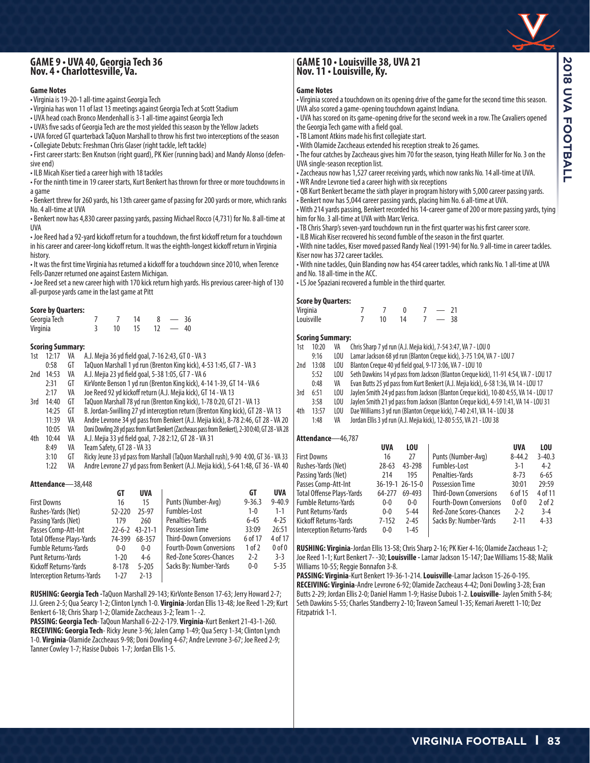## GAME 9 • UVA 40, Georgia Tech 36
## Nov. 4 • Charlottesville, Va.

### Game Notes

- Virginia is 19-20-1 all-time against Georgia Tech
- Virginia has won 11 of last 13 meetings against Georgia Tech at Scott Stadium
- UVA head coach Bronco Mendenhall is 3-1 all-time against Georgia Tech
- UVA's five sacks of Georgia Tech are the most yielded this season by the Yellow Jackets
- UVA forced GT quarterback TaQuon Marshall to throw his first two interceptions of the season
- Collegiate Debuts: Freshman Chris Glaser (right tackle, left tackle)
- First career starts: Ben Knutson (right guard), PK Kier (running back) and Mandy Alonso (defensive end)
- ILB Micah Kiser tied a career high with 18 tackles
- For the ninth time in 19 career starts, Kurt Benkert has thrown for three or more touchdowns in a game
- Benkert threw for 260 yards, his 13th career game of passing for 200 yards or more, which ranks No. 4 all-time at UVA
- Benkert now has 4,830 career passing yards, passing Michael Rocco (4,731) for No. 8 all-time at UVA
- Joe Reed had a 92-yard kickoff return for a touchdown, the first kickoff return for a touchdown in his career and career-long kickoff return. It was the eighth-longest kickoff return in Virginia history.
- It was the first time Virginia has returned a kickoff for a touchdown since 2010, when Terence Fells-Danzer returned one against Eastern Michigan.
- Joe Reed set a new career high with 170 kick return high yards. His previous career-high of 130 all-purpose yards came in the last game at Pitt

### Score by Quarters:

| | 1 | 2 | 3 | 4 | Final |
|---|---|---|---|---|---|
| Georgia Tech | 7 | 7 | 14 | 8 | 36 |
| Virginia | 3 | 10 | 15 | 12 | 40 |

### Scoring Summary:

| Qtr | Time | Team | Play |
|---|---|---|---|
| 1st | 12:17 | VA | A.J. Mejia 36 yd field goal, 7-16 2:43, GT 0 - VA 3 |
| | 0:58 | GT | TaQuon Marshall 1 yd run (Brenton King kick), 4-53 1:45, GT 7 - VA 3 |
| 2nd | 14:53 | VA | A.J. Mejia 23 yd field goal, 5-38 1:05, GT 7 - VA 6 |
| | 2:31 | GT | KirVonte Benson 1 yd run (Brenton King kick), 4-14 1-39, GT 14 - VA 6 |
| | 2:17 | VA | Joe Reed 92 yd kickoff return (A.J. Mejia kick), GT 14 - VA 13 |
| 3rd | 14:40 | GT | TaQuon Marshall 78 yd run (Brenton King kick), 1-78 0:20, GT 21 - VA 13 |
| | 14:25 | GT | B. Jordan-Swilling 27 yd interception return (Brenton King kick), GT 28 - VA 13 |
| | 11:39 | VA | Andre Levrone 34 yd pass from Benkert (A.J. Mejia kick), 8-78 2:46, GT 28 - VA 20 |
| | 10:05 | VA | Doni Dowling 28 yd pass from Kurt Benkert (Zaccheaus pass from Benkert), 2-30 0:40, GT 28 - VA 28 |
| 4th | 10:44 | VA | A.J. Mejia 33 yd field goal, 7-28 2:12, GT 28 - VA 31 |
| | 8:49 | VA | Team Safety, GT 28 - VA 33 |
| | 3:10 | GT | Ricky Jeune 33 yd pass from Marshall (TaQuon Marshall rush), 9-90 4:00, GT 36 - VA 33 |
| | 1:22 | VA | Andre Levrone 27 yd pass from Benkert (A.J. Mejia kick), 5-64 1:48, GT 36 - VA 40 |

### Attendance—38,448

| | GT | UVA |
|---|---|---|
| First Downs | 16 | 15 |
| Rushes-Yards (Net) | 52-220 | 25-97 |
| Passing Yards (Net) | 179 | 260 |
| Passes Comp-Att-Int | 22-6-2 | 43-21-1 |
| Total Offense Plays-Yards | 74-399 | 68-357 |
| Fumble Returns-Yards | 0-0 | 0-0 |
| Punt Returns-Yards | 1-20 | 4-6 |
| Kickoff Returns-Yards | 8-178 | 5-205 |
| Interception Returns-Yards | 1-27 | 2-13 |
| Punts (Number-Avg) | 9-36.3 | 9-40.9 |
| Fumbles-Lost | 1-0 | 1-1 |
| Penalties-Yards | 6-45 | 4-25 |
| Possession Time | 33:09 | 26:51 |
| Third-Down Conversions | 6 of 17 | 4 of 17 |
| Fourth-Down Conversions | 1 of 2 | 0 of 0 |
| Red-Zone Scores-Chances | 2-2 | 3-3 |
| Sacks By: Number-Yards | 0-0 | 5-35 |

**RUSHING: Georgia Tech** -TaQuon Marshall 29-143; KirVonte Benson 17-63; Jerry Howard 2-7; J.J. Green 2-5; Qua Searcy 1-2; Clinton Lynch 1-0. **Virginia**-Jordan Ellis 13-48; Joe Reed 1-29; Kurt Benkert 6-18; Chris Sharp 1-2; Olamide Zaccheaus 3-2; Team 1- -2.

**PASSING: Georgia Tech**- TaQoun Marshall 6-22-2-179. **Virginia**-Kurt Benkert 21-43-1-260.

**RECEIVING: Georgia Tech**- Ricky Jeune 3-96; Jalen Camp 1-49; Qua Sercy 1-34; Clinton Lynch 1-0. **Virginia**-Olamide Zaccheaus 9-98; Doni Dowling 4-67; Andre Levrone 3-67; Joe Reed 2-9; Tanner Cowley 1-7; Hasise Dubois 1-7; Jordan Ellis 1-5.

## GAME 10 • Louisville 38, UVA 21
## Nov. 11 • Louisville, Ky.

### Game Notes

- Virginia scored a touchdown on its opening drive of the game for the second time this season. UVA also scored a game-opening touchdown against Indiana.
- UVA has scored on its game-opening drive for the second week in a row. The Cavaliers opened the Georgia Tech game with a field goal.
- TB Lamont Atkins made his first collegiate start.
- With Olamide Zaccheaus extended his reception streak to 26 games.
- The four catches by Zaccheaus gives him 70 for the season, tying Heath Miller for No. 3 on the UVA single-season reception list.
- Zaccheaus now has 1,527 career receiving yards, which now ranks No. 14 all-time at UVA.
- WR Andre Levrone tied a career high with six receptions
- QB Kurt Benkert became the sixth player in program history with 5,000 career passing yards.
- Benkert now has 5,044 career passing yards, placing him No. 6 all-time at UVA.
- With 214 yards passing, Benkert recorded his 14-career game of 200 or more passing yards, tying him for No. 3 all-time at UVA with Marc Verica.
- TB Chris Sharp's seven-yard touchdown run in the first quarter was his first career score.
- ILB Micah Kiser recovered his second fumble of the season in the first quarter.
- With nine tackles, Kiser moved passed Randy Neal (1991-94) for No. 9 all-time in career tackles. Kiser now has 372 career tackles.
- With nine tackles, Quin Blanding now has 454 career tackles, which ranks No. 1 all-time at UVA and No. 18 all-time in the ACC.
- LS Joe Spaziani recovered a fumble in the third quarter.

### Score by Quarters:

| | 1 | 2 | 3 | 4 | Final |
|---|---|---|---|---|---|
| Virginia | 7 | 7 | 0 | 7 | 21 |
| Louisville | 7 | 10 | 14 | 7 | 38 |

### Scoring Summary:

| Qtr | Time | Team | Play |
|---|---|---|---|
| 1st | 10:20 | VA | Chris Sharp 7 yd run (A.J. Mejia kick), 7-54 3:47, VA 7 - LOU 0 |
| | 9:16 | LOU | Lamar Jackson 68 yd run (Blanton Creque kick), 3-75 1:04, VA 7 - LOU 7 |
| 2nd | 13:08 | LOU | Blanton Creque 40 yd field goal, 9-17 3:06, VA 7 - LOU 10 |
| | 5:52 | LOU | Seth Dawkins 14 yd pass from Jackson (Blanton Creque kick), 11-91 4:54, VA 7 - LOU 17 |
| | 0:48 | VA | Evan Butts 25 yd pass from Kurt Benkert (A.J. Mejia kick), 6-58 1:36, VA 14 - LOU 17 |
| 3rd | 6:51 | LOU | Jaylen Smith 24 yd pass from Jackson (Blanton Creque kick), 10-80 4:55, VA 14 - LOU 24 |
| | 3:58 | LOU | Jaylen Smith 21 yd pass from Jackson (Blanton Creque kick), 4-59 1:41, VA 14 - LOU 31 |
| 4th | 13:57 | LOU | Dae Williams 3 yd run (Blanton Creque kick), 7-40 2:41, VA 14 - LOU 38 |
| | 1:48 | VA | Jordan Ellis 3 yd run (A.J. Mejia kick), 12-80 5:55, VA 21 - LOU 38 |

### Attendance—46,787

| | UVA | LOU |
|---|---|---|
| First Downs | 16 | 27 |
| Rushes-Yards (Net) | 28-63 | 43-298 |
| Passing Yards (Net) | 214 | 195 |
| Passes Comp-Att-Int | 36-19-1 | 26-15-0 |
| Total Offense Plays-Yards | 64-277 | 69-493 |
| Fumble Returns-Yards | 0-0 | 0-0 |
| Punt Returns-Yards | 0-0 | 5-44 |
| Kickoff Returns-Yards | 7-152 | 2-45 |
| Interception Returns-Yards | 0-0 | 1-45 |
| Punts (Number-Avg) | 8-44.2 | 3-40.3 |
| Fumbles-Lost | 3-1 | 4-2 |
| Penalties-Yards | 8-73 | 6-65 |
| Possession Time | 30:01 | 29:59 |
| Third-Down Conversions | 6 of 15 | 4 of 11 |
| Fourth-Down Conversions | 0 of 0 | 2 of 2 |
| Red-Zone Scores-Chances | 2-2 | 3-4 |
| Sacks By: Number-Yards | 2-11 | 4-33 |

**RUSHING: Virginia**-Jordan Ellis 13-58; Chris Sharp 2-16; PK Kier 4-16; Olamide Zaccheaus 1-2; Joe Reed 1-1; Kurt Benkert 7- -30; **Louisville -** Lamar Jackson 15-147; Dae Williams 15-88; Malik Williams 10-55; Reggie Bonnafon 3-8.

**PASSING: Virginia**-Kurt Benkert 19-36-1-214. **Louisville**-Lamar Jackson 15-26-0-195.

**RECEIVING: Virginia**-Andre Levrone 6-92; Olamide Zaccheaus 4-42; Doni Dowling 3-28; Evan Butts 2-29; Jordan Ellis 2-0; Daniel Hamm 1-9; Hasise Dubois 1-2. **Louisville**- Jaylen Smith 5-84; Seth Dawkins 5-55; Charles Standberry 2-10; Traveon Sameul 1-35; Kemari Averett 1-10; Dez Fitzpatrick 1-1.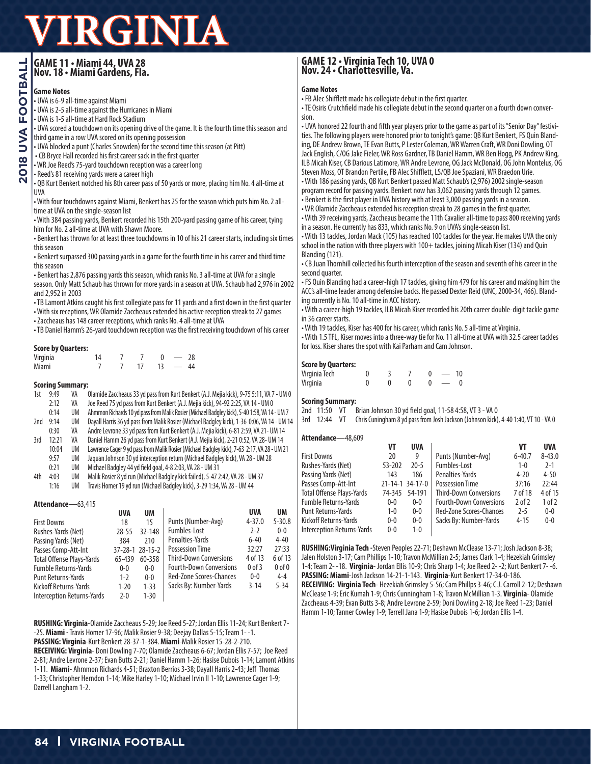# VIRGINIA

## GAME 11 • Miami 44, UVA 28
## Nov. 18 • Miami Gardens, Fla.

### Game Notes

- UVA is 6-9 all-time against Miami
- UVA is 2-5 all-time against the Hurricanes in Miami
- UVA is 1-5 all-time at Hard Rock Stadium
- UVA scored a touchdown on its opening drive of the game. It is the fourth time this season and third game in a row UVA scored on its opening possession
- UVA blocked a punt (Charles Snowden) for the second time this season (at Pitt)
- CB Bryce Hall recorded his first career sack in the first quarter
- WR Joe Reed's 75-yard touchdown reception was a career long
- Reed's 81 receiving yards were a career high
- QB Kurt Benkert notched his 8th career pass of 50 yards or more, placing him No. 4 all-time at UVA
- With four touchdowns against Miami, Benkert has 25 for the season which puts him No. 2 all-time at UVA on the single-season list
- With 384 passing yards, Benkert recorded his 15th 200-yard passing game of his career, tying him for No. 2 all-time at UVA with Shawn Moore.
- Benkert has thrown for at least three touchdowns in 10 of his 21 career starts, including six times this season
- Benkert surpassed 300 passing yards in a game for the fourth time in his career and third time this season
- Benkert has 2,876 passing yards this season, which ranks No. 3 all-time at UVA for a single season. Only Matt Schaub has thrown for more yards in a season at UVA. Schaub had 2,976 in 2002 and 2,952 in 2003
- TB Lamont Atkins caught his first collegiate pass for 11 yards and a first down in the first quarter
- With six receptions, WR Olamide Zaccheaus extended his active reception streak to 27 games
- Zaccheaus has 148 career receptions, which ranks No. 4 all-time at UVA
- TB Daniel Hamm's 26-yard touchdown reception was the first receiving touchdown of his career

### Score by Quarters:

| | | | | | | |
|---|---|---|---|---|---|---|
| Virginia | 14 | 7 | 7 | 0 | — | 28 |
| Miami | 7 | 7 | 17 | 13 | — | 44 |

### Scoring Summary:

| | | | |
|---|---|---|---|
| 1st | 9:49 | VA | Olamide Zaccheaus 33 yd pass from Kurt Benkert (A.J. Mejia kick), 9-75 5:11, VA 7 - UM 0 |
| | 2:12 | VA | Joe Reed 75 yd pass from Kurt Benkert (A.J. Mejia kick), 94-92 2:25, VA 14 - UM 0 |
| | 0:14 | UM | Ahmmon Richards 10 yd pass from Malik Rosier (Michael Badgley kick), 5-40 1:58, VA 14 - UM 7 |
| 2nd | 9:14 | UM | Dayall Harris 36 yd pass from Malik Rosier (Michael Badgley kick), 1-36 0:06, VA 14 - UM 14 |
| | 0:30 | VA | Andre Levrone 33 yd pass from Kurt Benkert (A.J. Mejia kick), 6-81 2:59, VA 21- UM 14 |
| 3rd | 12:21 | VA | Daniel Hamm 26 yd pass from Kurt Benkert (A.J. Mejia kick), 2-21 0:52, VA 28- UM 14 |
| | 10:04 | UM | Lawrence Cager 9 yd pass from Malik Rosier (Michael Badgley kick), 7-63 2:17, VA 28 - UM 21 |
| | 9:57 | UM | Jaquan Johnson 30 yd interception return (Michael Badgley kick), VA 28 - UM 28 |
| | 0:21 | UM | Michael Badgley 44 yd field goal, 4-8 2:03, VA 28 - UM 31 |
| 4th | 4:03 | UM | Malik Rosier 8 yd run (Michael Badgley kick failed), 5-47 2:42, VA 28 - UM 37 |
| | 1:16 | UM | Travis Homer 19 yd run (Michael Badgley kick), 3-29 1:34, VA 28 - UM 44 |

### Attendance—63,415

| | UVA | UM | | UVA | UM |
|---|---|---|---|---|---|
| First Downs | 18 | 15 | Punts (Number-Avg) | 4-37.0 | 5-30.8 |
| Rushes-Yards (Net) | 28-55 | 32-148 | Fumbles-Lost | 2-2 | 0-0 |
| Passing Yards (Net) | 384 | 210 | Penalties-Yards | 6-40 | 4-40 |
| Passes Comp-Att-Int | 37-28-1 | 28-15-2 | Possession Time | 32:27 | 27:33 |
| Total Offense Plays-Yards | 65-439 | 60-358 | Third-Down Conversions | 4 of 13 | 6 of 13 |
| Fumble Returns-Yards | 0-0 | 0-0 | Fourth-Down Conversions | 0 of 3 | 0 of 0 |
| Punt Returns-Yards | 1-2 | 0-0 | Red-Zone Scores-Chances | 0-0 | 4-4 |
| Kickoff Returns-Yards | 1-20 | 1-33 | Sacks By: Number-Yards | 3-14 | 5-34 |
| Interception Returns-Yards | 2-0 | 1-30 | | | |

**RUSHING: Virginia**-Olamide Zaccheaus 5-29; Joe Reed 5-27; Jordan Ellis 11-24; Kurt Benkert 7- -25. **Miami -** Travis Homer 17-96; Malik Rosier 9-38; Deejay Dallas 5-15; Team 1- -1.
**PASSING: Virginia**-Kurt Benkert 28-37-1-384. **Miami**-Malik Rosier 15-28-2-210.
**RECEIVING: Virginia**- Doni Dowling 7-70; Olamide Zaccheaus 6-67; Jordan Ellis 7-57; Joe Reed 2-81; Andre Levrone 2-37; Evan Butts 2-21; Daniel Hamm 1-26; Hasise Dubois 1-14; Lamont Atkins 1-11. **Miami**- Ahmmon Richards 4-51; Braxton Berrios 3-38; Dayall Harris 2-43; Jeff Thomas 1-33; Christopher Herndon 1-14; Mike Harley 1-10; Michael Irvin II 1-10; Lawrence Cager 1-9; Darrell Langham 1-2.

## GAME 12 • Virgina Tech 10, UVA 0
## Nov. 24 • Charlottesville, Va.

### Game Notes

- FB Alec Shifflett made his collegiate debut in the first quarter.
- TE Osiris Crutchfield made his collegiate debut in the second quarter on a fourth down conversion.
- UVA honored 22 fourth and fifth year players prior to the game as part of its "Senior Day" festivities. The following players were honored prior to tonight's game: QB Kurt Benkert, FS Quin Blanding, DE Andrew Brown, TE Evan Butts, P Lester Coleman, WR Warren Craft, WR Doni Dowling, OT Jack English, C/OG Jake Fieler, WR Ross Gardner, TB Daniel Hamm, WR Ben Hogg, PK Andrew King, ILB Micah Kiser, CB Darious Latimore, WR Andre Levrone, OG Jack McDonald, OG John Montelus, OG Steven Moss, OT Brandon Pertile, FB Alec Shifflett, LS/QB Joe Spaziani, WR Braedon Urie.
- With 186 passing yards, QB Kurt Benkert passed Matt Schaub's (2,976) 2002 single-season program record for passing yards. Benkert now has 3,062 passing yards through 12 games.
- Benkert is the first player in UVA history with at least 3,000 passing yards in a season.
- WR Olamide Zaccheaus extended his reception streak to 28 games in the first quarter.
- With 39 receiving yards, Zaccheaus became the 11th Cavalier all-time to pass 800 receiving yards in a season. He currently has 833, which ranks No. 9 on UVA's single-season list.
- With 13 tackles, Jordan Mack (105) has reached 100 tackles for the year. He makes UVA the only school in the nation with three players with 100+ tackles, joining Micah Kiser (134) and Quin Blanding (121).
- CB Juan Thornhill collected his fourth interception of the season and seventh of his career in the second quarter.
- FS Quin Blanding had a career-high 17 tackles, giving him 479 for his career and making him the ACC's all-time leader among defensive backs. He passed Dexter Reid (UNC, 2000-34, 466). Blanding currently is No. 10 all-time in ACC history.
- With a career-high 19 tackles, ILB Micah Kiser recorded his 20th career double-digit tackle game in 36 career starts.
- With 19 tackles, Kiser has 400 for his career, which ranks No. 5 all-time at Virginia.
- With 1.5 TFL, Kiser moves into a three-way tie for No. 11 all-time at UVA with 32.5 career tackles for loss. Kiser shares the spot with Kai Parham and Cam Johnson.

### Score by Quarters:

| | | | | | | |
|---|---|---|---|---|---|---|
| Virginia Tech | 0 | 3 | 7 | 0 | — | 10 |
| Virginia | 0 | 0 | 0 | 0 | — | 0 |

### Scoring Summary:

| | | | |
|---|---|---|---|
| 2nd | 11:50 | VT | Brian Johnson 30 yd field goal, 11-58 4:58, VT 3 - VA 0 |
| 3rd | 12:44 | VT | Chris Cuningham 8 yd pass from Josh Jackson (Johnson kick), 4-40 1:40, VT 10 - VA 0 |

### Attendance—48,609

| | VT | UVA | | VT | UVA |
|---|---|---|---|---|---|
| First Downs | 20 | 9 | Punts (Number-Avg) | 6-40.7 | 8-43.0 |
| Rushes-Yards (Net) | 53-202 | 20-5 | Fumbles-Lost | 1-0 | 2-1 |
| Passing Yards (Net) | 143 | 186 | Penalties-Yards | 4-20 | 4-50 |
| Passes Comp-Att-Int | 21-14-1 | 34-17-0 | Possession Time | 37:16 | 22:44 |
| Total Offense Plays-Yards | 74-345 | 54-191 | Third-Down Conversions | 7 of 18 | 4 of 15 |
| Fumble Returns-Yards | 0-0 | 0-0 | Fourth-Down Conversions | 2 of 2 | 1 of 2 |
| Punt Returns-Yards | 1-0 | 0-0 | Red-Zone Scores-Chances | 2-5 | 0-0 |
| Kickoff Returns-Yards | 0-0 | 0-0 | Sacks By: Number-Yards | 4-15 | 0-0 |
| Interception Returns-Yards | 0-0 | 1-0 | | | |

**RUSHING:Virginia Tech -**Steven Peoples 22-71; Deshawn McClease 13-71; Josh Jackson 8-38; Jalen Holston 3-17; Cam Phillips 1-10; Travon McMillian 2-5; James Clark 1-4; Hezekiah Grimsley 1-4; Team 2- -18. **Virginia**- Jordan Ellis 10-9; Chris Sharp 1-4; Joe Reed 2- -2; Kurt Benkert 7- -6.
**PASSING: Miami**-Josh Jackson 14-21-1-143. **Virginia**-Kurt Benkert 17-34-0-186.
**RECEIVING: Virginia Tech**- Hezekiah Grimsley 5-56; Cam Phillps 3-46; C.J. Carroll 2-12; Deshawn McClease 1-9; Eric Kumah 1-9; Chris Cunningham 1-8; Travon McMillian 1-3. **Virginia**- Olamide Zaccheaus 4-39; Evan Butts 3-8; Andre Levrone 2-59; Doni Dowling 2-18; Joe Reed 1-23; Daniel Hamm 1-10; Tanner Cowley 1-9; Terrell Jana 1-9; Hasise Dubois 1-6; Jordan Ellis 1-4.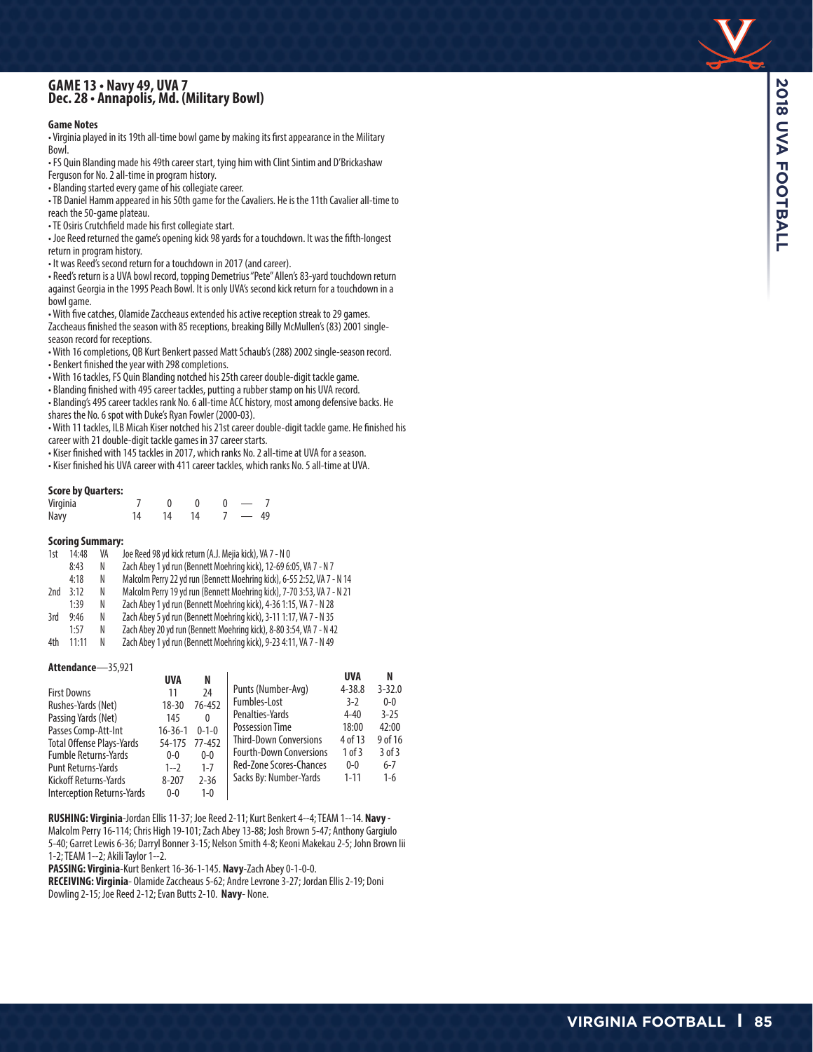## GAME 13 • Navy 49, UVA 7
## Dec. 28 • Annapolis, Md. (Military Bowl)

### Game Notes

• Virginia played in its 19th all-time bowl game by making its first appearance in the Military Bowl.
• FS Quin Blanding made his 49th career start, tying him with Clint Sintim and D'Brickashaw Ferguson for No. 2 all-time in program history.
• Blanding started every game of his collegiate career.
• TB Daniel Hamm appeared in his 50th game for the Cavaliers. He is the 11th Cavalier all-time to reach the 50-game plateau.
• TE Osiris Crutchfield made his first collegiate start.
• Joe Reed returned the game's opening kick 98 yards for a touchdown. It was the fifth-longest return in program history.
• It was Reed's second return for a touchdown in 2017 (and career).
• Reed's return is a UVA bowl record, topping Demetrius "Pete" Allen's 83-yard touchdown return against Georgia in the 1995 Peach Bowl. It is only UVA's second kick return for a touchdown in a bowl game.
• With five catches, Olamide Zaccheaus extended his active reception streak to 29 games. Zaccheaus finished the season with 85 receptions, breaking Billy McMullen's (83) 2001 single-season record for receptions.
• With 16 completions, QB Kurt Benkert passed Matt Schaub's (288) 2002 single-season record.
• Benkert finished the year with 298 completions.
• With 16 tackles, FS Quin Blanding notched his 25th career double-digit tackle game.
• Blanding finished with 495 career tackles, putting a rubber stamp on his UVA record.
• Blanding's 495 career tackles rank No. 6 all-time ACC history, most among defensive backs. He shares the No. 6 spot with Duke's Ryan Fowler (2000-03).
• With 11 tackles, ILB Micah Kiser notched his 21st career double-digit tackle game. He finished his career with 21 double-digit tackle games in 37 career starts.
• Kiser finished with 145 tackles in 2017, which ranks No. 2 all-time at UVA for a season.
• Kiser finished his UVA career with 411 career tackles, which ranks No. 5 all-time at UVA.

### Score by Quarters:

| | 1 | 2 | 3 | 4 | Final |
|---|---|---|---|---|---|
| Virginia | 7 | 0 | 0 | 0 | 7 |
| Navy | 14 | 14 | 14 | 7 | 49 |

### Scoring Summary:

| Qtr | Time | Team | Play |
|---|---|---|---|
| 1st | 14:48 | VA | Joe Reed 98 yd kick return (A.J. Mejia kick), VA 7 - N 0 |
| | 8:43 | N | Zach Abey 1 yd run (Bennett Moehring kick), 12-69 6:05, VA 7 - N 7 |
| | 4:18 | N | Malcolm Perry 22 yd run (Bennett Moehring kick), 6-55 2:52, VA 7 - N 14 |
| 2nd | 3:12 | N | Malcolm Perry 19 yd run (Bennett Moehring kick), 7-70 3:53, VA 7 - N 21 |
| | 1:39 | N | Zach Abey 1 yd run (Bennett Moehring kick), 4-36 1:15, VA 7 - N 28 |
| 3rd | 9:46 | N | Zach Abey 5 yd run (Bennett Moehring kick), 3-11 1:17, VA 7 - N 35 |
| | 1:57 | N | Zach Abey 20 yd run (Bennett Moehring kick), 8-80 3:54, VA 7 - N 42 |
| 4th | 11:11 | N | Zach Abey 1 yd run (Bennett Moehring kick), 9-23 4:11, VA 7 - N 49 |

**Attendance**—35,921

| | UVA | N |
|---|---|---|
| First Downs | 11 | 24 |
| Rushes-Yards (Net) | 18-30 | 76-452 |
| Passing Yards (Net) | 145 | 0 |
| Passes Comp-Att-Int | 16-36-1 | 0-1-0 |
| Total Offense Plays-Yards | 54-175 | 77-452 |
| Fumble Returns-Yards | 0-0 | 0-0 |
| Punt Returns-Yards | 1--2 | 1-7 |
| Kickoff Returns-Yards | 8-207 | 2-36 |
| Interception Returns-Yards | 0-0 | 1-0 |

| | UVA | N |
|---|---|---|
| Punts (Number-Avg) | 4-38.8 | 3-32.0 |
| Fumbles-Lost | 3-2 | 0-0 |
| Penalties-Yards | 4-40 | 3-25 |
| Possession Time | 18:00 | 42:00 |
| Third-Down Conversions | 4 of 13 | 9 of 16 |
| Fourth-Down Conversions | 1 of 3 | 3 of 3 |
| Red-Zone Scores-Chances | 0-0 | 6-7 |
| Sacks By: Number-Yards | 1-11 | 1-6 |

**RUSHING: Virginia**-Jordan Ellis 11-37; Joe Reed 2-11; Kurt Benkert 4--4; TEAM 1--14. **Navy -** Malcolm Perry 16-114; Chris High 19-101; Zach Abey 13-88; Josh Brown 5-47; Anthony Gargiulo 5-40; Garret Lewis 6-36; Darryl Bonner 3-15; Nelson Smith 4-8; Keoni Makekau 2-5; John Brown Iii 1-2; TEAM 1--2; Akili Taylor 1--2.

**PASSING: Virginia**-Kurt Benkert 16-36-1-145. **Navy**-Zach Abey 0-1-0-0.

**RECEIVING: Virginia**- Olamide Zaccheaus 5-62; Andre Levrone 3-27; Jordan Ellis 2-19; Doni Dowling 2-15; Joe Reed 2-12; Evan Butts 2-10. **Navy**- None.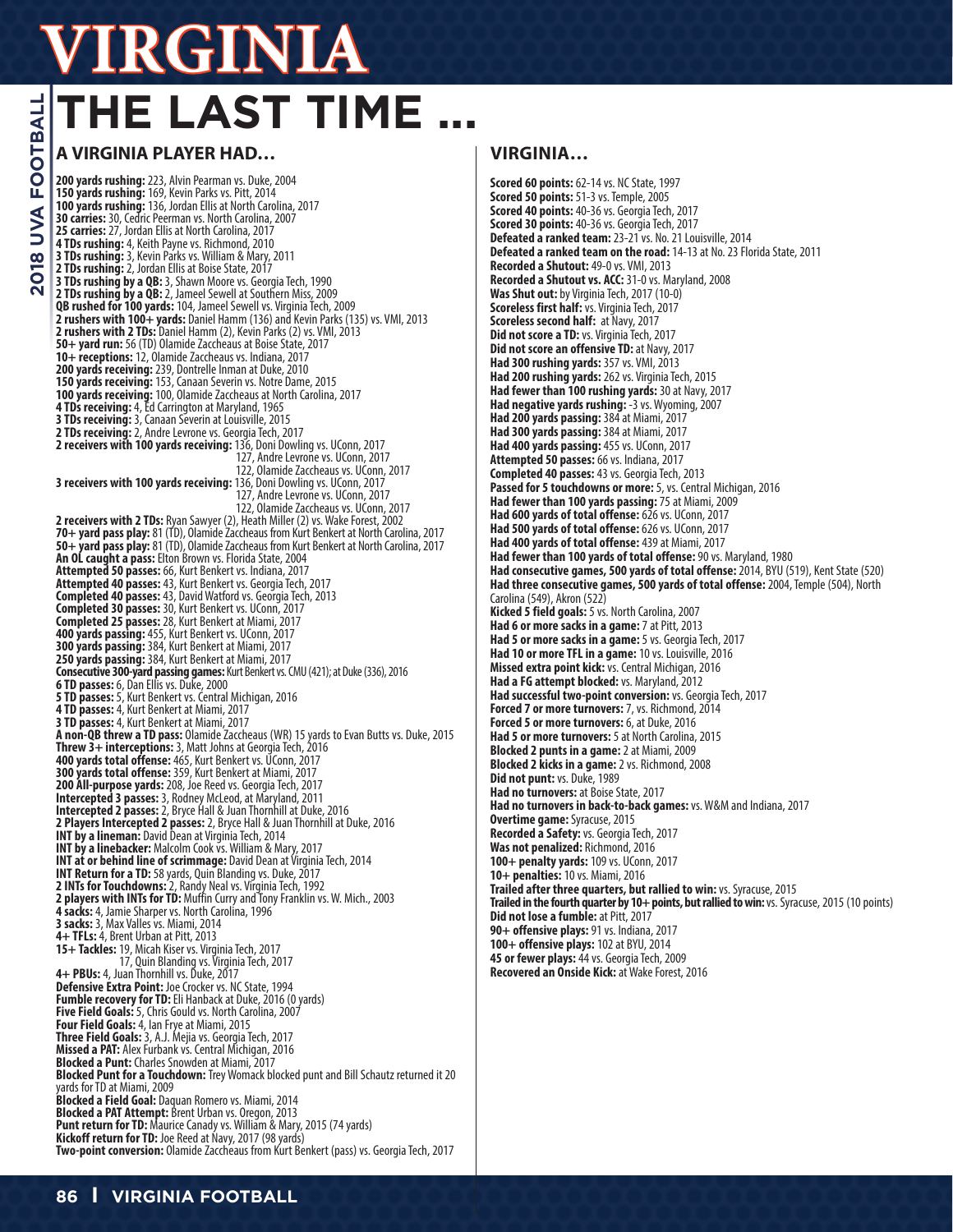# VIRGINIA

# THE LAST TIME ...

## A VIRGINIA PLAYER HAD…

**200 yards rushing:** 223, Alvin Pearman vs. Duke, 2004
**150 yards rushing:** 169, Kevin Parks vs. Pitt, 2014
**100 yards rushing:** 136, Jordan Ellis at North Carolina, 2017
**30 carries:** 30, Cedric Peerman vs. North Carolina, 2007
**25 carries:** 27, Jordan Ellis at North Carolina, 2017
**4 TDs rushing:** 4, Keith Payne vs. Richmond, 2010
**3 TDs rushing:** 3, Kevin Parks vs. William & Mary, 2011
**2 TDs rushing:** 2, Jordan Ellis at Boise State, 2017
**3 TDs rushing by a QB:** 3, Shawn Moore vs. Georgia Tech, 1990
**2 TDs rushing by a QB:** 2, Jameel Sewell at Southern Miss, 2009
**QB rushed for 100 yards:** 104, Jameel Sewell vs. Virginia Tech, 2009
**2 rushers with 100+ yards:** Daniel Hamm (136) and Kevin Parks (135) vs. VMI, 2013
**2 rushers with 2 TDs:** Daniel Hamm (2), Kevin Parks (2) vs. VMI, 2013
**50+ yard run:** 56 (TD) Olamide Zaccheaus at Boise State, 2017
**10+ receptions:** 12, Olamide Zaccheaus vs. Indiana, 2017
**200 yards receiving:** 239, Dontrelle Inman at Duke, 2010
**150 yards receiving:** 153, Canaan Severin vs. Notre Dame, 2015
**100 yards receiving:** 100, Olamide Zaccheaus at North Carolina, 2017
**4 TDs receiving:** 4, Ed Carrington at Maryland, 1965
**3 TDs receiving:** 3, Canaan Severin at Louisville, 2015
**2 TDs receiving:** 2, Andre Levrone vs. Georgia Tech, 2017
**2 receivers with 100 yards receiving:** 136, Doni Dowling vs. UConn, 2017
127, Andre Levrone vs. UConn, 2017
122, Olamide Zaccheaus vs. UConn, 2017
**3 receivers with 100 yards receiving:** 136, Doni Dowling vs. UConn, 2017
127, Andre Levrone vs. UConn, 2017
122, Olamide Zaccheaus vs. UConn, 2017
**2 receivers with 2 TDs:** Ryan Sawyer (2), Heath Miller (2) vs. Wake Forest, 2002
**70+ yard pass play:** 81 (TD), Olamide Zaccheaus from Kurt Benkert at North Carolina, 2017
**50+ yard pass play:** 81 (TD), Olamide Zaccheaus from Kurt Benkert at North Carolina, 2017
**An OL caught a pass:** Elton Brown vs. Florida State, 2004
**Attempted 50 passes:** 66, Kurt Benkert vs. Indiana, 2017
**Attempted 40 passes:** 43, Kurt Benkert vs. Georgia Tech, 2017
**Completed 40 passes:** 43, David Watford vs. Georgia Tech, 2013
**Completed 30 passes:** 30, Kurt Benkert vs. UConn, 2017
**Completed 25 passes:** 28, Kurt Benkert at Miami, 2017
**400 yards passing:** 455, Kurt Benkert vs. UConn, 2017
**300 yards passing:** 384, Kurt Benkert at Miami, 2017
**250 yards passing:** 384, Kurt Benkert at Miami, 2017
**Consecutive 300-yard passing games:** Kurt Benkert vs. CMU (421); at Duke (336), 2016
**6 TD passes:** 6, Dan Ellis vs. Duke, 2000
**5 TD passes:** 5, Kurt Benkert vs. Central Michigan, 2016
**4 TD passes:** 4, Kurt Benkert at Miami, 2017
**3 TD passes:** 4, Kurt Benkert at Miami, 2017
**A non-QB threw a TD pass:** Olamide Zaccheaus (WR) 15 yards to Evan Butts vs. Duke, 2015
**Threw 3+ interceptions:** 3, Matt Johns at Georgia Tech, 2016
**400 yards total offense:** 465, Kurt Benkert vs. UConn, 2017
**300 yards total offense:** 359, Kurt Benkert at Miami, 2017
**200 All-purpose yards:** 208, Joe Reed vs. Georgia Tech, 2017
**Intercepted 3 passes:** 3, Rodney McLeod, at Maryland, 2011
**Intercepted 2 passes:** 2, Bryce Hall & Juan Thornhill at Duke, 2016
**2 Players Intercepted 2 passes:** 2, Bryce Hall & Juan Thornhill at Duke, 2016
**INT by a lineman:** David Dean at Virginia Tech, 2014
**INT by a linebacker:** Malcolm Cook vs. William & Mary, 2017
**INT at or behind line of scrimmage:** David Dean at Virginia Tech, 2014
**INT Return for a TD:** 58 yards, Quin Blanding vs. Duke, 2017
**2 INTs for Touchdowns:** 2, Randy Neal vs. Virginia Tech, 1992
**2 players with INTs for TD:** Muffin Curry and Tony Franklin vs. W. Mich., 2003
**4 sacks:** 4, Jamie Sharper vs. North Carolina, 1996
**3 sacks:** 3, Max Valles vs. Miami, 2014
**4+ TFLs:** 4, Brent Urban at Pitt, 2013
**15+ Tackles:** 19, Micah Kiser vs. Virginia Tech, 2017
17, Quin Blanding vs. Virginia Tech, 2017
**4+ PBUs:** 4, Juan Thornhill vs. Duke, 2017
**Defensive Extra Point:** Joe Crocker vs. NC State, 1994
**Fumble recovery for TD:** Eli Hanback at Duke, 2016 (0 yards)
**Five Field Goals:** 5, Chris Gould vs. North Carolina, 2007
**Four Field Goals:** 4, Ian Frye at Miami, 2015
**Three Field Goals:** 3, A.J. Mejia vs. Georgia Tech, 2017
**Missed a PAT:** Alex Furbank vs. Central Michigan, 2016
**Blocked a Punt:** Charles Snowden at Miami, 2017
**Blocked Punt for a Touchdown:** Trey Womack blocked punt and Bill Schautz returned it 20 yards for TD at Miami, 2009
**Blocked a Field Goal:** Daquan Romero vs. Miami, 2014
**Blocked a PAT Attempt:** Brent Urban vs. Oregon, 2013
**Punt return for TD:** Maurice Canady vs. William & Mary, 2015 (74 yards)
**Kickoff return for TD:** Joe Reed at Navy, 2017 (98 yards)
**Two-point conversion:** Olamide Zaccheaus from Kurt Benkert (pass) vs. Georgia Tech, 2017

## VIRGINIA…

**Scored 60 points:** 62-14 vs. NC State, 1997
**Scored 50 points:** 51-3 vs. Temple, 2005
**Scored 40 points:** 40-36 vs. Georgia Tech, 2017
**Scored 30 points:** 40-36 vs. Georgia Tech, 2017
**Defeated a ranked team:** 23-21 vs. No. 21 Louisville, 2014
**Defeated a ranked team on the road:** 14-13 at No. 23 Florida State, 2011
**Recorded a Shutout:** 49-0 vs. VMI, 2013
**Recorded a Shutout vs. ACC:** 31-0 vs. Maryland, 2008
**Was Shut out:** by Virginia Tech, 2017 (10-0)
**Scoreless first half:** vs. Virginia Tech, 2017
**Scoreless second half:** at Navy, 2017
**Did not score a TD:** vs. Virginia Tech, 2017
**Did not score an offensive TD:** at Navy, 2017
**Had 300 rushing yards:** 357 vs. VMI, 2013
**Had 200 rushing yards:** 262 vs. Virginia Tech, 2015
**Had fewer than 100 rushing yards:** 30 at Navy, 2017
**Had negative yards rushing:** -3 vs. Wyoming, 2007
**Had 200 yards passing:** 384 at Miami, 2017
**Had 300 yards passing:** 384 at Miami, 2017
**Had 400 yards passing:** 455 vs. UConn, 2017
**Attempted 50 passes:** 66 vs. Indiana, 2017
**Completed 40 passes:** 43 vs. Georgia Tech, 2013
**Passed for 5 touchdowns or more:** 5, vs. Central Michigan, 2016
**Had fewer than 100 yards passing:** 75 at Miami, 2009
**Had 600 yards of total offense:** 626 vs. UConn, 2017
**Had 500 yards of total offense:** 626 vs. UConn, 2017
**Had 400 yards of total offense:** 439 at Miami, 2017
**Had fewer than 100 yards of total offense:** 90 vs. Maryland, 1980
**Had consecutive games, 500 yards of total offense:** 2014, BYU (519), Kent State (520)
**Had three consecutive games, 500 yards of total offense:** 2004, Temple (504), North Carolina (549), Akron (522)
**Kicked 5 field goals:** 5 vs. North Carolina, 2007
**Had 6 or more sacks in a game:** 7 at Pitt, 2013
**Had 5 or more sacks in a game:** 5 vs. Georgia Tech, 2017
**Had 10 or more TFL in a game:** 10 vs. Louisville, 2016
**Missed extra point kick:** vs. Central Michigan, 2016
**Had a FG attempt blocked:** vs. Maryland, 2012
**Had successful two-point conversion:** vs. Georgia Tech, 2017
**Forced 7 or more turnovers:** 7, vs. Richmond, 2014
**Forced 5 or more turnovers:** 6, at Duke, 2016
**Had 5 or more turnovers:** 5 at North Carolina, 2015
**Blocked 2 punts in a game:** 2 at Miami, 2009
**Blocked 2 kicks in a game:** 2 vs. Richmond, 2008
**Did not punt:** vs. Duke, 1989
**Had no turnovers:** at Boise State, 2017
**Had no turnovers in back-to-back games:** vs. W&M and Indiana, 2017
**Overtime game:** Syracuse, 2015
**Recorded a Safety:** vs. Georgia Tech, 2017
**Was not penalized:** Richmond, 2016
**100+ penalty yards:** 109 vs. UConn, 2017
**10+ penalties:** 10 vs. Miami, 2016
**Trailed after three quarters, but rallied to win:** vs. Syracuse, 2015
**Trailed in the fourth quarter by 10+ points, but rallied to win:** vs. Syracuse, 2015 (10 points)
**Did not lose a fumble:** at Pitt, 2017
**90+ offensive plays:** 91 vs. Indiana, 2017
**100+ offensive plays:** 102 at BYU, 2014
**45 or fewer plays:** 44 vs. Georgia Tech, 2009
**Recovered an Onside Kick:** at Wake Forest, 2016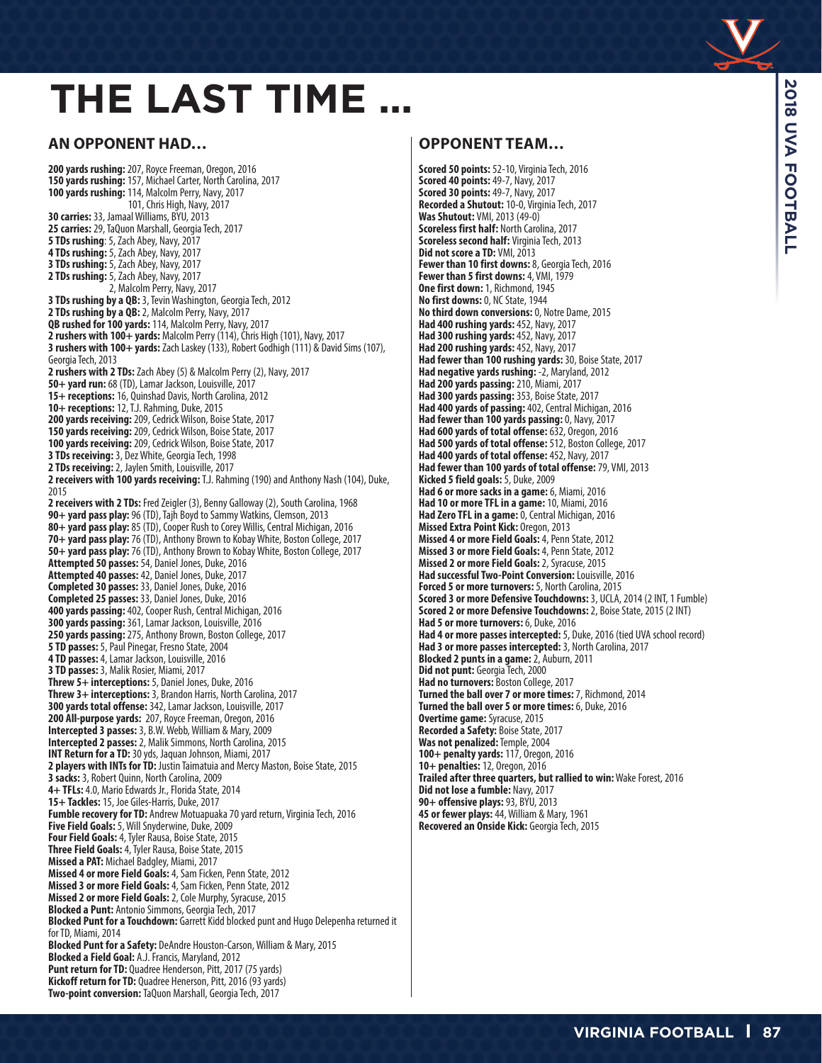# THE LAST TIME ...

## AN OPPONENT HAD...

**200 yards rushing:** 207, Royce Freeman, Oregon, 2016
**150 yards rushing:** 157, Michael Carter, North Carolina, 2017
**100 yards rushing:** 114, Malcolm Perry, Navy, 2017
101, Chris High, Navy, 2017
**30 carries:** 33, Jamaal Williams, BYU, 2013
**25 carries:** 29, TaQuon Marshall, Georgia Tech, 2017
**5 TDs rushing**: 5, Zach Abey, Navy, 2017
**4 TDs rushing:** 5, Zach Abey, Navy, 2017
**3 TDs rushing:** 5, Zach Abey, Navy, 2017
**2 TDs rushing:** 5, Zach Abey, Navy, 2017
2, Malcolm Perry, Navy, 2017
**3 TDs rushing by a QB:** 3, Tevin Washington, Georgia Tech, 2012
**2 TDs rushing by a QB:** 2, Malcolm Perry, Navy, 2017
**QB rushed for 100 yards:** 114, Malcolm Perry, Navy, 2017
**2 rushers with 100+ yards:** Malcolm Perry (114), Chris High (101), Navy, 2017
**3 rushers with 100+ yards:** Zach Laskey (133), Robert Godhigh (111) & David Sims (107), Georgia Tech, 2013
**2 rushers with 2 TDs:** Zach Abey (5) & Malcolm Perry (2), Navy, 2017
**50+ yard run:** 68 (TD), Lamar Jackson, Louisville, 2017
**15+ receptions:** 16, Quinshad Davis, North Carolina, 2012
**10+ receptions:** 12, T.J. Rahming, Duke, 2015
**200 yards receiving:** 209, Cedrick Wilson, Boise State, 2017
**150 yards receiving:** 209, Cedrick Wilson, Boise State, 2017
**100 yards receiving:** 209, Cedrick Wilson, Boise State, 2017
**3 TDs receiving:** 3, Dez White, Georgia Tech, 1998
**2 TDs receiving:** 2, Jaylen Smith, Louisville, 2017
**2 receivers with 100 yards receiving:** T.J. Rahming (190) and Anthony Nash (104), Duke, 2015
**2 receivers with 2 TDs:** Fred Zeigler (3), Benny Galloway (2), South Carolina, 1968
**90+ yard pass play:** 96 (TD), Tajh Boyd to Sammy Watkins, Clemson, 2013
**80+ yard pass play:** 85 (TD), Cooper Rush to Corey Willis, Central Michigan, 2016
**70+ yard pass play:** 76 (TD), Anthony Brown to Kobay White, Boston College, 2017
**50+ yard pass play:** 76 (TD), Anthony Brown to Kobay White, Boston College, 2017
**Attempted 50 passes:** 54, Daniel Jones, Duke, 2016
**Attempted 40 passes:** 42, Daniel Jones, Duke, 2017
**Completed 30 passes:** 33, Daniel Jones, Duke, 2016
**Completed 25 passes:** 33, Daniel Jones, Duke, 2016
**400 yards passing:** 402, Cooper Rush, Central Michigan, 2016
**300 yards passing:** 361, Lamar Jackson, Louisville, 2016
**250 yards passing:** 275, Anthony Brown, Boston College, 2017
**5 TD passes:** 5, Paul Pinegar, Fresno State, 2004
**4 TD passes:** 4, Lamar Jackson, Louisville, 2016
**3 TD passes:** 3, Malik Rosier, Miami, 2017
**Threw 5+ interceptions:** 5, Daniel Jones, Duke, 2016
**Threw 3+ interceptions:** 3, Brandon Harris, North Carolina, 2017
**300 yards total offense:** 342, Lamar Jackson, Louisville, 2017
**200 All-purpose yards:** 207, Royce Freeman, Oregon, 2016
**Intercepted 3 passes:** 3, B.W. Webb, William & Mary, 2009
**Intercepted 2 passes:** 2, Malik Simmons, North Carolina, 2015
**INT Return for a TD:** 30 yds, Jaquan Johnson, Miami, 2017
**2 players with INTs for TD:** Justin Taimatuia and Mercy Maston, Boise State, 2015
**3 sacks:** 3, Robert Quinn, North Carolina, 2009
**4+ TFLs:** 4.0, Mario Edwards Jr., Florida State, 2014
**15+ Tackles:** 15, Joe Giles-Harris, Duke, 2017
**Fumble recovery for TD:** Andrew Motuapuaka 70 yard return, Virginia Tech, 2016
**Five Field Goals:** 5, Will Snyderwine, Duke, 2009
**Four Field Goals:** 4, Tyler Rausa, Boise State, 2015
**Three Field Goals:** 4, Tyler Rausa, Boise State, 2015
**Missed a PAT:** Michael Badgley, Miami, 2017
**Missed 4 or more Field Goals:** 4, Sam Ficken, Penn State, 2012
**Missed 3 or more Field Goals:** 4, Sam Ficken, Penn State, 2012
**Missed 2 or more Field Goals:** 2, Cole Murphy, Syracuse, 2015
**Blocked a Punt:** Antonio Simmons, Georgia Tech, 2017
**Blocked Punt for a Touchdown:** Garrett Kidd blocked punt and Hugo Delepenha returned it for TD, Miami, 2014
**Blocked Punt for a Safety:** DeAndre Houston-Carson, William & Mary, 2015
**Blocked a Field Goal:** A.J. Francis, Maryland, 2012
**Punt return for TD:** Quadree Henderson, Pitt, 2017 (75 yards)
**Kickoff return for TD:** Quadree Henerson, Pitt, 2016 (93 yards)
**Two-point conversion:** TaQuon Marshall, Georgia Tech, 2017

## OPPONENT TEAM...

**Scored 50 points:** 52-10, Virginia Tech, 2016
**Scored 40 points:** 49-7, Navy, 2017
**Scored 30 points:** 49-7, Navy, 2017
**Recorded a Shutout:** 10-0, Virginia Tech, 2017
**Was Shutout:** VMI, 2013 (49-0)
**Scoreless first half:** North Carolina, 2017
**Scoreless second half:** Virginia Tech, 2013
**Did not score a TD:** VMI, 2013
**Fewer than 10 first downs:** 8, Georgia Tech, 2016
**Fewer than 5 first downs:** 4, VMI, 1979
**One first down:** 1, Richmond, 1945
**No first downs:** 0, NC State, 1944
**No third down conversions:** 0, Notre Dame, 2015
**Had 400 rushing yards:** 452, Navy, 2017
**Had 300 rushing yards:** 452, Navy, 2017
**Had 200 rushing yards:** 452, Navy, 2017
**Had fewer than 100 rushing yards:** 30, Boise State, 2017
**Had negative yards rushing:** -2, Maryland, 2012
**Had 200 yards passing:** 210, Miami, 2017
**Had 300 yards passing:** 353, Boise State, 2017
**Had 400 yards of passing:** 402, Central Michigan, 2016
**Had fewer than 100 yards passing:** 0, Navy, 2017
**Had 600 yards of total offense:** 632, Oregon, 2016
**Had 500 yards of total offense:** 512, Boston College, 2017
**Had 400 yards of total offense:** 452, Navy, 2017
**Had fewer than 100 yards of total offense:** 79, VMI, 2013
**Kicked 5 field goals:** 5, Duke, 2009
**Had 6 or more sacks in a game:** 6, Miami, 2016
**Had 10 or more TFL in a game:** 10, Miami, 2016
**Had Zero TFL in a game:** 0, Central Michigan, 2016
**Missed Extra Point Kick:** Oregon, 2013
**Missed 4 or more Field Goals:** 4, Penn State, 2012
**Missed 3 or more Field Goals:** 4, Penn State, 2012
**Missed 2 or more Field Goals:** 2, Syracuse, 2015
**Had successful Two-Point Conversion:** Louisville, 2016
**Forced 5 or more turnovers:** 5, North Carolina, 2015
**Scored 3 or more Defensive Touchdowns:** 3, UCLA, 2014 (2 INT, 1 Fumble)
**Scored 2 or more Defensive Touchdowns:** 2, Boise State, 2015 (2 INT)
**Had 5 or more turnovers:** 6, Duke, 2016
**Had 4 or more passes intercepted:** 5, Duke, 2016 (tied UVA school record)
**Had 3 or more passes intercepted:** 3, North Carolina, 2017
**Blocked 2 punts in a game:** 2, Auburn, 2011
**Did not punt:** Georgia Tech, 2000
**Had no turnovers:** Boston College, 2017
**Turned the ball over 7 or more times:** 7, Richmond, 2014
**Turned the ball over 5 or more times:** 6, Duke, 2016
**Overtime game:** Syracuse, 2015
**Recorded a Safety:** Boise State, 2017
**Was not penalized:** Temple, 2004
**100+ penalty yards:** 117, Oregon, 2016
**10+ penalties:** 12, Oregon, 2016
**Trailed after three quarters, but rallied to win:** Wake Forest, 2016
**Did not lose a fumble:** Navy, 2017
**90+ offensive plays:** 93, BYU, 2013
**45 or fewer plays:** 44, William & Mary, 1961
**Recovered an Onside Kick:** Georgia Tech, 2015